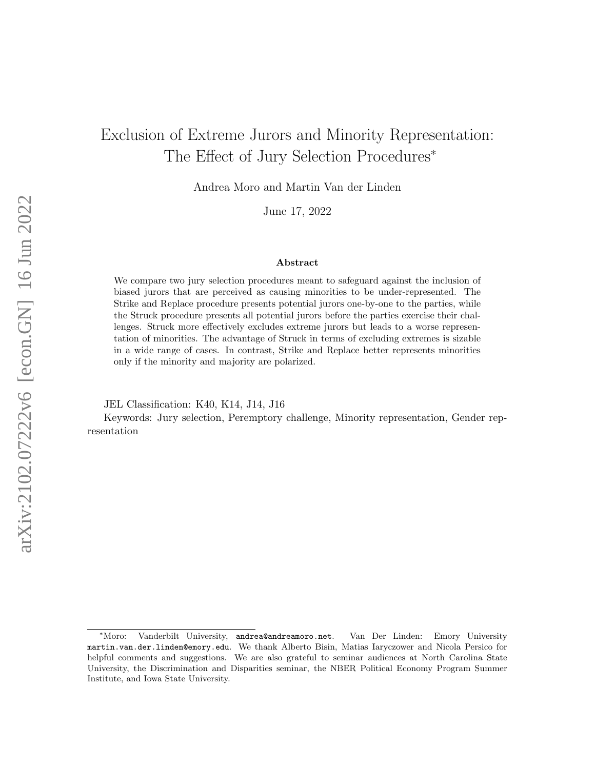# Exclusion of Extreme Jurors and Minority Representation: The Effect of Jury Selection Procedures*

Andrea Moro and Martin Van der Linden

June 17, 2022

### Abstract

We compare two jury selection procedures meant to safeguard against the inclusion of biased jurors that are perceived as causing minorities to be under-represented. The Strike and Replace procedure presents potential jurors one-by-one to the parties, while the Struck procedure presents all potential jurors before the parties exercise their challenges. Struck more effectively excludes extreme jurors but leads to a worse representation of minorities. The advantage of Struck in terms of excluding extremes is sizable in a wide range of cases. In contrast, Strike and Replace better represents minorities only if the minority and majority are polarized.

JEL Classification: K40, K14, J14, J16

Keywords: Jury selection, Peremptory challenge, Minority representation, Gender representation

*Moro: Vanderbilt University, andrea@andreamoro.net. Van Der Linden: Emory University martin.van.der.linden@emory.edu. We thank Alberto Bisin, Matias Iaryczower and Nicola Persico for helpful comments and suggestions. We are also grateful to seminar audiences at North Carolina State University, the Discrimination and Disparities seminar, the NBER Political Economy Program Summer Institute, and Iowa State University.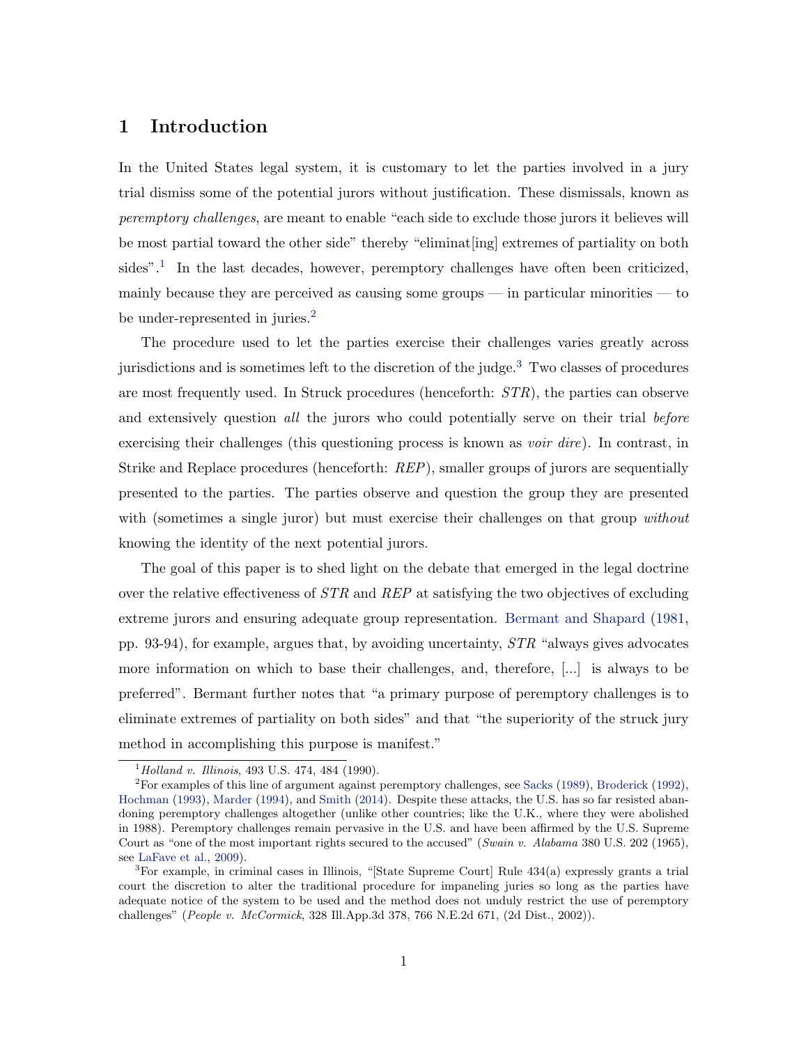# 1 Introduction

In the United States legal system, it is customary to let the parties involved in a jury trial dismiss some of the potential jurors without justification. These dismissals, known as *peremptory challenges*, are meant to enable "each side to exclude those jurors it believes will be most partial toward the other side" thereby "eliminat[ing] extremes of partiality on both sides".[1] In the last decades, however, peremptory challenges have often been criticized, mainly because they are perceived as causing some groups — in particular minorities — to be under-represented in juries.[2]

The procedure used to let the parties exercise their challenges varies greatly across jurisdictions and is sometimes left to the discretion of the judge.[3] Two classes of procedures are most frequently used. In Struck procedures (henceforth: *STR*), the parties can observe and extensively question *all* the jurors who could potentially serve on their trial *before* exercising their challenges (this questioning process is known as *voir dire*). In contrast, in Strike and Replace procedures (henceforth: *REP*), smaller groups of jurors are sequentially presented to the parties. The parties observe and question the group they are presented with (sometimes a single juror) but must exercise their challenges on that group *without* knowing the identity of the next potential jurors.

The goal of this paper is to shed light on the debate that emerged in the legal doctrine over the relative effectiveness of *STR* and *REP* at satisfying the two objectives of excluding extreme jurors and ensuring adequate group representation. Bermant and Shapard (1981, pp. 93-94), for example, argues that, by avoiding uncertainty, *STR* "always gives advocates more information on which to base their challenges, and, therefore, [...] is always to be preferred". Bermant further notes that "a primary purpose of peremptory challenges is to eliminate extremes of partiality on both sides" and that "the superiority of the struck jury method in accomplishing this purpose is manifest."

---

[1] *Holland v. Illinois*, 493 U.S. 474, 484 (1990).

[2] For examples of this line of argument against peremptory challenges, see Sacks (1989), Broderick (1992), Hochman (1993), Marder (1994), and Smith (2014). Despite these attacks, the U.S. has so far resisted abandoning peremptory challenges altogether (unlike other countries; like the U.K., where they were abolished in 1988). Peremptory challenges remain pervasive in the U.S. and have been affirmed by the U.S. Supreme Court as "one of the most important rights secured to the accused" (*Swain v. Alabama* 380 U.S. 202 (1965), see LaFave et al., 2009).

[3] For example, in criminal cases in Illinois, "[State Supreme Court] Rule 434(a) expressly grants a trial court the discretion to alter the traditional procedure for impaneling juries so long as the parties have adequate notice of the system to be used and the method does not unduly restrict the use of peremptory challenges" (*People v. McCormick*, 328 Ill.App.3d 378, 766 N.E.2d 671, (2d Dist., 2002)).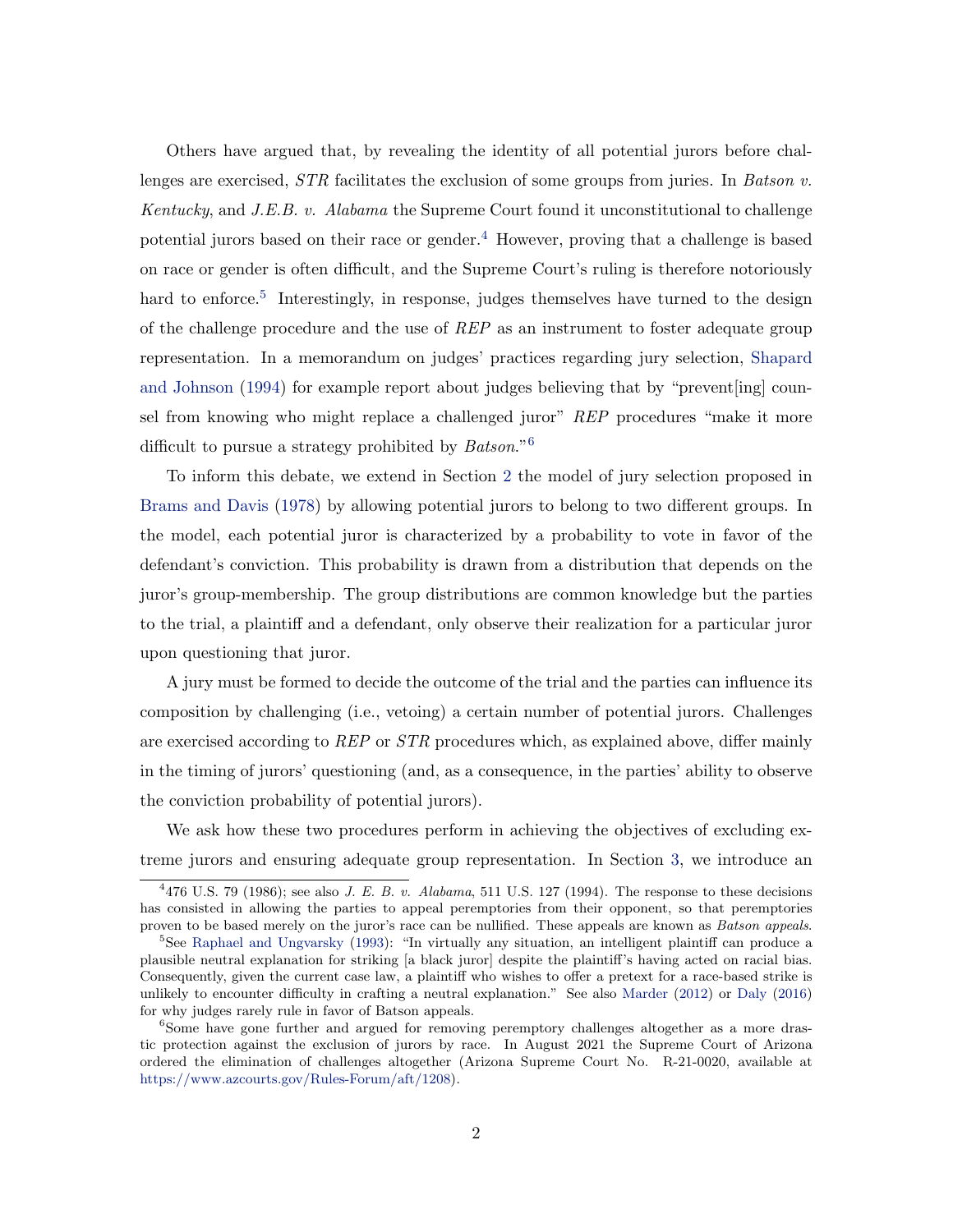Others have argued that, by revealing the identity of all potential jurors before challenges are exercised, *STR* facilitates the exclusion of some groups from juries. In *Batson v. Kentucky*, and *J.E.B. v. Alabama* the Supreme Court found it unconstitutional to challenge potential jurors based on their race or gender.[4] However, proving that a challenge is based on race or gender is often difficult, and the Supreme Court's ruling is therefore notoriously hard to enforce.[5] Interestingly, in response, judges themselves have turned to the design of the challenge procedure and the use of *REP* as an instrument to foster adequate group representation. In a memorandum on judges' practices regarding jury selection, Shapard and Johnson (1994) for example report about judges believing that by "prevent[ing] counsel from knowing who might replace a challenged juror" *REP* procedures "make it more difficult to pursue a strategy prohibited by *Batson*."[6]

To inform this debate, we extend in Section 2 the model of jury selection proposed in Brams and Davis (1978) by allowing potential jurors to belong to two different groups. In the model, each potential juror is characterized by a probability to vote in favor of the defendant's conviction. This probability is drawn from a distribution that depends on the juror's group-membership. The group distributions are common knowledge but the parties to the trial, a plaintiff and a defendant, only observe their realization for a particular juror upon questioning that juror.

A jury must be formed to decide the outcome of the trial and the parties can influence its composition by challenging (i.e., vetoing) a certain number of potential jurors. Challenges are exercised according to *REP* or *STR* procedures which, as explained above, differ mainly in the timing of jurors' questioning (and, as a consequence, in the parties' ability to observe the conviction probability of potential jurors).

We ask how these two procedures perform in achieving the objectives of excluding extreme jurors and ensuring adequate group representation. In Section 3, we introduce an

[4] 476 U.S. 79 (1986); see also *J. E. B. v. Alabama*, 511 U.S. 127 (1994). The response to these decisions has consisted in allowing the parties to appeal peremptories from their opponent, so that peremptories proven to be based merely on the juror's race can be nullified. These appeals are known as *Batson appeals*.

[5] See Raphael and Ungvarsky (1993): "In virtually any situation, an intelligent plaintiff can produce a plausible neutral explanation for striking [a black juror] despite the plaintiff's having acted on racial bias. Consequently, given the current case law, a plaintiff who wishes to offer a pretext for a race-based strike is unlikely to encounter difficulty in crafting a neutral explanation." See also Marder (2012) or Daly (2016) for why judges rarely rule in favor of Batson appeals.

[6] Some have gone further and argued for removing peremptory challenges altogether as a more drastic protection against the exclusion of jurors by race. In August 2021 the Supreme Court of Arizona ordered the elimination of challenges altogether (Arizona Supreme Court No. R-21-0020, available at https://www.azcourts.gov/Rules-Forum/aft/1208).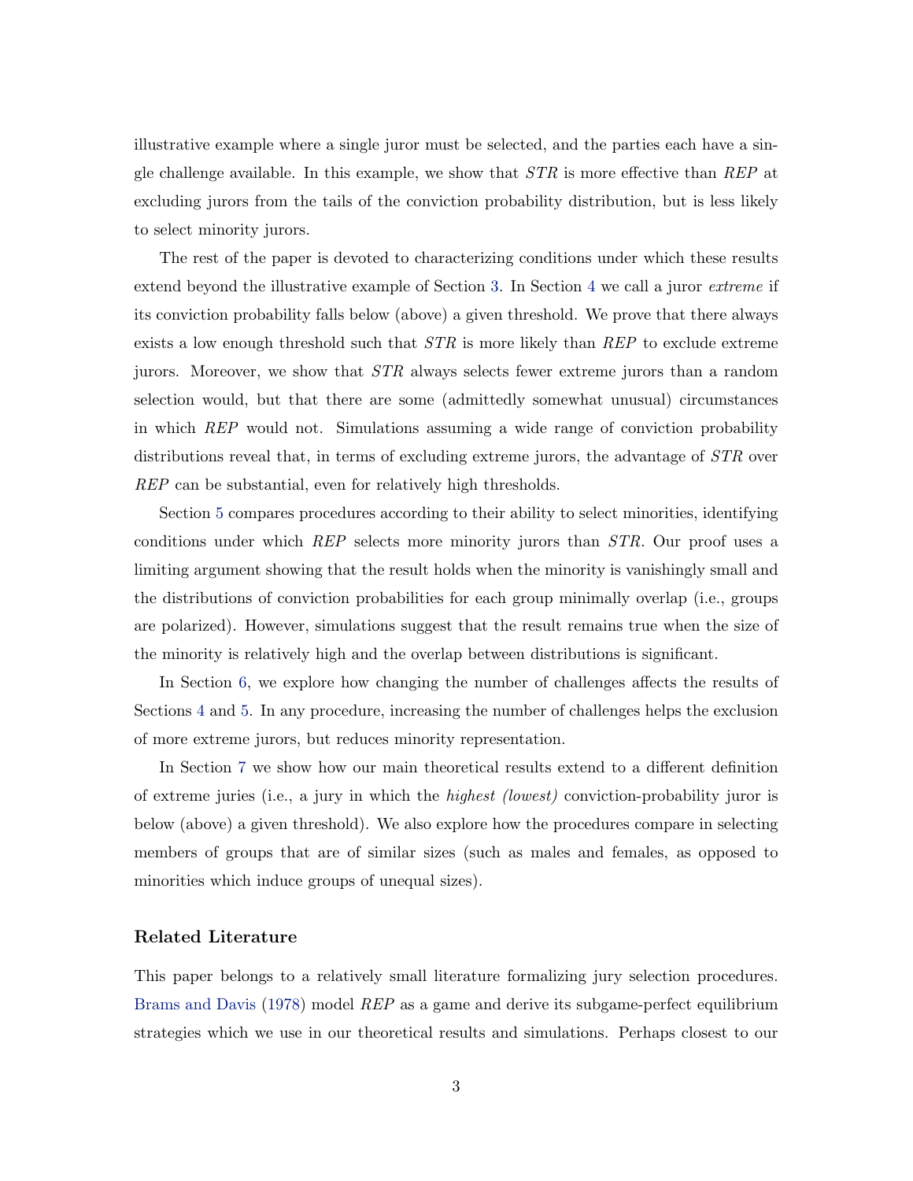illustrative example where a single juror must be selected, and the parties each have a single challenge available. In this example, we show that *STR* is more effective than *REP* at excluding jurors from the tails of the conviction probability distribution, but is less likely to select minority jurors.

The rest of the paper is devoted to characterizing conditions under which these results extend beyond the illustrative example of Section 3. In Section 4 we call a juror *extreme* if its conviction probability falls below (above) a given threshold. We prove that there always exists a low enough threshold such that *STR* is more likely than *REP* to exclude extreme jurors. Moreover, we show that *STR* always selects fewer extreme jurors than a random selection would, but that there are some (admittedly somewhat unusual) circumstances in which *REP* would not. Simulations assuming a wide range of conviction probability distributions reveal that, in terms of excluding extreme jurors, the advantage of *STR* over *REP* can be substantial, even for relatively high thresholds.

Section 5 compares procedures according to their ability to select minorities, identifying conditions under which *REP* selects more minority jurors than *STR*. Our proof uses a limiting argument showing that the result holds when the minority is vanishingly small and the distributions of conviction probabilities for each group minimally overlap (i.e., groups are polarized). However, simulations suggest that the result remains true when the size of the minority is relatively high and the overlap between distributions is significant.

In Section 6, we explore how changing the number of challenges affects the results of Sections 4 and 5. In any procedure, increasing the number of challenges helps the exclusion of more extreme jurors, but reduces minority representation.

In Section 7 we show how our main theoretical results extend to a different definition of extreme juries (i.e., a jury in which the *highest (lowest)* conviction-probability juror is below (above) a given threshold). We also explore how the procedures compare in selecting members of groups that are of similar sizes (such as males and females, as opposed to minorities which induce groups of unequal sizes).

### Related Literature

This paper belongs to a relatively small literature formalizing jury selection procedures. Brams and Davis (1978) model *REP* as a game and derive its subgame-perfect equilibrium strategies which we use in our theoretical results and simulations. Perhaps closest to our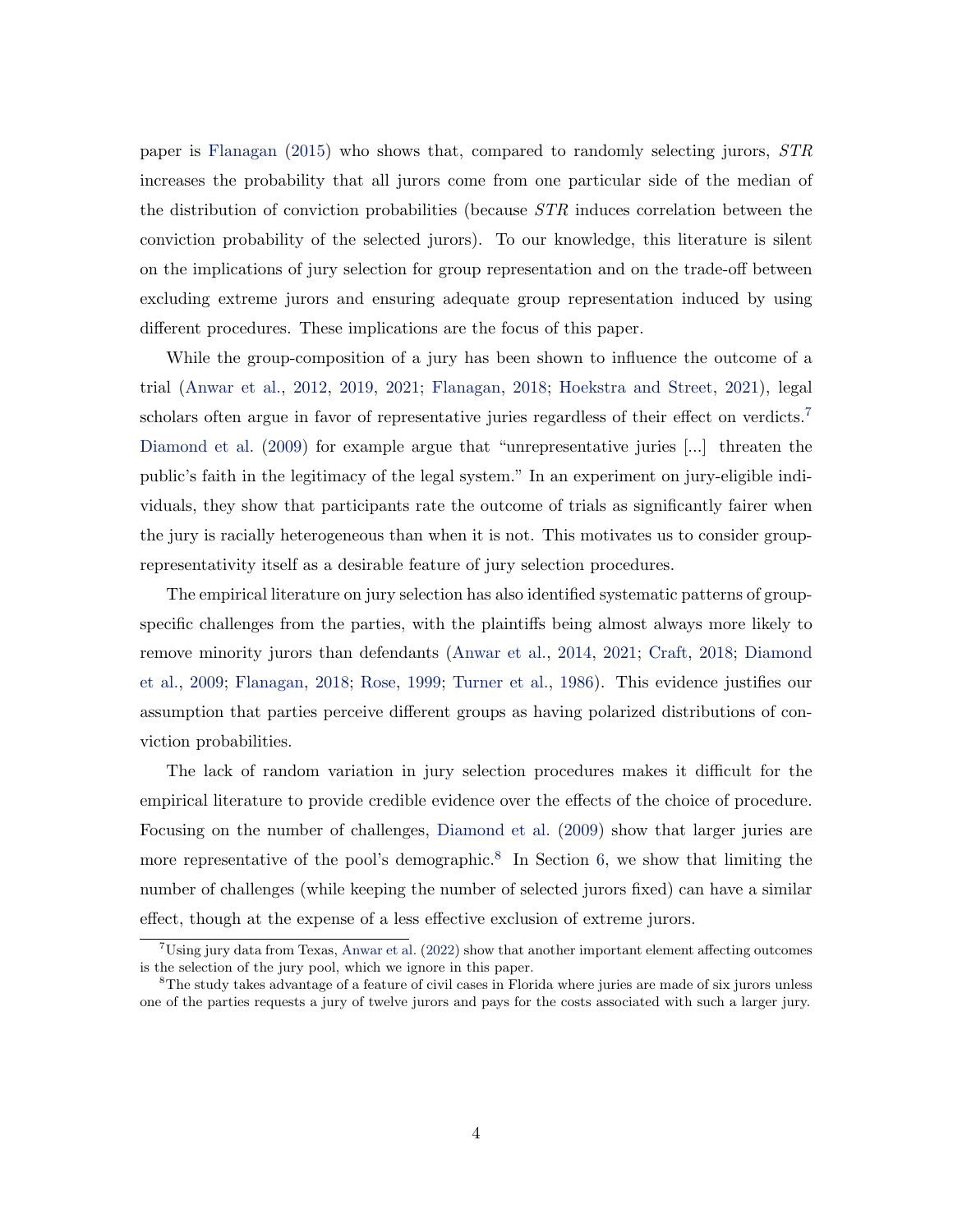paper is Flanagan (2015) who shows that, compared to randomly selecting jurors, *STR* increases the probability that all jurors come from one particular side of the median of the distribution of conviction probabilities (because *STR* induces correlation between the conviction probability of the selected jurors). To our knowledge, this literature is silent on the implications of jury selection for group representation and on the trade-off between excluding extreme jurors and ensuring adequate group representation induced by using different procedures. These implications are the focus of this paper.

While the group-composition of a jury has been shown to influence the outcome of a trial (Anwar et al., 2012, 2019, 2021; Flanagan, 2018; Hoekstra and Street, 2021), legal scholars often argue in favor of representative juries regardless of their effect on verdicts.[7] Diamond et al. (2009) for example argue that "unrepresentative juries [...] threaten the public's faith in the legitimacy of the legal system." In an experiment on jury-eligible individuals, they show that participants rate the outcome of trials as significantly fairer when the jury is racially heterogeneous than when it is not. This motivates us to consider group-representativity itself as a desirable feature of jury selection procedures.

The empirical literature on jury selection has also identified systematic patterns of group-specific challenges from the parties, with the plaintiffs being almost always more likely to remove minority jurors than defendants (Anwar et al., 2014, 2021; Craft, 2018; Diamond et al., 2009; Flanagan, 2018; Rose, 1999; Turner et al., 1986). This evidence justifies our assumption that parties perceive different groups as having polarized distributions of conviction probabilities.

The lack of random variation in jury selection procedures makes it difficult for the empirical literature to provide credible evidence over the effects of the choice of procedure. Focusing on the number of challenges, Diamond et al. (2009) show that larger juries are more representative of the pool's demographic.[8] In Section 6, we show that limiting the number of challenges (while keeping the number of selected jurors fixed) can have a similar effect, though at the expense of a less effective exclusion of extreme jurors.

[7] Using jury data from Texas, Anwar et al. (2022) show that another important element affecting outcomes is the selection of the jury pool, which we ignore in this paper.

[8] The study takes advantage of a feature of civil cases in Florida where juries are made of six jurors unless one of the parties requests a jury of twelve jurors and pays for the costs associated with such a larger jury.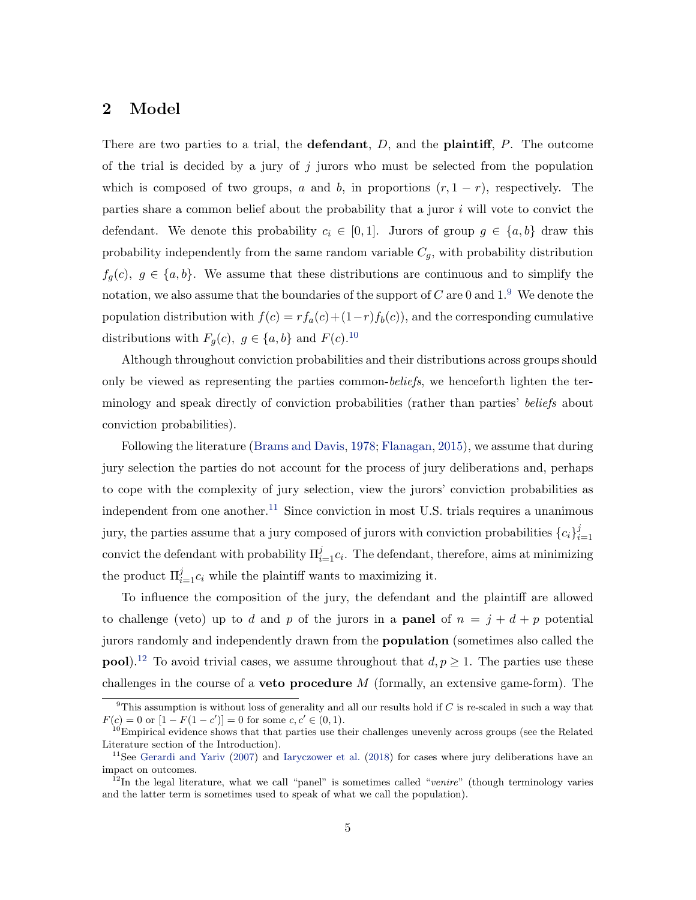## 2 Model

There are two parties to a trial, the **defendant**, $D$, and the **plaintiff**, $P$. The outcome of the trial is decided by a jury of $j$ jurors who must be selected from the population which is composed of two groups, $a$ and $b$, in proportions $(r, 1-r)$, respectively. The parties share a common belief about the probability that a juror $i$ will vote to convict the defendant. We denote this probability $c_i \in [0, 1]$. Jurors of group $g \in \{a, b\}$ draw this probability independently from the same random variable $C_g$, with probability distribution $f_g(c),\ g \in \{a, b\}$. We assume that these distributions are continuous and to simplify the notation, we also assume that the boundaries of the support of $C$ are 0 and 1.[9] We denote the population distribution with $f(c) = r f_a(c) + (1-r) f_b(c))$, and the corresponding cumulative distributions with $F_g(c),\ g \in \{a, b\}$ and $F(c)$.[10]

Although throughout conviction probabilities and their distributions across groups should only be viewed as representing the parties common-*beliefs*, we henceforth lighten the terminology and speak directly of conviction probabilities (rather than parties' *beliefs* about conviction probabilities).

Following the literature (Brams and Davis, 1978; Flanagan, 2015), we assume that during jury selection the parties do not account for the process of jury deliberations and, perhaps to cope with the complexity of jury selection, view the jurors' conviction probabilities as independent from one another.[11] Since conviction in most U.S. trials requires a unanimous jury, the parties assume that a jury composed of jurors with conviction probabilities $\{c_i\}_{i=1}^{j}$ convict the defendant with probability $\Pi_{i=1}^{j} c_i$. The defendant, therefore, aims at minimizing the product $\Pi_{i=1}^{j} c_i$ while the plaintiff wants to maximizing it.

To influence the composition of the jury, the defendant and the plaintiff are allowed to challenge (veto) up to $d$ and $p$ of the jurors in a **panel** of $n = j + d + p$ potential jurors randomly and independently drawn from the **population** (sometimes also called the **pool**).[12] To avoid trivial cases, we assume throughout that $d, p \geq 1$. The parties use these challenges in the course of a **veto procedure** $M$ (formally, an extensive game-form). The

[9] This assumption is without loss of generality and all our results hold if $C$ is re-scaled in such a way that $F(c) = 0$ or $[1 - F(1 - c')] = 0$ for some $c, c' \in (0, 1)$.

[10] Empirical evidence shows that that parties use their challenges unevenly across groups (see the Related Literature section of the Introduction).

[11] See Gerardi and Yariv (2007) and Iaryczower et al. (2018) for cases where jury deliberations have an impact on outcomes.

[12] In the legal literature, what we call "panel" is sometimes called "*venire*" (though terminology varies and the latter term is sometimes used to speak of what we call the population).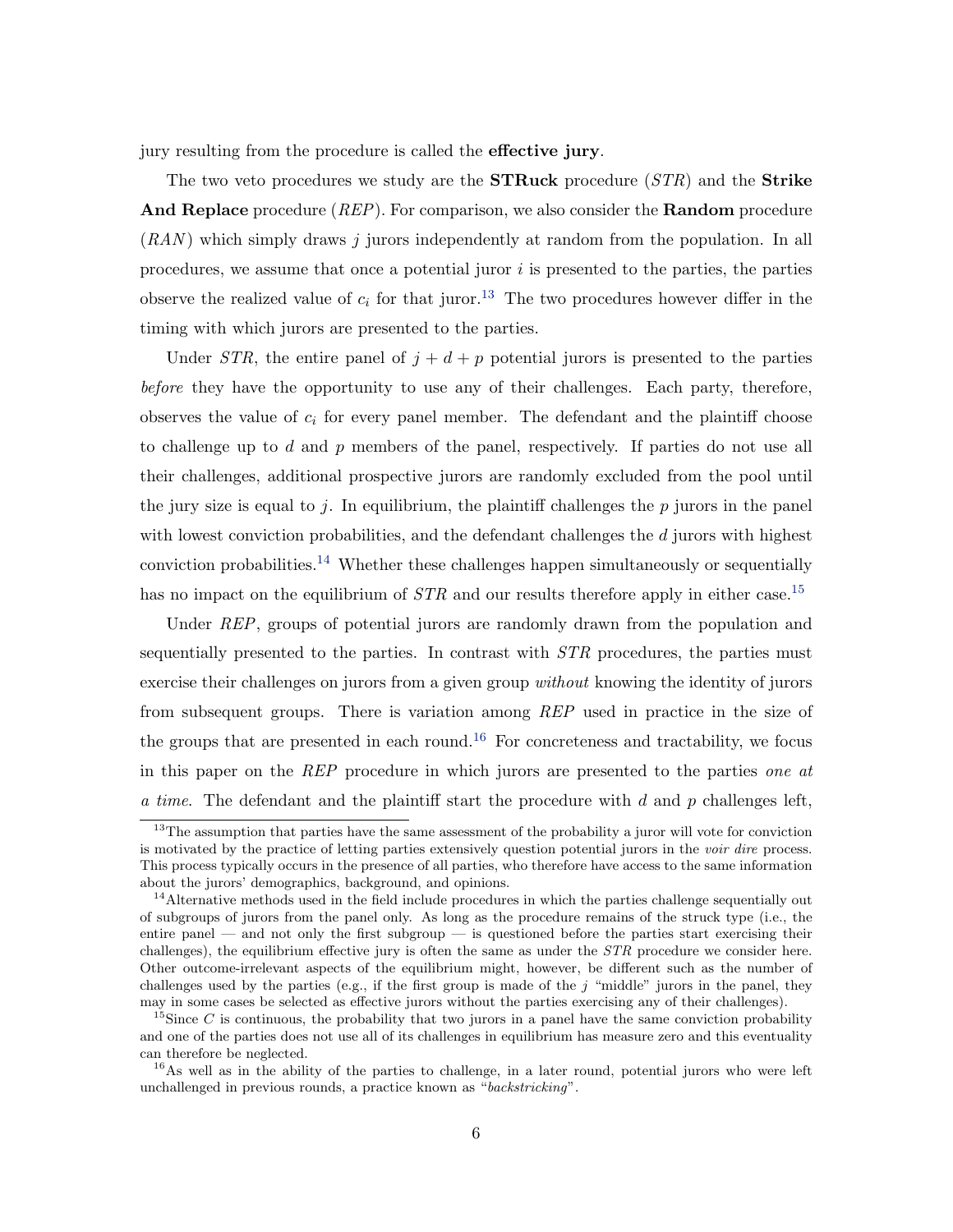jury resulting from the procedure is called the **effective jury**.

The two veto procedures we study are the **STRuck** procedure (*STR*) and the **Strike And Replace** procedure (*REP*). For comparison, we also consider the **Random** procedure (*RAN*) which simply draws $j$ jurors independently at random from the population. In all procedures, we assume that once a potential juror $i$ is presented to the parties, the parties observe the realized value of $c_i$ for that juror.[13] The two procedures however differ in the timing with which jurors are presented to the parties.

Under *STR*, the entire panel of $j + d + p$ potential jurors is presented to the parties *before* they have the opportunity to use any of their challenges. Each party, therefore, observes the value of $c_i$ for every panel member. The defendant and the plaintiff choose to challenge up to $d$ and $p$ members of the panel, respectively. If parties do not use all their challenges, additional prospective jurors are randomly excluded from the pool until the jury size is equal to $j$. In equilibrium, the plaintiff challenges the $p$ jurors in the panel with lowest conviction probabilities, and the defendant challenges the $d$ jurors with highest conviction probabilities.[14] Whether these challenges happen simultaneously or sequentially has no impact on the equilibrium of *STR* and our results therefore apply in either case.[15]

Under *REP*, groups of potential jurors are randomly drawn from the population and sequentially presented to the parties. In contrast with *STR* procedures, the parties must exercise their challenges on jurors from a given group *without* knowing the identity of jurors from subsequent groups. There is variation among *REP* used in practice in the size of the groups that are presented in each round.[16] For concreteness and tractability, we focus in this paper on the *REP* procedure in which jurors are presented to the parties *one at a time*. The defendant and the plaintiff start the procedure with $d$ and $p$ challenges left,

---

[13] The assumption that parties have the same assessment of the probability a juror will vote for conviction is motivated by the practice of letting parties extensively question potential jurors in the *voir dire* process. This process typically occurs in the presence of all parties, who therefore have access to the same information about the jurors' demographics, background, and opinions.

[14] Alternative methods used in the field include procedures in which the parties challenge sequentially out of subgroups of jurors from the panel only. As long as the procedure remains of the struck type (i.e., the entire panel — and not only the first subgroup — is questioned before the parties start exercising their challenges), the equilibrium effective jury is often the same as under the *STR* procedure we consider here. Other outcome-irrelevant aspects of the equilibrium might, however, be different such as the number of challenges used by the parties (e.g., if the first group is made of the $j$ "middle" jurors in the panel, they may in some cases be selected as effective jurors without the parties exercising any of their challenges).

[15] Since $C$ is continuous, the probability that two jurors in a panel have the same conviction probability and one of the parties does not use all of its challenges in equilibrium has measure zero and this eventuality can therefore be neglected.

[16] As well as in the ability of the parties to challenge, in a later round, potential jurors who were left unchallenged in previous rounds, a practice known as "*backstricking*".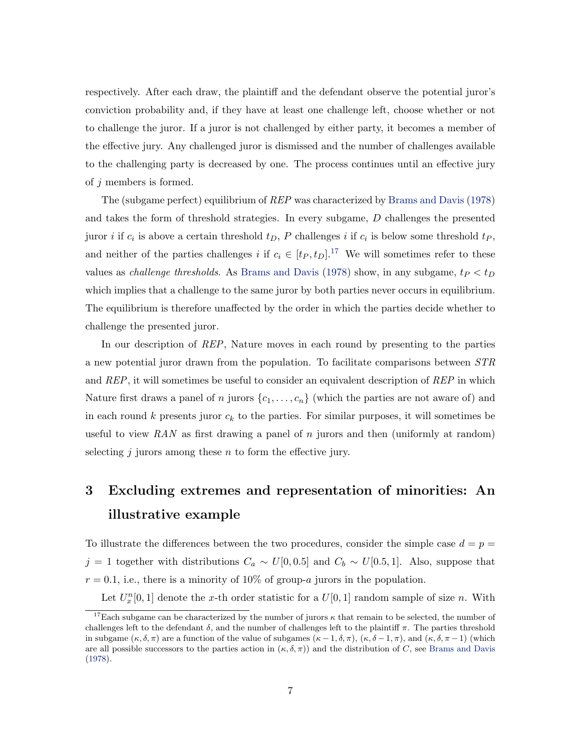respectively. After each draw, the plaintiff and the defendant observe the potential juror's conviction probability and, if they have at least one challenge left, choose whether or not to challenge the juror. If a juror is not challenged by either party, it becomes a member of the effective jury. Any challenged juror is dismissed and the number of challenges available to the challenging party is decreased by one. The process continues until an effective jury of $j$ members is formed.

The (subgame perfect) equilibrium of *REP* was characterized by Brams and Davis (1978) and takes the form of threshold strategies. In every subgame, $D$ challenges the presented juror $i$ if $c_i$ is above a certain threshold $t_D$, $P$ challenges $i$ if $c_i$ is below some threshold $t_P$, and neither of the parties challenges $i$ if $c_i \in [t_P, t_D]$.[17] We will sometimes refer to these values as *challenge thresholds*. As Brams and Davis (1978) show, in any subgame, $t_P < t_D$ which implies that a challenge to the same juror by both parties never occurs in equilibrium. The equilibrium is therefore unaffected by the order in which the parties decide whether to challenge the presented juror.

In our description of *REP*, Nature moves in each round by presenting to the parties a new potential juror drawn from the population. To facilitate comparisons between *STR* and *REP*, it will sometimes be useful to consider an equivalent description of *REP* in which Nature first draws a panel of $n$ jurors $\{c_1, \ldots, c_n\}$ (which the parties are not aware of) and in each round $k$ presents juror $c_k$ to the parties. For similar purposes, it will sometimes be useful to view *RAN* as first drawing a panel of $n$ jurors and then (uniformly at random) selecting $j$ jurors among these $n$ to form the effective jury.

# 3 Excluding extremes and representation of minorities: An illustrative example

To illustrate the differences between the two procedures, consider the simple case $d = p = j = 1$ together with distributions $C_a \sim U[0, 0.5]$ and $C_b \sim U[0.5, 1]$. Also, suppose that $r = 0.1$, i.e., there is a minority of 10% of group-$a$ jurors in the population.

Let $U_x^n[0, 1]$ denote the $x$-th order statistic for a $U[0, 1]$ random sample of size $n$. With

[17] Each subgame can be characterized by the number of jurors $\kappa$ that remain to be selected, the number of challenges left to the defendant $\delta$, and the number of challenges left to the plaintiff $\pi$. The parties threshold in subgame $(\kappa, \delta, \pi)$ are a function of the value of subgames $(\kappa - 1, \delta, \pi)$, $(\kappa, \delta - 1, \pi)$, and $(\kappa, \delta, \pi - 1)$ (which are all possible successors to the parties action in $(\kappa, \delta, \pi)$) and the distribution of $C$, see Brams and Davis (1978).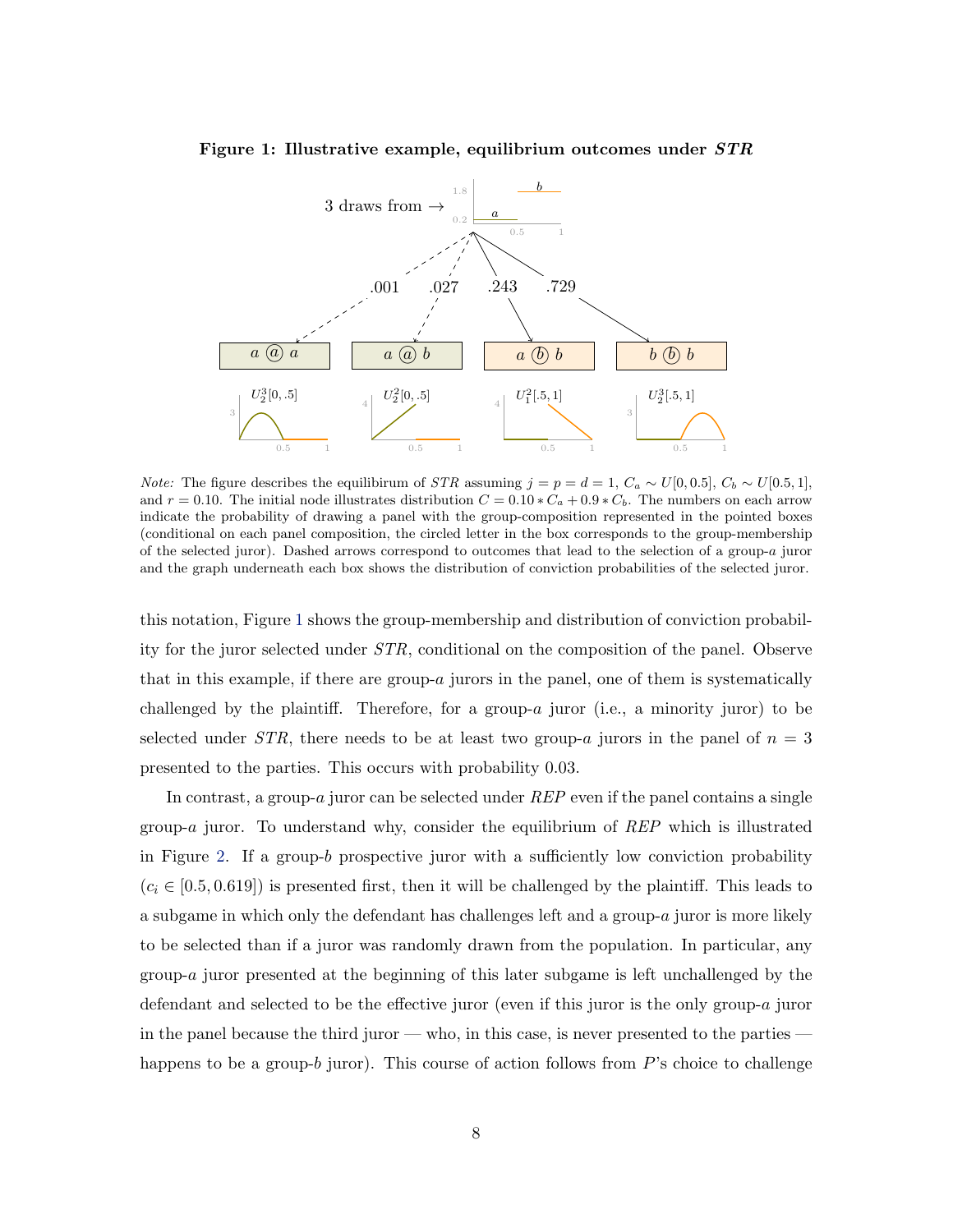**Figure 1: Illustrative example, equilibrium outcomes under *STR***

*Note:* The figure describes the equilibirum of *STR* assuming $j = p = d = 1$, $C_a \sim U[0, 0.5]$, $C_b \sim U[0.5, 1]$, and $r = 0.10$. The initial node illustrates distribution $C = 0.10 * C_a + 0.9 * C_b$. The numbers on each arrow indicate the probability of drawing a panel with the group-composition represented in the pointed boxes (conditional on each panel composition, the circled letter in the box corresponds to the group-membership of the selected juror). Dashed arrows correspond to outcomes that lead to the selection of a group-$a$ juror and the graph underneath each box shows the distribution of conviction probabilities of the selected juror.

this notation, Figure 1 shows the group-membership and distribution of conviction probability for the juror selected under *STR*, conditional on the composition of the panel. Observe that in this example, if there are group-$a$ jurors in the panel, one of them is systematically challenged by the plaintiff. Therefore, for a group-$a$ juror (i.e., a minority juror) to be selected under *STR*, there needs to be at least two group-$a$ jurors in the panel of $n = 3$ presented to the parties. This occurs with probability 0.03.

In contrast, a group-$a$ juror can be selected under *REP* even if the panel contains a single group-$a$ juror. To understand why, consider the equilibrium of *REP* which is illustrated in Figure 2. If a group-$b$ prospective juror with a sufficiently low conviction probability ($c_i \in [0.5, 0.619]$) is presented first, then it will be challenged by the plaintiff. This leads to a subgame in which only the defendant has challenges left and a group-$a$ juror is more likely to be selected than if a juror was randomly drawn from the population. In particular, any group-$a$ juror presented at the beginning of this later subgame is left unchallenged by the defendant and selected to be the effective juror (even if this juror is the only group-$a$ juror in the panel because the third juror — who, in this case, is never presented to the parties — happens to be a group-$b$ juror). This course of action follows from $P$'s choice to challenge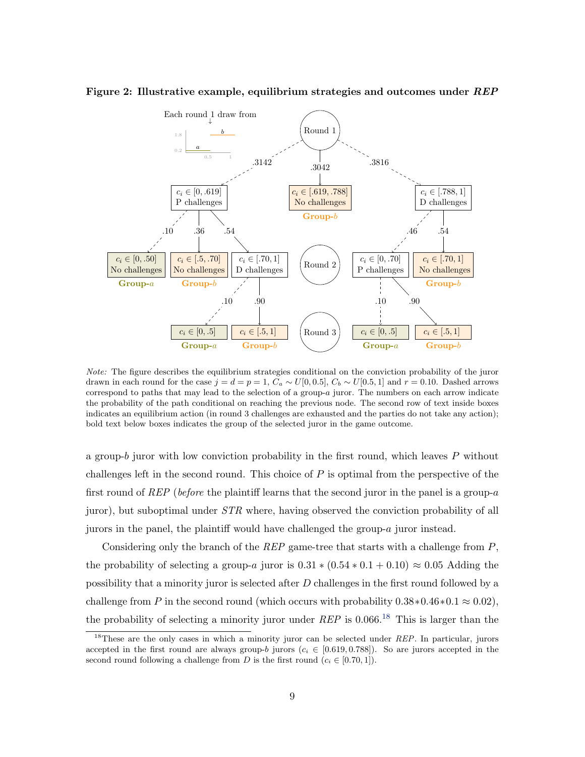**Figure 2: Illustrative example, equilibrium strategies and outcomes under *REP***

*Note:* The figure describes the equilibrium strategies conditional on the conviction probability of the juror drawn in each round for the case $j = d = p = 1$, $C_a \sim U[0, 0.5]$, $C_b \sim U[0.5, 1]$ and $r = 0.10$. Dashed arrows correspond to paths that may lead to the selection of a group-$a$ juror. The numbers on each arrow indicate the probability of the path conditional on reaching the previous node. The second row of text inside boxes indicates an equilibrium action (in round 3 challenges are exhausted and the parties do not take any action); bold text below boxes indicates the group of the selected juror in the game outcome.

a group-$b$ juror with low conviction probability in the first round, which leaves $P$ without challenges left in the second round. This choice of $P$ is optimal from the perspective of the first round of *REP* (*before* the plaintiff learns that the second juror in the panel is a group-$a$ juror), but suboptimal under *STR* where, having observed the conviction probability of all jurors in the panel, the plaintiff would have challenged the group-$a$ juror instead.

Considering only the branch of the *REP* game-tree that starts with a challenge from $P$, the probability of selecting a group-$a$ juror is $0.31 * (0.54 * 0.1 + 0.10) \approx 0.05$ Adding the possibility that a minority juror is selected after $D$ challenges in the first round followed by a challenge from $P$ in the second round (which occurs with probability $0.38*0.46*0.1 \approx 0.02$), the probability of selecting a minority juror under *REP* is 0.066.[18] This is larger than the

[18] These are the only cases in which a minority juror can be selected under *REP*. In particular, jurors accepted in the first round are always group-$b$ jurors ($c_i \in [0.619, 0.788]$). So are jurors accepted in the second round following a challenge from $D$ is the first round ($c_i \in [0.70, 1]$).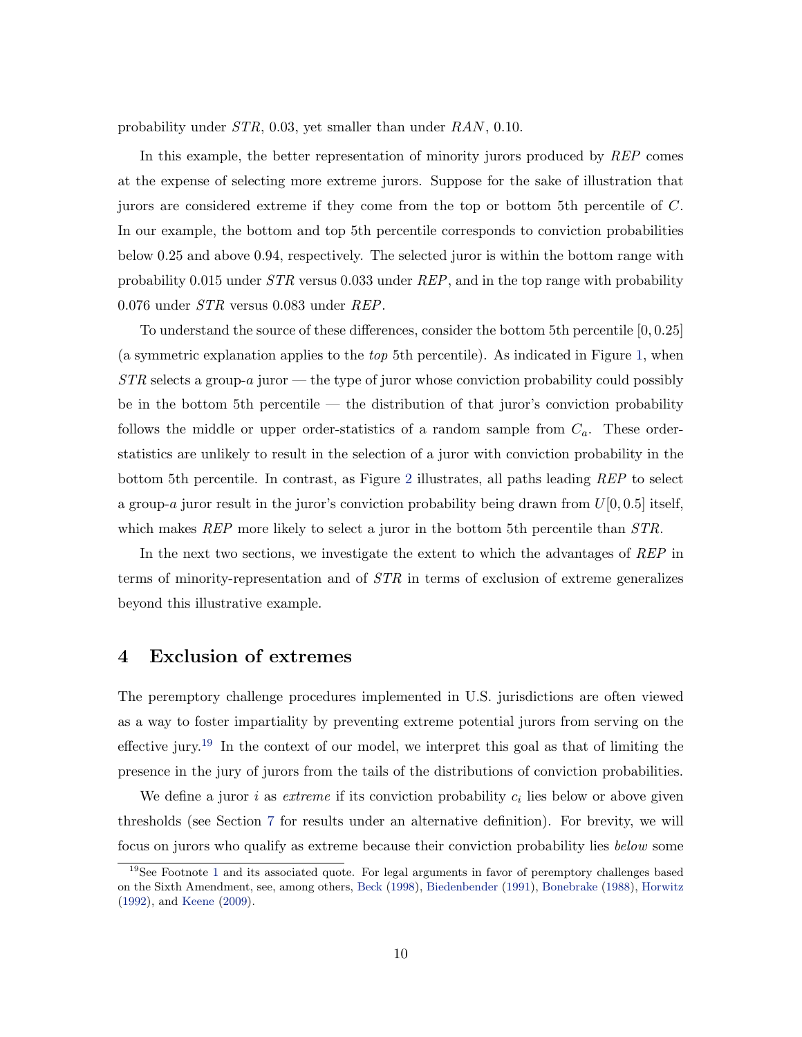probability under $STR$, 0.03, yet smaller than under $RAN$, 0.10.

In this example, the better representation of minority jurors produced by $REP$ comes at the expense of selecting more extreme jurors. Suppose for the sake of illustration that jurors are considered extreme if they come from the top or bottom 5th percentile of $C$. In our example, the bottom and top 5th percentile corresponds to conviction probabilities below 0.25 and above 0.94, respectively. The selected juror is within the bottom range with probability 0.015 under $STR$ versus 0.033 under $REP$, and in the top range with probability 0.076 under $STR$ versus 0.083 under $REP$.

To understand the source of these differences, consider the bottom 5th percentile $[0, 0.25]$ (a symmetric explanation applies to the *top* 5th percentile). As indicated in Figure 1, when $STR$ selects a group-$a$ juror — the type of juror whose conviction probability could possibly be in the bottom 5th percentile — the distribution of that juror's conviction probability follows the middle or upper order-statistics of a random sample from $C_a$. These order-statistics are unlikely to result in the selection of a juror with conviction probability in the bottom 5th percentile. In contrast, as Figure 2 illustrates, all paths leading $REP$ to select a group-$a$ juror result in the juror's conviction probability being drawn from $U[0, 0.5]$ itself, which makes $REP$ more likely to select a juror in the bottom 5th percentile than $STR$.

In the next two sections, we investigate the extent to which the advantages of $REP$ in terms of minority-representation and of $STR$ in terms of exclusion of extreme generalizes beyond this illustrative example.

# 4 Exclusion of extremes

The peremptory challenge procedures implemented in U.S. jurisdictions are often viewed as a way to foster impartiality by preventing extreme potential jurors from serving on the effective jury.[19] In the context of our model, we interpret this goal as that of limiting the presence in the jury of jurors from the tails of the distributions of conviction probabilities.

We define a juror $i$ as *extreme* if its conviction probability $c_i$ lies below or above given thresholds (see Section 7 for results under an alternative definition). For brevity, we will focus on jurors who qualify as extreme because their conviction probability lies *below* some

[19] See Footnote 1 and its associated quote. For legal arguments in favor of peremptory challenges based on the Sixth Amendment, see, among others, Beck (1998), Biedenbender (1991), Bonebrake (1988), Horwitz (1992), and Keene (2009).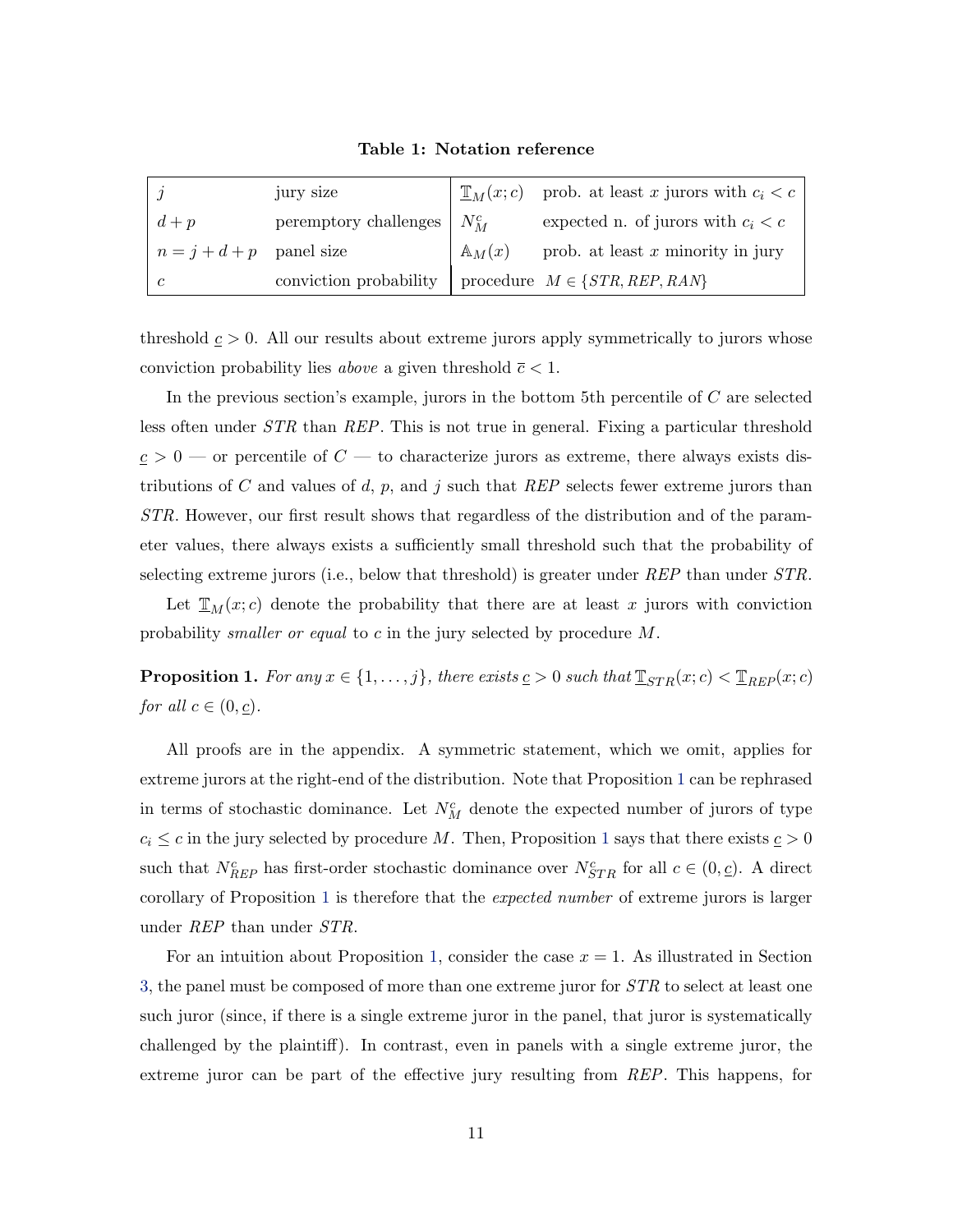**Table 1: Notation reference**

| | | | |
|---|---|---|---|
| $j$ | jury size | $\mathbb{T}_M(x;c)$ | prob. at least $x$ jurors with $c_i < c$ |
| $d+p$ | peremptory challenges | $N_M^c$ | expected n. of jurors with $c_i < c$ |
| $n = j+d+p$ | panel size | $\mathbb{A}_M(x)$ | prob. at least $x$ minority in jury |
| $c$ | conviction probability | procedure | $M \in \{STR, REP, RAN\}$ |

threshold $\underline{c} > 0$. All our results about extreme jurors apply symmetrically to jurors whose conviction probability lies *above* a given threshold $\overline{c} < 1$.

In the previous section's example, jurors in the bottom 5th percentile of $C$ are selected less often under $STR$ than $REP$. This is not true in general. Fixing a particular threshold $\underline{c} > 0$ — or percentile of $C$ — to characterize jurors as extreme, there always exists distributions of $C$ and values of $d$, $p$, and $j$ such that $REP$ selects fewer extreme jurors than $STR$. However, our first result shows that regardless of the distribution and of the parameter values, there always exists a sufficiently small threshold such that the probability of selecting extreme jurors (i.e., below that threshold) is greater under $REP$ than under $STR$.

Let $\mathbb{T}_M(x;c)$ denote the probability that there are at least $x$ jurors with conviction probability *smaller or equal* to $c$ in the jury selected by procedure $M$.

**Proposition 1.** *For any $x \in \{1, \ldots, j\}$, there exists $\underline{c} > 0$ such that $\mathbb{T}_{STR}(x;c) < \mathbb{T}_{REP}(x;c)$ for all $c \in (0, \underline{c})$.*

All proofs are in the appendix. A symmetric statement, which we omit, applies for extreme jurors at the right-end of the distribution. Note that Proposition 1 can be rephrased in terms of stochastic dominance. Let $N_M^c$ denote the expected number of jurors of type $c_i \leq c$ in the jury selected by procedure $M$. Then, Proposition 1 says that there exists $\underline{c} > 0$ such that $N_{REP}^c$ has first-order stochastic dominance over $N_{STR}^c$ for all $c \in (0, \underline{c})$. A direct corollary of Proposition 1 is therefore that the *expected number* of extreme jurors is larger under $REP$ than under $STR$.

For an intuition about Proposition 1, consider the case $x = 1$. As illustrated in Section 3, the panel must be composed of more than one extreme juror for $STR$ to select at least one such juror (since, if there is a single extreme juror in the panel, that juror is systematically challenged by the plaintiff). In contrast, even in panels with a single extreme juror, the extreme juror can be part of the effective jury resulting from $REP$. This happens, for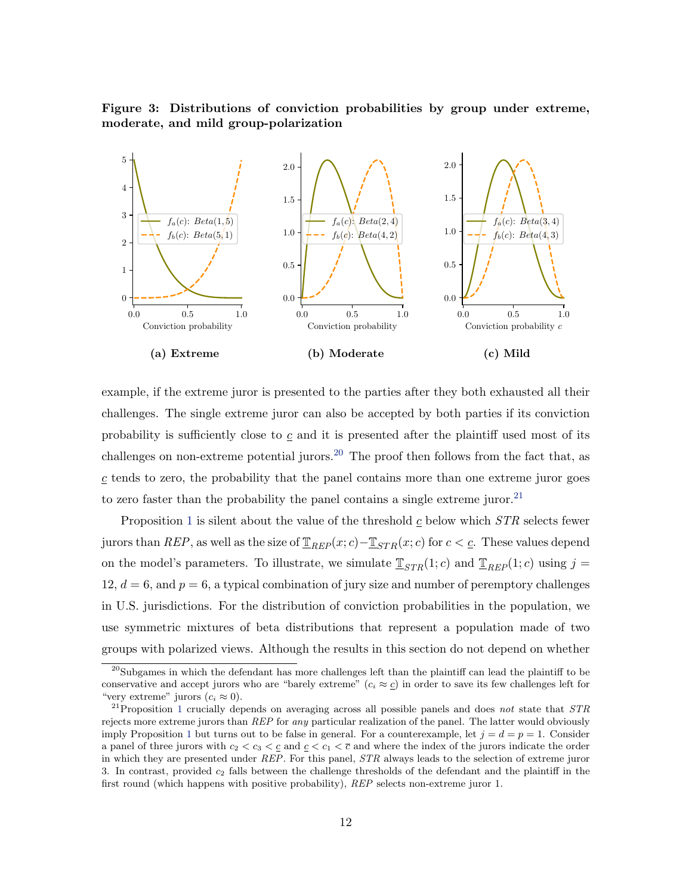**Figure 3: Distributions of conviction probabilities by group under extreme, moderate, and mild group-polarization**

(a) Extreme — $f_a(c)$: $Beta(1,5)$; $f_b(c)$: $Beta(5,1)$

(b) Moderate — $f_a(c)$: $Beta(2,4)$; $f_b(c)$: $Beta(4,2)$

(c) Mild — $f_a(c)$: $Beta(3,4)$; $f_b(c)$: $Beta(4,3)$

example, if the extreme juror is presented to the parties after they both exhausted all their challenges. The single extreme juror can also be accepted by both parties if its conviction probability is sufficiently close to $\underline{c}$ and it is presented after the plaintiff used most of its challenges on non-extreme potential jurors.[20] The proof then follows from the fact that, as $\underline{c}$ tends to zero, the probability that the panel contains more than one extreme juror goes to zero faster than the probability the panel contains a single extreme juror.[21]

Proposition 1 is silent about the value of the threshold $\underline{c}$ below which $STR$ selects fewer jurors than $REP$, as well as the size of $\underline{\mathbb{T}}_{REP}(x;c) - \underline{\mathbb{T}}_{STR}(x;c)$ for $c < \underline{c}$. These values depend on the model's parameters. To illustrate, we simulate $\underline{\mathbb{T}}_{STR}(1;c)$ and $\underline{\mathbb{T}}_{REP}(1;c)$ using $j = 12$, $d = 6$, and $p = 6$, a typical combination of jury size and number of peremptory challenges in U.S. jurisdictions. For the distribution of conviction probabilities in the population, we use symmetric mixtures of beta distributions that represent a population made of two groups with polarized views. Although the results in this section do not depend on whether

[20] Subgames in which the defendant has more challenges left than the plaintiff can lead the plaintiff to be conservative and accept jurors who are "barely extreme" ($c_i \approx \underline{c}$) in order to save its few challenges left for "very extreme" jurors ($c_i \approx 0$).

[21] Proposition 1 crucially depends on averaging across all possible panels and does *not* state that $STR$ rejects more extreme jurors than $REP$ for *any* particular realization of the panel. The latter would obviously imply Proposition 1 but turns out to be false in general. For a counterexample, let $j = d = p = 1$. Consider a panel of three jurors with $c_2 < c_3 < \underline{c}$ and $\underline{c} < c_1 < \overline{c}$ and where the index of the jurors indicate the order in which they are presented under $REP$. For this panel, $STR$ always leads to the selection of extreme juror 3. In contrast, provided $c_2$ falls between the challenge thresholds of the defendant and the plaintiff in the first round (which happens with positive probability), $REP$ selects non-extreme juror 1.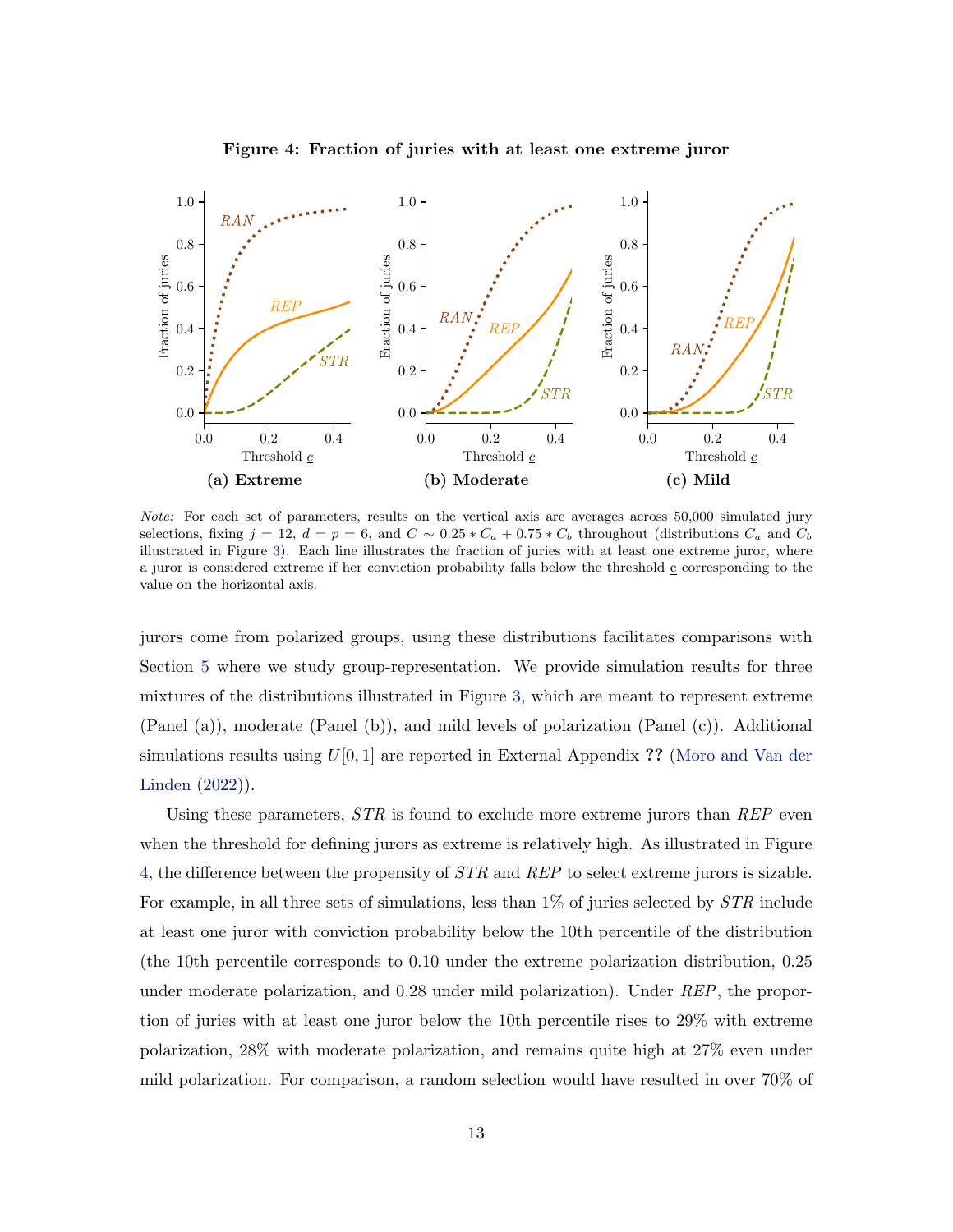**Figure 4: Fraction of juries with at least one extreme juror**

(a) **Extreme** (b) **Moderate** (c) **Mild**

*Note:* For each set of parameters, results on the vertical axis are averages across 50,000 simulated jury selections, fixing $j = 12$, $d = p = 6$, and $C \sim 0.25 * C_a + 0.75 * C_b$ throughout (distributions $C_a$ and $C_b$ illustrated in Figure 3). Each line illustrates the fraction of juries with at least one extreme juror, where a juror is considered extreme if her conviction probability falls below the threshold $\underline{c}$ corresponding to the value on the horizontal axis.

jurors come from polarized groups, using these distributions facilitates comparisons with Section 5 where we study group-representation. We provide simulation results for three mixtures of the distributions illustrated in Figure 3, which are meant to represent extreme (Panel (a)), moderate (Panel (b)), and mild levels of polarization (Panel (c)). Additional simulations results using $U[0, 1]$ are reported in External Appendix **??** (Moro and Van der Linden (2022)).

Using these parameters, *STR* is found to exclude more extreme jurors than *REP* even when the threshold for defining jurors as extreme is relatively high. As illustrated in Figure 4, the difference between the propensity of *STR* and *REP* to select extreme jurors is sizable. For example, in all three sets of simulations, less than 1% of juries selected by *STR* include at least one juror with conviction probability below the 10th percentile of the distribution (the 10th percentile corresponds to 0.10 under the extreme polarization distribution, 0.25 under moderate polarization, and 0.28 under mild polarization). Under *REP*, the proportion of juries with at least one juror below the 10th percentile rises to 29% with extreme polarization, 28% with moderate polarization, and remains quite high at 27% even under mild polarization. For comparison, a random selection would have resulted in over 70% of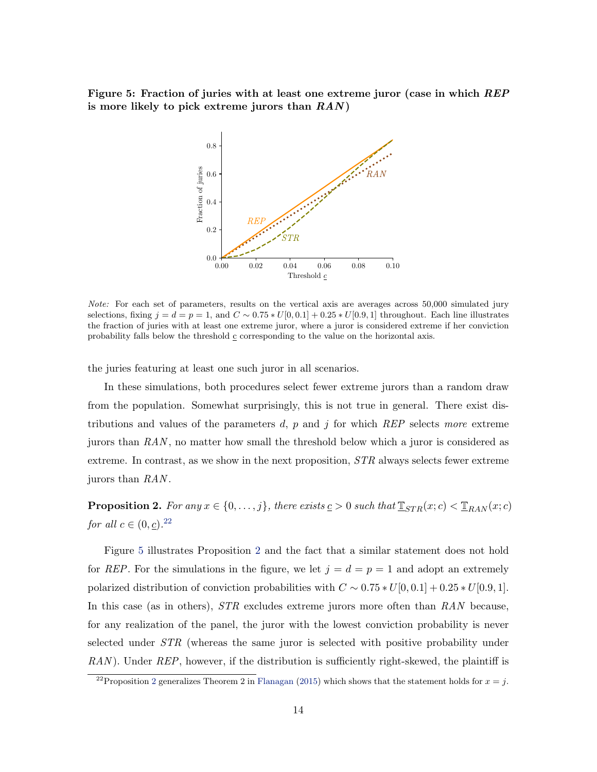**Figure 5: Fraction of juries with at least one extreme juror (case in which *REP* is more likely to pick extreme jurors than *RAN*)**

*Note:* For each set of parameters, results on the vertical axis are averages across 50,000 simulated jury selections, fixing $j = d = p = 1$, and $C \sim 0.75 * U[0, 0.1] + 0.25 * U[0.9, 1]$ throughout. Each line illustrates the fraction of juries with at least one extreme juror, where a juror is considered extreme if her conviction probability falls below the threshold $\underline{c}$ corresponding to the value on the horizontal axis.

the juries featuring at least one such juror in all scenarios.

In these simulations, both procedures select fewer extreme jurors than a random draw from the population. Somewhat surprisingly, this is not true in general. There exist distributions and values of the parameters $d$, $p$ and $j$ for which *REP* selects *more* extreme jurors than *RAN*, no matter how small the threshold below which a juror is considered as extreme. In contrast, as we show in the next proposition, *STR* always selects fewer extreme jurors than *RAN*.

**Proposition 2.** *For any $x \in \{0, \ldots, j\}$, there exists $\underline{c} > 0$ such that $\underline{\mathbb{T}}_{STR}(x; c) < \underline{\mathbb{T}}_{RAN}(x; c)$ for all $c \in (0, \underline{c})$.*[22]

Figure 5 illustrates Proposition 2 and the fact that a similar statement does not hold for *REP*. For the simulations in the figure, we let $j = d = p = 1$ and adopt an extremely polarized distribution of conviction probabilities with $C \sim 0.75 * U[0, 0.1] + 0.25 * U[0.9, 1]$. In this case (as in others), *STR* excludes extreme jurors more often than *RAN* because, for any realization of the panel, the juror with the lowest conviction probability is never selected under *STR* (whereas the same juror is selected with positive probability under *RAN*). Under *REP*, however, if the distribution is sufficiently right-skewed, the plaintiff is

[22] Proposition 2 generalizes Theorem 2 in Flanagan (2015) which shows that the statement holds for $x = j$.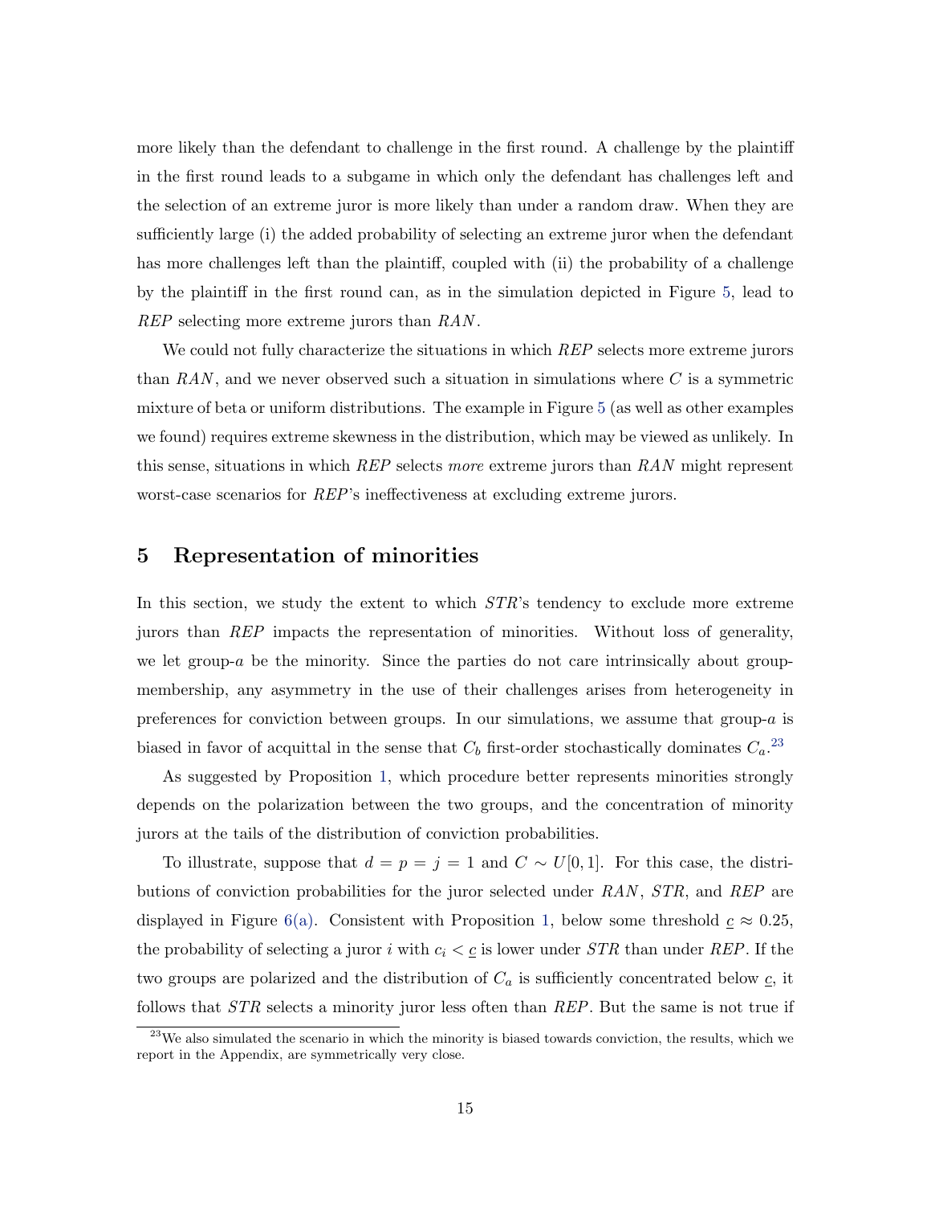more likely than the defendant to challenge in the first round. A challenge by the plaintiff in the first round leads to a subgame in which only the defendant has challenges left and the selection of an extreme juror is more likely than under a random draw. When they are sufficiently large (i) the added probability of selecting an extreme juror when the defendant has more challenges left than the plaintiff, coupled with (ii) the probability of a challenge by the plaintiff in the first round can, as in the simulation depicted in Figure 5, lead to *REP* selecting more extreme jurors than *RAN*.

We could not fully characterize the situations in which *REP* selects more extreme jurors than *RAN*, and we never observed such a situation in simulations where $C$ is a symmetric mixture of beta or uniform distributions. The example in Figure 5 (as well as other examples we found) requires extreme skewness in the distribution, which may be viewed as unlikely. In this sense, situations in which *REP* selects *more* extreme jurors than *RAN* might represent worst-case scenarios for *REP*'s ineffectiveness at excluding extreme jurors.

## 5 Representation of minorities

In this section, we study the extent to which *STR*'s tendency to exclude more extreme jurors than *REP* impacts the representation of minorities. Without loss of generality, we let group-$a$ be the minority. Since the parties do not care intrinsically about group-membership, any asymmetry in the use of their challenges arises from heterogeneity in preferences for conviction between groups. In our simulations, we assume that group-$a$ is biased in favor of acquittal in the sense that $C_b$ first-order stochastically dominates $C_a$.[23]

As suggested by Proposition 1, which procedure better represents minorities strongly depends on the polarization between the two groups, and the concentration of minority jurors at the tails of the distribution of conviction probabilities.

To illustrate, suppose that $d = p = j = 1$ and $C \sim U[0, 1]$. For this case, the distributions of conviction probabilities for the juror selected under *RAN*, *STR*, and *REP* are displayed in Figure 6(a). Consistent with Proposition 1, below some threshold $\underline{c} \approx 0.25$, the probability of selecting a juror $i$ with $c_i < \underline{c}$ is lower under *STR* than under *REP*. If the two groups are polarized and the distribution of $C_a$ is sufficiently concentrated below $\underline{c}$, it follows that *STR* selects a minority juror less often than *REP*. But the same is not true if

[23] We also simulated the scenario in which the minority is biased towards conviction, the results, which we report in the Appendix, are symmetrically very close.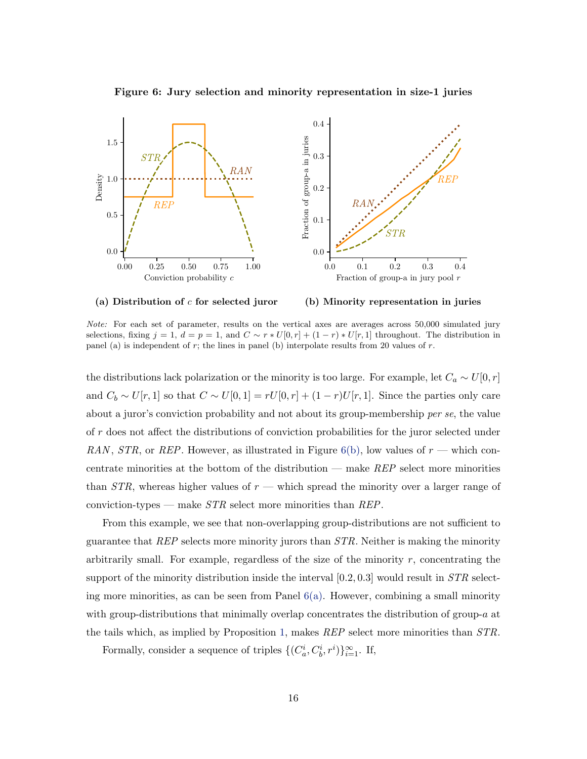**Figure 6: Jury selection and minority representation in size-1 juries**

**(a) Distribution of $c$ for selected juror**

**(b) Minority representation in juries**

*Note:* For each set of parameter, results on the vertical axes are averages across 50,000 simulated jury selections, fixing $j = 1$, $d = p = 1$, and $C \sim r * U[0, r] + (1 - r) * U[r, 1]$ throughout. The distribution in panel (a) is independent of $r$; the lines in panel (b) interpolate results from 20 values of $r$.

the distributions lack polarization or the minority is too large. For example, let $C_a \sim U[0, r]$ and $C_b \sim U[r, 1]$ so that $C \sim U[0, 1] = rU[0, r] + (1 - r)U[r, 1]$. Since the parties only care about a juror's conviction probability and not about its group-membership *per se*, the value of $r$ does not affect the distributions of conviction probabilities for the juror selected under *RAN*, *STR*, or *REP*. However, as illustrated in Figure 6(b), low values of $r$ — which concentrate minorities at the bottom of the distribution — make *REP* select more minorities than *STR*, whereas higher values of $r$ — which spread the minority over a larger range of conviction-types — make *STR* select more minorities than *REP*.

From this example, we see that non-overlapping group-distributions are not sufficient to guarantee that *REP* selects more minority jurors than *STR*. Neither is making the minority arbitrarily small. For example, regardless of the size of the minority $r$, concentrating the support of the minority distribution inside the interval $[0.2, 0.3]$ would result in *STR* selecting more minorities, as can be seen from Panel 6(a). However, combining a small minority with group-distributions that minimally overlap concentrates the distribution of group-$a$ at the tails which, as implied by Proposition 1, makes *REP* select more minorities than *STR*.

Formally, consider a sequence of triples $\{(C_a^i, C_b^i, r^i)\}_{i=1}^{\infty}$. If,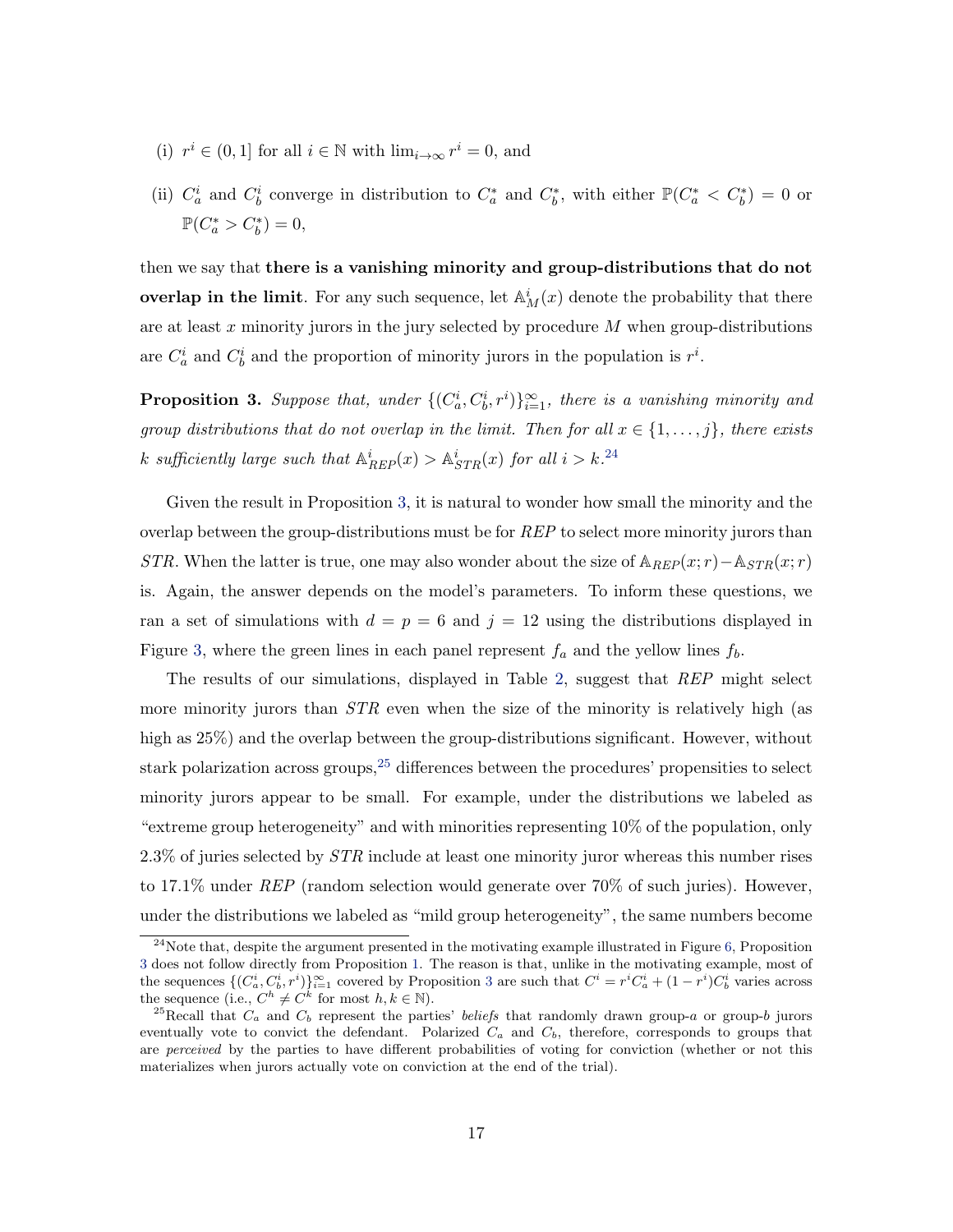(i) $r^i \in (0, 1]$ for all $i \in \mathbb{N}$ with $\lim_{i\to\infty} r^i = 0$, and

(ii) $C_a^i$ and $C_b^i$ converge in distribution to $C_a^*$ and $C_b^*$, with either $\mathbb{P}(C_a^* < C_b^*) = 0$ or $\mathbb{P}(C_a^* > C_b^*) = 0$,

then we say that **there is a vanishing minority and group-distributions that do not overlap in the limit**. For any such sequence, let $\mathbb{A}_M^i(x)$ denote the probability that there are at least $x$ minority jurors in the jury selected by procedure $M$ when group-distributions are $C_a^i$ and $C_b^i$ and the proportion of minority jurors in the population is $r^i$.

**Proposition 3.** *Suppose that, under $\{(C_a^i, C_b^i, r^i)\}_{i=1}^{\infty}$, there is a vanishing minority and group distributions that do not overlap in the limit. Then for all $x \in \{1, \ldots, j\}$, there exists $k$ sufficiently large such that $\mathbb{A}_{REP}^i(x) > \mathbb{A}_{STR}^i(x)$ for all $i > k$.*[24]

Given the result in Proposition 3, it is natural to wonder how small the minority and the overlap between the group-distributions must be for *REP* to select more minority jurors than *STR*. When the latter is true, one may also wonder about the size of $\mathbb{A}_{REP}(x; r) - \mathbb{A}_{STR}(x; r)$ is. Again, the answer depends on the model's parameters. To inform these questions, we ran a set of simulations with $d = p = 6$ and $j = 12$ using the distributions displayed in Figure 3, where the green lines in each panel represent $f_a$ and the yellow lines $f_b$.

The results of our simulations, displayed in Table 2, suggest that *REP* might select more minority jurors than *STR* even when the size of the minority is relatively high (as high as 25%) and the overlap between the group-distributions significant. However, without stark polarization across groups,[25] differences between the procedures' propensities to select minority jurors appear to be small. For example, under the distributions we labeled as "extreme group heterogeneity" and with minorities representing 10% of the population, only 2.3% of juries selected by *STR* include at least one minority juror whereas this number rises to 17.1% under *REP* (random selection would generate over 70% of such juries). However, under the distributions we labeled as "mild group heterogeneity", the same numbers become

[24] Note that, despite the argument presented in the motivating example illustrated in Figure 6, Proposition 3 does not follow directly from Proposition 1. The reason is that, unlike in the motivating example, most of the sequences $\{(C_a^i, C_b^i, r^i)\}_{i=1}^{\infty}$ covered by Proposition 3 are such that $C^i = r^i C_a^i + (1 - r^i)C_b^i$ varies across the sequence (i.e., $C^h \neq C^k$ for most $h, k \in \mathbb{N}$).

[25] Recall that $C_a$ and $C_b$ represent the parties' *beliefs* that randomly drawn group-$a$ or group-$b$ jurors eventually vote to convict the defendant. Polarized $C_a$ and $C_b$, therefore, corresponds to groups that are *perceived* by the parties to have different probabilities of voting for conviction (whether or not this materializes when jurors actually vote on conviction at the end of the trial).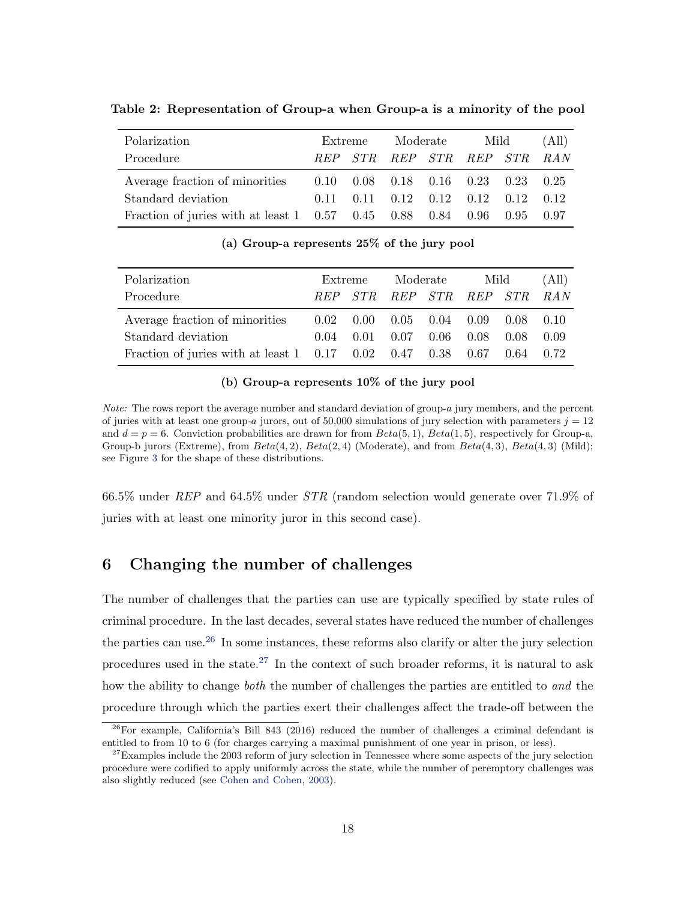**Table 2: Representation of Group-a when Group-a is a minority of the pool**

| Polarization | Extreme | | Moderate | | Mild | | (All) |
|---|---|---|---|---|---|---|---|
| Procedure | *REP* | *STR* | *REP* | *STR* | *REP* | *STR* | *RAN* |
| Average fraction of minorities | 0.10 | 0.08 | 0.18 | 0.16 | 0.23 | 0.23 | 0.25 |
| Standard deviation | 0.11 | 0.11 | 0.12 | 0.12 | 0.12 | 0.12 | 0.12 |
| Fraction of juries with at least 1 | 0.57 | 0.45 | 0.88 | 0.84 | 0.96 | 0.95 | 0.97 |

**(a) Group-a represents 25% of the jury pool**

| Polarization | Extreme | | Moderate | | Mild | | (All) |
|---|---|---|---|---|---|---|---|
| Procedure | *REP* | *STR* | *REP* | *STR* | *REP* | *STR* | *RAN* |
| Average fraction of minorities | 0.02 | 0.00 | 0.05 | 0.04 | 0.09 | 0.08 | 0.10 |
| Standard deviation | 0.04 | 0.01 | 0.07 | 0.06 | 0.08 | 0.08 | 0.09 |
| Fraction of juries with at least 1 | 0.17 | 0.02 | 0.47 | 0.38 | 0.67 | 0.64 | 0.72 |

**(b) Group-a represents 10% of the jury pool**

*Note:* The rows report the average number and standard deviation of group-$a$ jury members, and the percent of juries with at least one group-$a$ jurors, out of 50,000 simulations of jury selection with parameters $j = 12$ and $d = p = 6$. Conviction probabilities are drawn for from $Beta(5, 1)$, $Beta(1, 5)$, respectively for Group-a, Group-b jurors (Extreme), from $Beta(4, 2)$, $Beta(2, 4)$ (Moderate), and from $Beta(4, 3)$, $Beta(4, 3)$ (Mild); see Figure 3 for the shape of these distributions.

66.5% under *REP* and 64.5% under *STR* (random selection would generate over 71.9% of juries with at least one minority juror in this second case).

## 6 Changing the number of challenges

The number of challenges that the parties can use are typically specified by state rules of criminal procedure. In the last decades, several states have reduced the number of challenges the parties can use.[26] In some instances, these reforms also clarify or alter the jury selection procedures used in the state.[27] In the context of such broader reforms, it is natural to ask how the ability to change *both* the number of challenges the parties are entitled to *and* the procedure through which the parties exert their challenges affect the trade-off between the

[26] For example, California's Bill 843 (2016) reduced the number of challenges a criminal defendant is entitled to from 10 to 6 (for charges carrying a maximal punishment of one year in prison, or less).

[27] Examples include the 2003 reform of jury selection in Tennessee where some aspects of the jury selection procedure were codified to apply uniformly across the state, while the number of peremptory challenges was also slightly reduced (see Cohen and Cohen, 2003).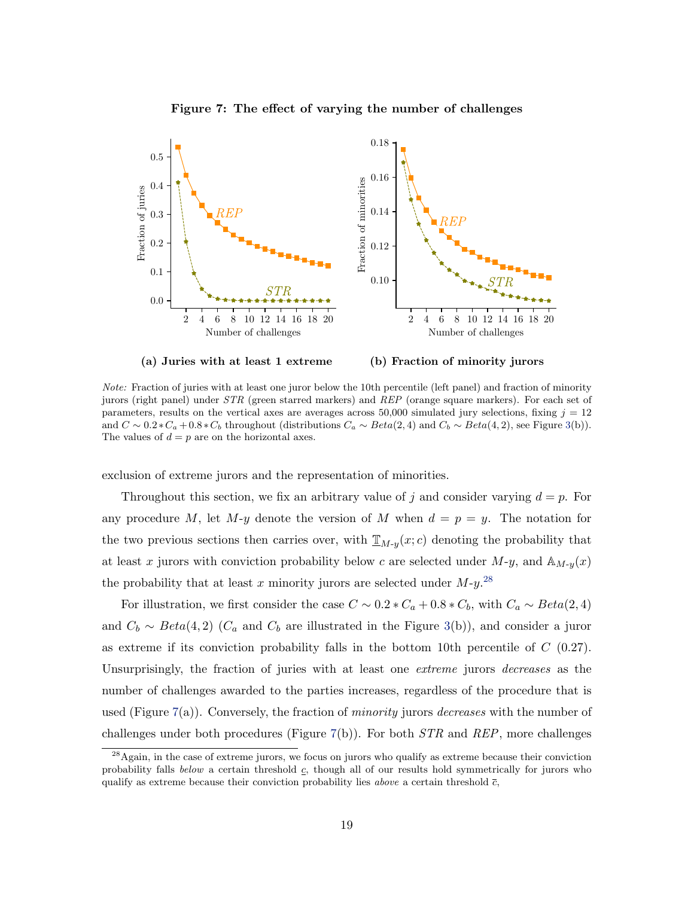**Figure 7: The effect of varying the number of challenges**

**(a) Juries with at least 1 extreme** **(b) Fraction of minority jurors**

*Note:* Fraction of juries with at least one juror below the 10th percentile (left panel) and fraction of minority jurors (right panel) under *STR* (green starred markers) and *REP* (orange square markers). For each set of parameters, results on the vertical axes are averages across 50,000 simulated jury selections, fixing $j = 12$ and $C \sim 0.2 * C_a + 0.8 * C_b$ throughout (distributions $C_a \sim Beta(2, 4)$ and $C_b \sim Beta(4, 2)$, see Figure 3(b)). The values of $d = p$ are on the horizontal axes.

exclusion of extreme jurors and the representation of minorities.

Throughout this section, we fix an arbitrary value of $j$ and consider varying $d = p$. For any procedure $M$, let $M\text{-}y$ denote the version of $M$ when $d = p = y$. The notation for the two previous sections then carries over, with $\underline{\mathbb{T}}_{M\text{-}y}(x; c)$ denoting the probability that at least $x$ jurors with conviction probability below $c$ are selected under $M\text{-}y$, and $\mathbb{A}_{M\text{-}y}(x)$ the probability that at least $x$ minority jurors are selected under $M\text{-}y$.[28]

For illustration, we first consider the case $C \sim 0.2 * C_a + 0.8 * C_b$, with $C_a \sim Beta(2, 4)$ and $C_b \sim Beta(4, 2)$ ($C_a$ and $C_b$ are illustrated in the Figure 3(b)), and consider a juror as extreme if its conviction probability falls in the bottom 10th percentile of $C$ (0.27). Unsurprisingly, the fraction of juries with at least one *extreme* jurors *decreases* as the number of challenges awarded to the parties increases, regardless of the procedure that is used (Figure 7(a)). Conversely, the fraction of *minority* jurors *decreases* with the number of challenges under both procedures (Figure 7(b)). For both *STR* and *REP*, more challenges

[28] Again, in the case of extreme jurors, we focus on jurors who qualify as extreme because their conviction probability falls *below* a certain threshold $\underline{c}$, though all of our results hold symmetrically for jurors who qualify as extreme because their conviction probability lies *above* a certain threshold $\overline{c}$,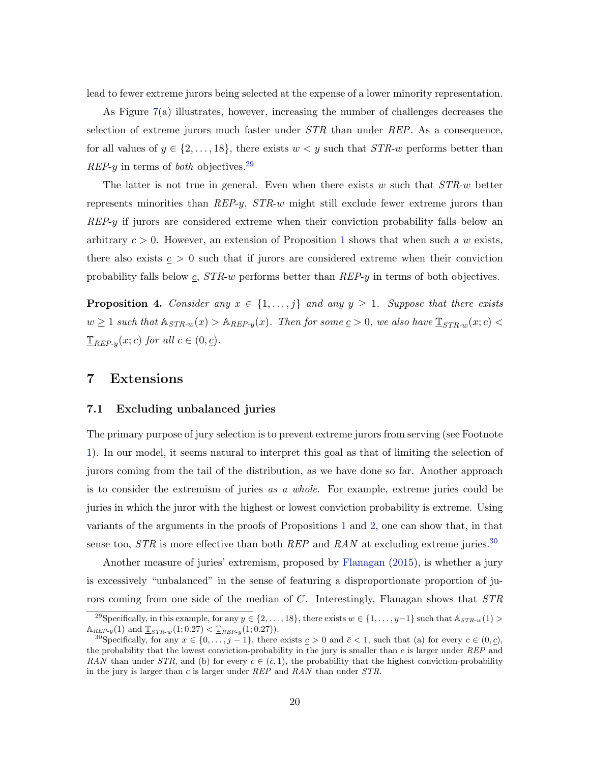lead to fewer extreme jurors being selected at the expense of a lower minority representation.

As Figure 7(a) illustrates, however, increasing the number of challenges decreases the selection of extreme jurors much faster under *STR* than under *REP*. As a consequence, for all values of $y \in \{2, \ldots, 18\}$, there exists $w < y$ such that *STR-w* performs better than *REP-y* in terms of *both* objectives.[29]

The latter is not true in general. Even when there exists $w$ such that *STR-w* better represents minorities than *REP-y*, *STR-w* might still exclude fewer extreme jurors than *REP-y* if jurors are considered extreme when their conviction probability falls below an arbitrary $c > 0$. However, an extension of Proposition 1 shows that when such a $w$ exists, there also exists $\underline{c} > 0$ such that if jurors are considered extreme when their conviction probability falls below $\underline{c}$, *STR-w* performs better than *REP-y* in terms of both objectives.

**Proposition 4.** *Consider any $x \in \{1, \ldots, j\}$ and any $y \geq 1$. Suppose that there exists $w \geq 1$ such that $\mathbb{A}_{STR\text{-}w}(x) > \mathbb{A}_{REP\text{-}y}(x)$. Then for some $\underline{c} > 0$, we also have $\underline{\mathbb{T}}_{STR\text{-}w}(x; c) < \underline{\mathbb{T}}_{REP\text{-}y}(x; c)$ for all $c \in (0, \underline{c})$.*

# 7 Extensions

## 7.1 Excluding unbalanced juries

The primary purpose of jury selection is to prevent extreme jurors from serving (see Footnote 1). In our model, it seems natural to interpret this goal as that of limiting the selection of jurors coming from the tail of the distribution, as we have done so far. Another approach is to consider the extremism of juries *as a whole*. For example, extreme juries could be juries in which the juror with the highest or lowest conviction probability is extreme. Using variants of the arguments in the proofs of Propositions 1 and 2, one can show that, in that sense too, *STR* is more effective than both *REP* and *RAN* at excluding extreme juries.[30]

Another measure of juries' extremism, proposed by Flanagan (2015), is whether a jury is excessively "unbalanced" in the sense of featuring a disproportionate proportion of jurors coming from one side of the median of $C$. Interestingly, Flanagan shows that *STR*

[29] Specifically, in this example, for any $y \in \{2, \ldots, 18\}$, there exists $w \in \{1, \ldots, y-1\}$ such that $\mathbb{A}_{STR\text{-}w}(1) > \mathbb{A}_{REP\text{-}y}(1)$ and $\underline{\mathbb{T}}_{STR\text{-}w}(1; 0.27) < \underline{\mathbb{T}}_{REP\text{-}y}(1; 0.27)$).

[30] Specifically, for any $x \in \{0, \ldots, j-1\}$, there exists $\underline{c} > 0$ and $\bar{c} < 1$, such that (a) for every $c \in (0, \underline{c})$, the probability that the lowest conviction-probability in the jury is smaller than $c$ is larger under *REP* and *RAN* than under *STR*, and (b) for every $c \in (\bar{c}, 1)$, the probability that the highest conviction-probability in the jury is larger than $c$ is larger under *REP* and *RAN* than under *STR*.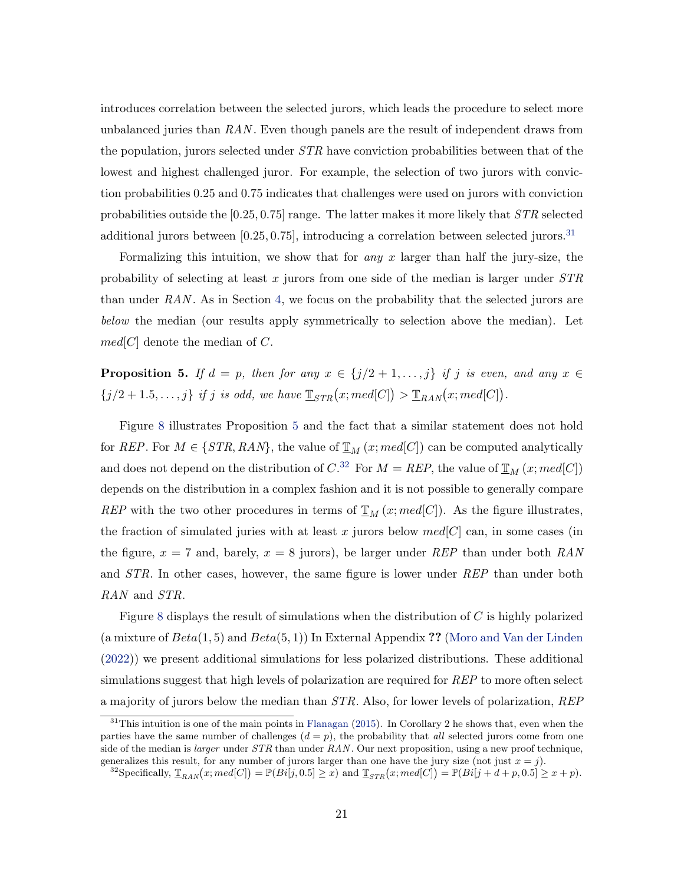introduces correlation between the selected jurors, which leads the procedure to select more unbalanced juries than $RAN$. Even though panels are the result of independent draws from the population, jurors selected under $STR$ have conviction probabilities between that of the lowest and highest challenged juror. For example, the selection of two jurors with conviction probabilities 0.25 and 0.75 indicates that challenges were used on jurors with conviction probabilities outside the $[0.25, 0.75]$ range. The latter makes it more likely that $STR$ selected additional jurors between $[0.25, 0.75]$, introducing a correlation between selected jurors.[31]

Formalizing this intuition, we show that for *any* $x$ larger than half the jury-size, the probability of selecting at least $x$ jurors from one side of the median is larger under $STR$ than under $RAN$. As in Section 4, we focus on the probability that the selected jurors are *below* the median (our results apply symmetrically to selection above the median). Let $med[C]$ denote the median of $C$.

**Proposition 5.** *If $d = p$, then for any $x \in \{j/2+1, \ldots, j\}$ if $j$ is even, and any $x \in \{j/2+1.5, \ldots, j\}$ if $j$ is odd, we have $\underline{\mathbb{T}}_{STR}\big(x; med[C]\big) > \underline{\mathbb{T}}_{RAN}\big(x; med[C]\big)$.*

Figure 8 illustrates Proposition 5 and the fact that a similar statement does not hold for $REP$. For $M \in \{STR, RAN\}$, the value of $\underline{\mathbb{T}}_M\,(x; med[C])$ can be computed analytically and does not depend on the distribution of $C$.[32] For $M = REP$, the value of $\underline{\mathbb{T}}_M\,(x; med[C])$ depends on the distribution in a complex fashion and it is not possible to generally compare $REP$ with the two other procedures in terms of $\underline{\mathbb{T}}_M\,(x; med[C])$. As the figure illustrates, the fraction of simulated juries with at least $x$ jurors below $med[C]$ can, in some cases (in the figure, $x = 7$ and, barely, $x = 8$ jurors), be larger under $REP$ than under both $RAN$ and $STR$. In other cases, however, the same figure is lower under $REP$ than under both $RAN$ and $STR$.

Figure 8 displays the result of simulations when the distribution of $C$ is highly polarized (a mixture of $Beta(1,5)$ and $Beta(5,1)$) In External Appendix **??** (Moro and Van der Linden (2022)) we present additional simulations for less polarized distributions. These additional simulations suggest that high levels of polarization are required for $REP$ to more often select a majority of jurors below the median than $STR$. Also, for lower levels of polarization, $REP$

---

[31] This intuition is one of the main points in Flanagan (2015). In Corollary 2 he shows that, even when the parties have the same number of challenges ($d = p$), the probability that *all* selected jurors come from one side of the median is *larger* under $STR$ than under $RAN$. Our next proposition, using a new proof technique, generalizes this result, for any number of jurors larger than one have the jury size (not just $x = j$).

[32] Specifically, $\underline{\mathbb{T}}_{RAN}\big(x; med[C]\big) = \mathbb{P}(Bi[j, 0.5] \geq x)$ and $\underline{\mathbb{T}}_{STR}\big(x; med[C]\big) = \mathbb{P}(Bi[j+d+p, 0.5] \geq x+p)$.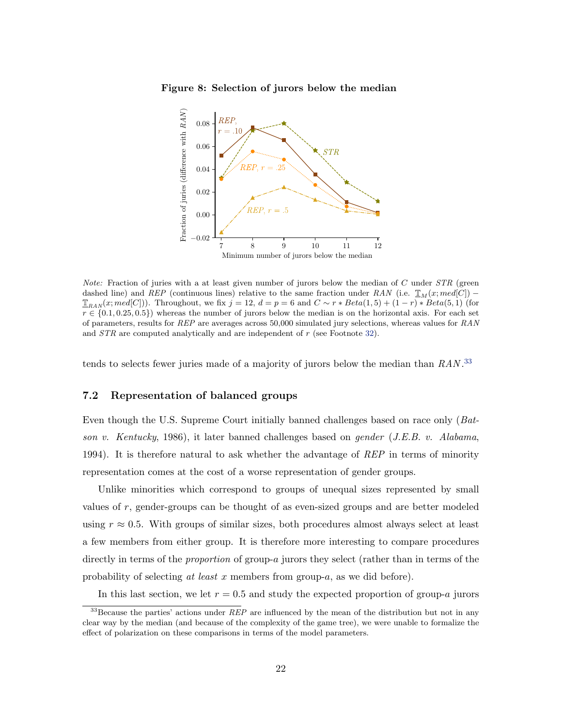**Figure 8: Selection of jurors below the median**

*Note:* Fraction of juries with a at least given number of jurors below the median of $C$ under *STR* (green dashed line) and *REP* (continuous lines) relative to the same fraction under *RAN* (i.e. $\mathbb{T}_M(x; med[C]) - \mathbb{T}_{RAN}(x; med[C])$). Throughout, we fix $j = 12$, $d = p = 6$ and $C \sim r * Beta(1, 5) + (1 - r) * Beta(5, 1)$ (for $r \in \{0.1, 0.25, 0.5\}$) whereas the number of jurors below the median is on the horizontal axis. For each set of parameters, results for *REP* are averages across 50,000 simulated jury selections, whereas values for *RAN* and *STR* are computed analytically and are independent of $r$ (see Footnote 32).

tends to selects fewer juries made of a majority of jurors below the median than *RAN*.[33]

### 7.2 Representation of balanced groups

Even though the U.S. Supreme Court initially banned challenges based on race only (*Batson v. Kentucky*, 1986), it later banned challenges based on *gender* (*J.E.B. v. Alabama*, 1994). It is therefore natural to ask whether the advantage of *REP* in terms of minority representation comes at the cost of a worse representation of gender groups.

Unlike minorities which correspond to groups of unequal sizes represented by small values of $r$, gender-groups can be thought of as even-sized groups and are better modeled using $r \approx 0.5$. With groups of similar sizes, both procedures almost always select at least a few members from either group. It is therefore more interesting to compare procedures directly in terms of the *proportion* of group-$a$ jurors they select (rather than in terms of the probability of selecting *at least* $x$ members from group-$a$, as we did before).

In this last section, we let $r = 0.5$ and study the expected proportion of group-$a$ jurors

[33] Because the parties' actions under *REP* are influenced by the mean of the distribution but not in any clear way by the median (and because of the complexity of the game tree), we were unable to formalize the effect of polarization on these comparisons in terms of the model parameters.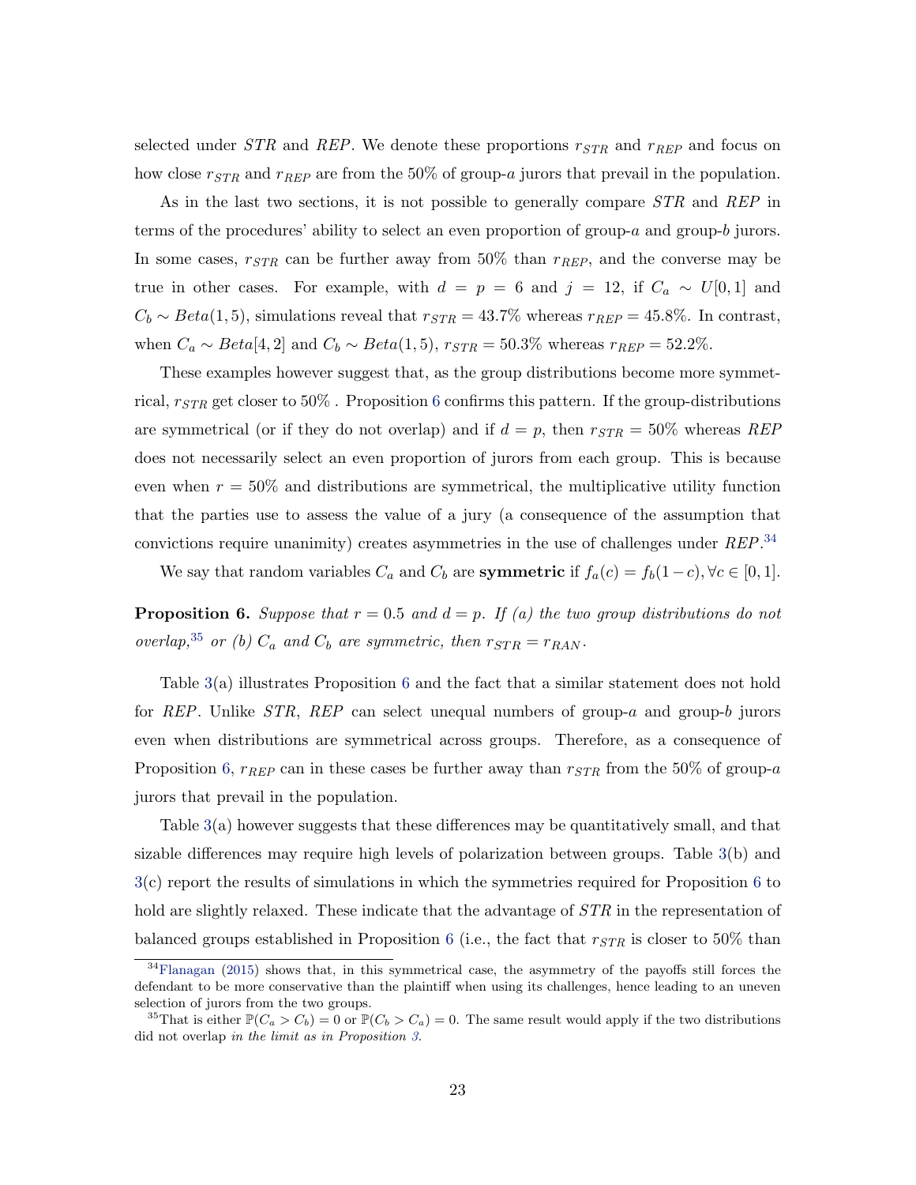selected under $STR$ and $REP$. We denote these proportions $r_{STR}$ and $r_{REP}$ and focus on how close $r_{STR}$ and $r_{REP}$ are from the 50% of group-$a$ jurors that prevail in the population.

As in the last two sections, it is not possible to generally compare $STR$ and $REP$ in terms of the procedures' ability to select an even proportion of group-$a$ and group-$b$ jurors. In some cases, $r_{STR}$ can be further away from 50% than $r_{REP}$, and the converse may be true in other cases. For example, with $d = p = 6$ and $j = 12$, if $C_a \sim U[0,1]$ and $C_b \sim Beta(1,5)$, simulations reveal that $r_{STR} = 43.7\%$ whereas $r_{REP} = 45.8\%$. In contrast, when $C_a \sim Beta[4,2]$ and $C_b \sim Beta(1,5)$, $r_{STR} = 50.3\%$ whereas $r_{REP} = 52.2\%$.

These examples however suggest that, as the group distributions become more symmetrical, $r_{STR}$ get closer to 50% . Proposition 6 confirms this pattern. If the group-distributions are symmetrical (or if they do not overlap) and if $d = p$, then $r_{STR} = 50\%$ whereas $REP$ does not necessarily select an even proportion of jurors from each group. This is because even when $r = 50\%$ and distributions are symmetrical, the multiplicative utility function that the parties use to assess the value of a jury (a consequence of the assumption that convictions require unanimity) creates asymmetries in the use of challenges under $REP$.[34]

We say that random variables $C_a$ and $C_b$ are **symmetric** if $f_a(c) = f_b(1-c), \forall c \in [0,1]$.

**Proposition 6.** *Suppose that $r = 0.5$ and $d = p$. If (a) the two group distributions do not overlap,*[35] *or (b) $C_a$ and $C_b$ are symmetric, then $r_{STR} = r_{RAN}$.*

Table 3(a) illustrates Proposition 6 and the fact that a similar statement does not hold for $REP$. Unlike $STR$, $REP$ can select unequal numbers of group-$a$ and group-$b$ jurors even when distributions are symmetrical across groups. Therefore, as a consequence of Proposition 6, $r_{REP}$ can in these cases be further away than $r_{STR}$ from the 50% of group-$a$ jurors that prevail in the population.

Table 3(a) however suggests that these differences may be quantitatively small, and that sizable differences may require high levels of polarization between groups. Table 3(b) and 3(c) report the results of simulations in which the symmetries required for Proposition 6 to hold are slightly relaxed. These indicate that the advantage of $STR$ in the representation of balanced groups established in Proposition 6 (i.e., the fact that $r_{STR}$ is closer to 50% than

---

[34] Flanagan (2015) shows that, in this symmetrical case, the asymmetry of the payoffs still forces the defendant to be more conservative than the plaintiff when using its challenges, hence leading to an uneven selection of jurors from the two groups.

[35] That is either $\mathbb{P}(C_a > C_b) = 0$ or $\mathbb{P}(C_b > C_a) = 0$. The same result would apply if the two distributions did not overlap *in the limit as in Proposition 3*.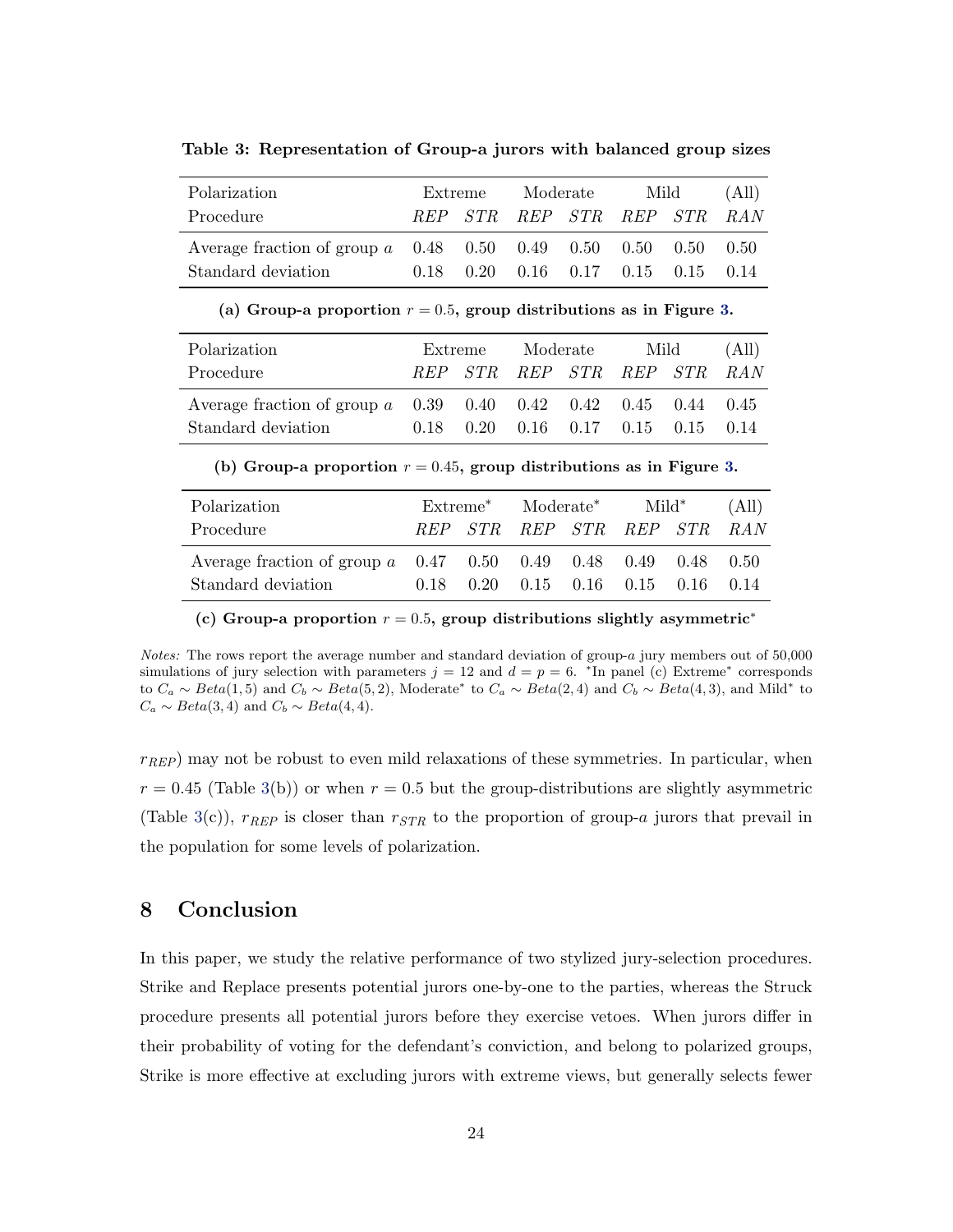**Table 3: Representation of Group-a jurors with balanced group sizes**

| Polarization | Extreme | | Moderate | | Mild | | (All) |
|---|---|---|---|---|---|---|---|
| Procedure | *REP* | *STR* | *REP* | *STR* | *REP* | *STR* | *RAN* |
| Average fraction of group $a$ | 0.48 | 0.50 | 0.49 | 0.50 | 0.50 | 0.50 | 0.50 |
| Standard deviation | 0.18 | 0.20 | 0.16 | 0.17 | 0.15 | 0.15 | 0.14 |

**(a) Group-a proportion $r = 0.5$, group distributions as in Figure 3.**

| Polarization | Extreme | | Moderate | | Mild | | (All) |
|---|---|---|---|---|---|---|---|
| Procedure | *REP* | *STR* | *REP* | *STR* | *REP* | *STR* | *RAN* |
| Average fraction of group $a$ | 0.39 | 0.40 | 0.42 | 0.42 | 0.45 | 0.44 | 0.45 |
| Standard deviation | 0.18 | 0.20 | 0.16 | 0.17 | 0.15 | 0.15 | 0.14 |

**(b) Group-a proportion $r = 0.45$, group distributions as in Figure 3.**

| Polarization | Extreme* | | Moderate* | | Mild* | | (All) |
|---|---|---|---|---|---|---|---|
| Procedure | *REP* | *STR* | *REP* | *STR* | *REP* | *STR* | *RAN* |
| Average fraction of group $a$ | 0.47 | 0.50 | 0.49 | 0.48 | 0.49 | 0.48 | 0.50 |
| Standard deviation | 0.18 | 0.20 | 0.15 | 0.16 | 0.15 | 0.16 | 0.14 |

**(c) Group-a proportion $r = 0.5$, group distributions slightly asymmetric***

*Notes:* The rows report the average number and standard deviation of group-$a$ jury members out of 50,000 simulations of jury selection with parameters $j = 12$ and $d = p = 6$. *In panel (c) Extreme* corresponds to $C_a \sim Beta(1, 5)$ and $C_b \sim Beta(5, 2)$, Moderate* to $C_a \sim Beta(2, 4)$ and $C_b \sim Beta(4, 3)$, and Mild* to $C_a \sim Beta(3, 4)$ and $C_b \sim Beta(4, 4)$.

$r_{REP}$) may not be robust to even mild relaxations of these symmetries. In particular, when $r = 0.45$ (Table 3(b)) or when $r = 0.5$ but the group-distributions are slightly asymmetric (Table 3(c)), $r_{REP}$ is closer than $r_{STR}$ to the proportion of group-$a$ jurors that prevail in the population for some levels of polarization.

## 8 Conclusion

In this paper, we study the relative performance of two stylized jury-selection procedures. Strike and Replace presents potential jurors one-by-one to the parties, whereas the Struck procedure presents all potential jurors before they exercise vetoes. When jurors differ in their probability of voting for the defendant's conviction, and belong to polarized groups, Strike is more effective at excluding jurors with extreme views, but generally selects fewer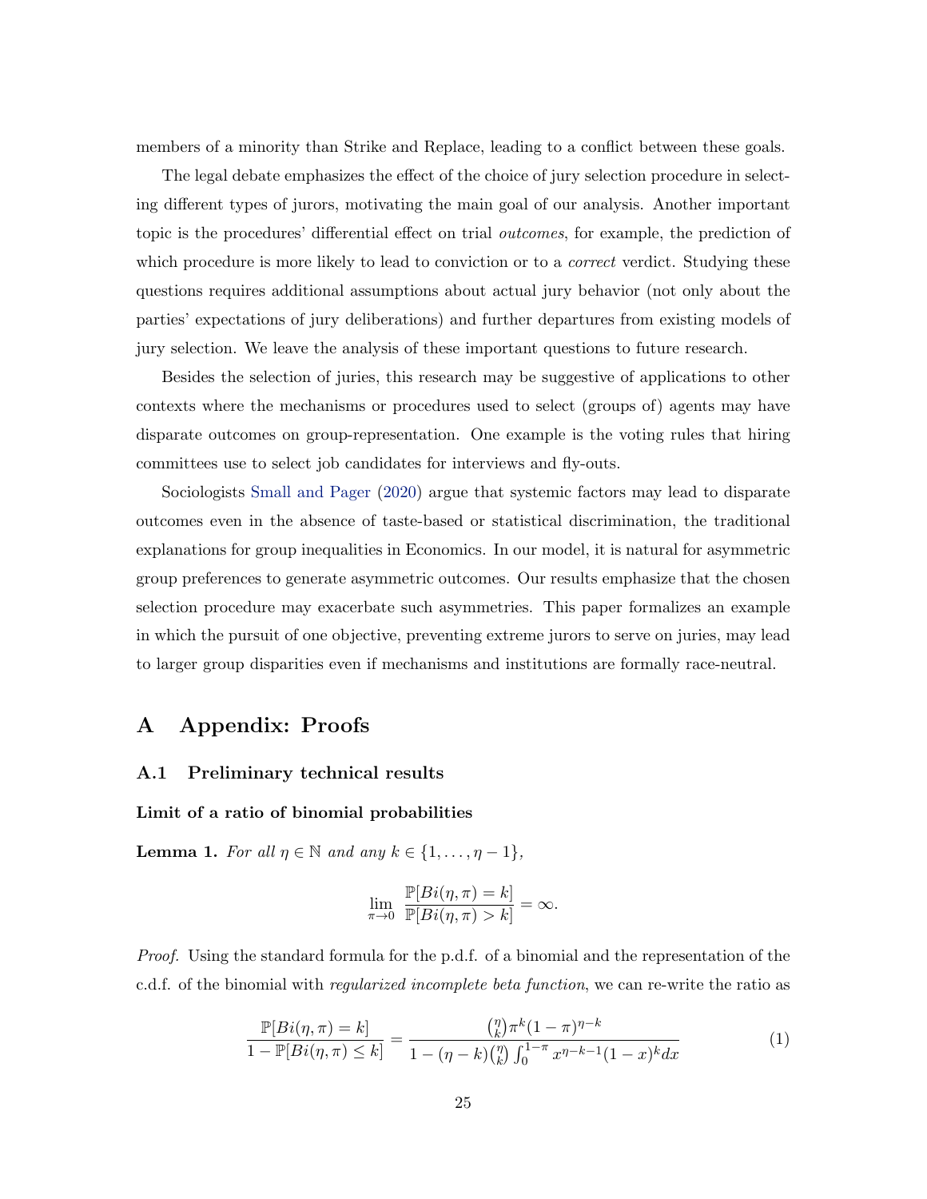members of a minority than Strike and Replace, leading to a conflict between these goals.

The legal debate emphasizes the effect of the choice of jury selection procedure in selecting different types of jurors, motivating the main goal of our analysis. Another important topic is the procedures' differential effect on trial *outcomes*, for example, the prediction of which procedure is more likely to lead to conviction or to a *correct* verdict. Studying these questions requires additional assumptions about actual jury behavior (not only about the parties' expectations of jury deliberations) and further departures from existing models of jury selection. We leave the analysis of these important questions to future research.

Besides the selection of juries, this research may be suggestive of applications to other contexts where the mechanisms or procedures used to select (groups of) agents may have disparate outcomes on group-representation. One example is the voting rules that hiring committees use to select job candidates for interviews and fly-outs.

Sociologists Small and Pager (2020) argue that systemic factors may lead to disparate outcomes even in the absence of taste-based or statistical discrimination, the traditional explanations for group inequalities in Economics. In our model, it is natural for asymmetric group preferences to generate asymmetric outcomes. Our results emphasize that the chosen selection procedure may exacerbate such asymmetries. This paper formalizes an example in which the pursuit of one objective, preventing extreme jurors to serve on juries, may lead to larger group disparities even if mechanisms and institutions are formally race-neutral.

# A Appendix: Proofs

## A.1 Preliminary technical results

**Limit of a ratio of binomial probabilities**

**Lemma 1.** *For all $\eta \in \mathbb{N}$ and any $k \in \{1, \ldots, \eta - 1\}$,*

$$\lim_{\pi \to 0} \frac{\mathbb{P}[Bi(\eta, \pi) = k]}{\mathbb{P}[Bi(\eta, \pi) > k]} = \infty.$$

*Proof.* Using the standard formula for the p.d.f. of a binomial and the representation of the c.d.f. of the binomial with *regularized incomplete beta function*, we can re-write the ratio as

$$\frac{\mathbb{P}[Bi(\eta, \pi) = k]}{1 - \mathbb{P}[Bi(\eta, \pi) \leq k]} = \frac{\binom{\eta}{k} \pi^k (1 - \pi)^{\eta - k}}{1 - (\eta - k)\binom{\eta}{k} \int_0^{1-\pi} x^{\eta - k - 1}(1 - x)^k dx} \tag{1}$$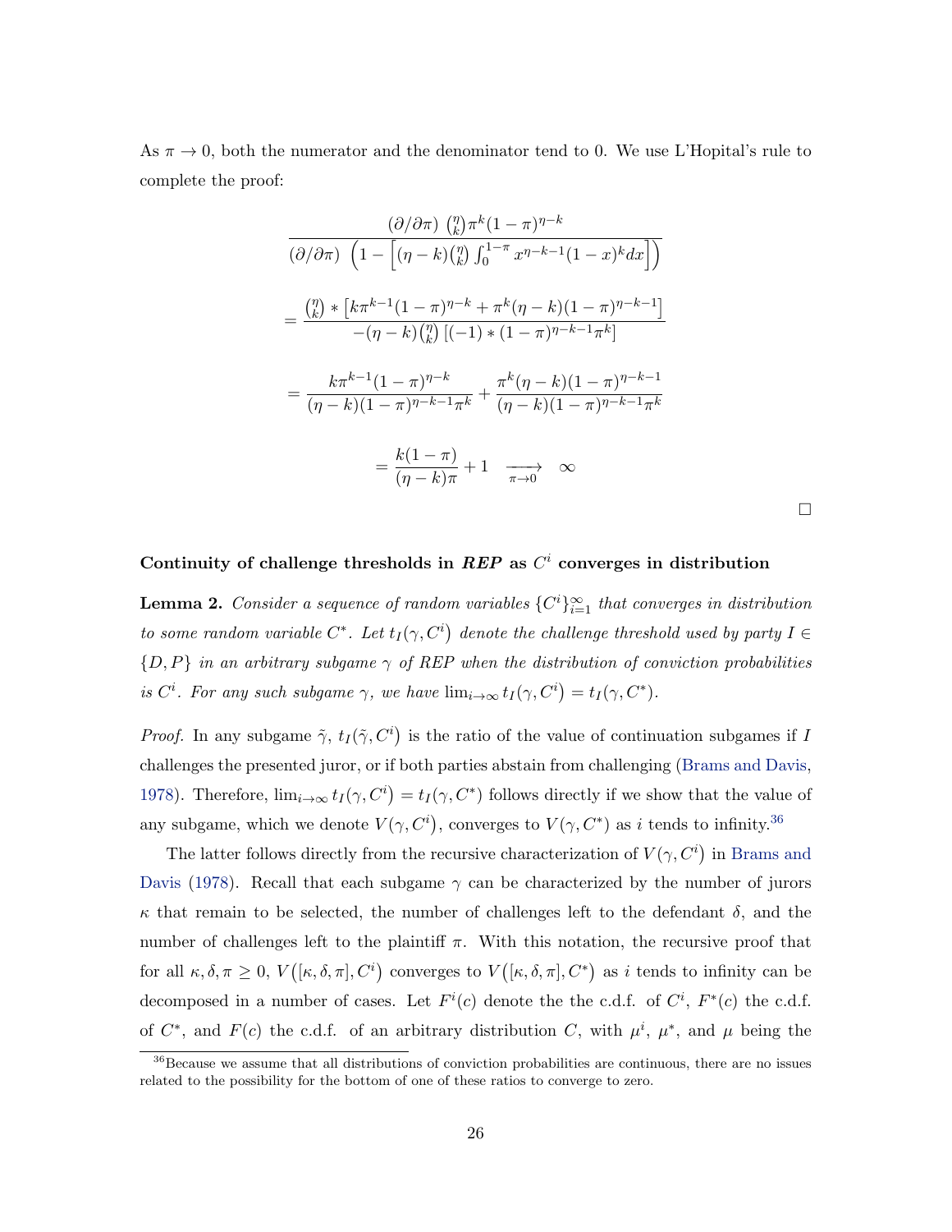As $\pi \to 0$, both the numerator and the denominator tend to 0. We use L'Hopital's rule to complete the proof:

$$\frac{(\partial/\partial\pi)\ \binom{\eta}{k}\pi^k(1-\pi)^{\eta-k}}{(\partial/\partial\pi)\ \left(1-\left[(\eta-k)\binom{\eta}{k}\int_0^{1-\pi}x^{\eta-k-1}(1-x)^k dx\right]\right)}$$

$$= \frac{\binom{\eta}{k} * \left[k\pi^{k-1}(1-\pi)^{\eta-k} + \pi^k(\eta-k)(1-\pi)^{\eta-k-1}\right]}{-(\eta-k)\binom{\eta}{k}\left[(-1)*(1-\pi)^{\eta-k-1}\pi^k\right]}$$

$$= \frac{k\pi^{k-1}(1-\pi)^{\eta-k}}{(\eta-k)(1-\pi)^{\eta-k-1}\pi^k} + \frac{\pi^k(\eta-k)(1-\pi)^{\eta-k-1}}{(\eta-k)(1-\pi)^{\eta-k-1}\pi^k}$$

$$= \frac{k(1-\pi)}{(\eta-k)\pi} + 1 \quad \xrightarrow[\pi\to 0]{} \quad \infty$$

□

### Continuity of challenge thresholds in *REP* as $C^i$ converges in distribution

**Lemma 2.** *Consider a sequence of random variables $\{C^i\}_{i=1}^{\infty}$ that converges in distribution to some random variable $C^*$. Let $t_I(\gamma, C^i)$ denote the challenge threshold used by party $I \in \{D, P\}$ in an arbitrary subgame $\gamma$ of REP when the distribution of conviction probabilities is $C^i$. For any such subgame $\gamma$, we have $\lim_{i\to\infty} t_I(\gamma, C^i) = t_I(\gamma, C^*)$.*

*Proof.* In any subgame $\tilde{\gamma}$, $t_I(\tilde{\gamma}, C^i)$ is the ratio of the value of continuation subgames if $I$ challenges the presented juror, or if both parties abstain from challenging (Brams and Davis, 1978). Therefore, $\lim_{i\to\infty} t_I(\gamma, C^i) = t_I(\gamma, C^*)$ follows directly if we show that the value of any subgame, which we denote $V(\gamma, C^i)$, converges to $V(\gamma, C^*)$ as $i$ tends to infinity.[36]

The latter follows directly from the recursive characterization of $V(\gamma, C^i)$ in Brams and Davis (1978). Recall that each subgame $\gamma$ can be characterized by the number of jurors $\kappa$ that remain to be selected, the number of challenges left to the defendant $\delta$, and the number of challenges left to the plaintiff $\pi$. With this notation, the recursive proof that for all $\kappa, \delta, \pi \geq 0$, $V([\kappa, \delta, \pi], C^i)$ converges to $V([\kappa, \delta, \pi], C^*)$ as $i$ tends to infinity can be decomposed in a number of cases. Let $F^i(c)$ denote the the c.d.f. of $C^i$, $F^*(c)$ the c.d.f. of $C^*$, and $F(c)$ the c.d.f. of an arbitrary distribution $C$, with $\mu^i$, $\mu^*$, and $\mu$ being the

[36]Because we assume that all distributions of conviction probabilities are continuous, there are no issues related to the possibility for the bottom of one of these ratios to converge to zero.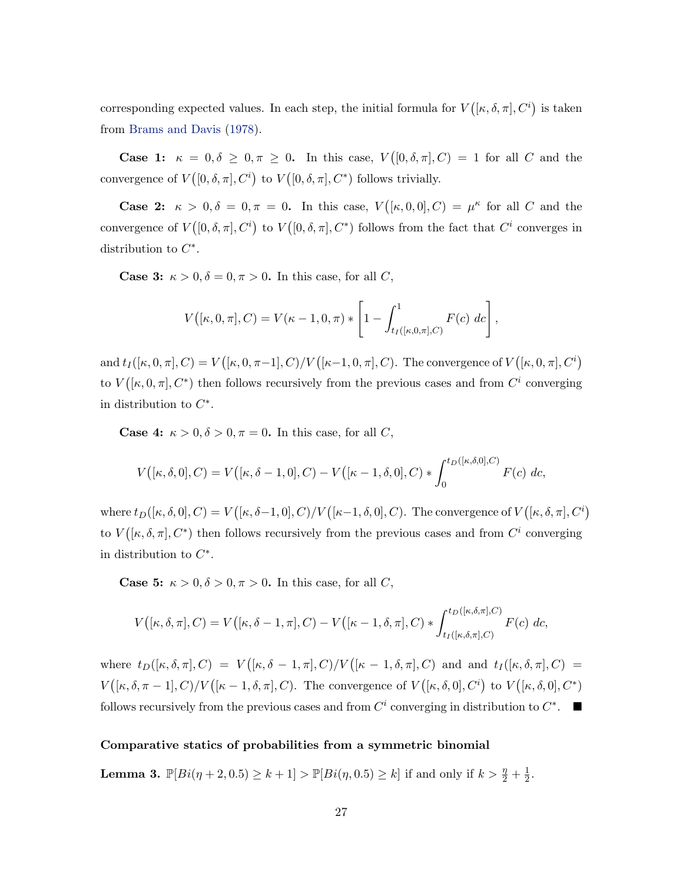corresponding expected values. In each step, the initial formula for $V\big([\kappa,\delta,\pi],C^i\big)$ is taken from Brams and Davis (1978).

**Case 1:** $\kappa = 0, \delta \geq 0, \pi \geq 0$**.** In this case, $V\big([0,\delta,\pi],C\big) = 1$ for all $C$ and the convergence of $V\big([0,\delta,\pi],C^i\big)$ to $V\big([0,\delta,\pi],C^*\big)$ follows trivially.

**Case 2:** $\kappa > 0, \delta = 0, \pi = 0$**.** In this case, $V\big([\kappa,0,0],C\big) = \mu^\kappa$ for all $C$ and the convergence of $V\big([0,\delta,\pi],C^i\big)$ to $V\big([0,\delta,\pi],C^*\big)$ follows from the fact that $C^i$ converges in distribution to $C^*$.

**Case 3:** $\kappa > 0, \delta = 0, \pi > 0$**.** In this case, for all $C$,

$$V\big([\kappa,0,\pi],C\big) = V(\kappa-1,0,\pi) * \left[1 - \int_{t_I([\kappa,0,\pi],C)}^{1} F(c)\ dc\right],$$

and $t_I([\kappa,0,\pi],C) = V\big([\kappa,0,\pi-1],C\big)/V\big([\kappa-1,0,\pi],C\big)$. The convergence of $V\big([\kappa,0,\pi],C^i\big)$ to $V\big([\kappa,0,\pi],C^*\big)$ then follows recursively from the previous cases and from $C^i$ converging in distribution to $C^*$.

**Case 4:** $\kappa > 0, \delta > 0, \pi = 0$**.** In this case, for all $C$,

$$V\big([\kappa,\delta,0],C\big) = V\big([\kappa,\delta-1,0],C\big) - V\big([\kappa-1,\delta,0],C\big) * \int_{0}^{t_D([\kappa,\delta,0],C)} F(c)\ dc,$$

where $t_D([\kappa,\delta,0],C) = V\big([\kappa,\delta-1,0],C\big)/V\big([\kappa-1,\delta,0],C\big)$. The convergence of $V\big([\kappa,\delta,\pi],C^i\big)$ to $V\big([\kappa,\delta,\pi],C^*\big)$ then follows recursively from the previous cases and from $C^i$ converging in distribution to $C^*$.

**Case 5:** $\kappa > 0, \delta > 0, \pi > 0$**.** In this case, for all $C$,

$$V\big([\kappa,\delta,\pi],C\big) = V\big([\kappa,\delta-1,\pi],C\big) - V\big([\kappa-1,\delta,\pi],C\big) * \int_{t_I([\kappa,\delta,\pi],C)}^{t_D([\kappa,\delta,\pi],C)} F(c)\ dc,$$

where $t_D([\kappa,\delta,\pi],C) = V\big([\kappa,\delta-1,\pi],C\big)/V\big([\kappa-1,\delta,\pi],C\big)$ and and $t_I([\kappa,\delta,\pi],C) = V\big([\kappa,\delta,\pi-1],C\big)/V\big([\kappa-1,\delta,\pi],C\big)$. The convergence of $V\big([\kappa,\delta,0],C^i\big)$ to $V\big([\kappa,\delta,0],C^*\big)$ follows recursively from the previous cases and from $C^i$ converging in distribution to $C^*$. ■

**Comparative statics of probabilities from a symmetric binomial**

**Lemma 3.** $\mathbb{P}[Bi(\eta+2,0.5) \geq k+1] > \mathbb{P}[Bi(\eta,0.5) \geq k]$ if and only if $k > \frac{\eta}{2} + \frac{1}{2}$.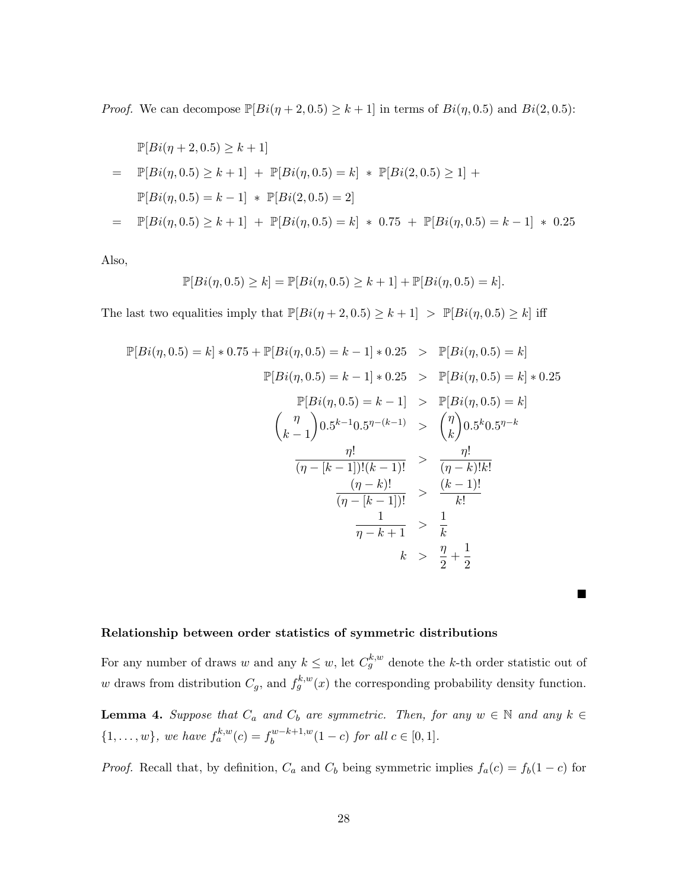*Proof.* We can decompose $\mathbb{P}[Bi(\eta+2, 0.5) \geq k+1]$ in terms of $Bi(\eta, 0.5)$ and $Bi(2, 0.5)$:

$$
\begin{aligned}
& \mathbb{P}[Bi(\eta+2, 0.5) \geq k+1] \\
= \; & \mathbb{P}[Bi(\eta, 0.5) \geq k+1] \; + \; \mathbb{P}[Bi(\eta, 0.5) = k] \; * \; \mathbb{P}[Bi(2, 0.5) \geq 1] \; + \\
& \mathbb{P}[Bi(\eta, 0.5) = k-1] \; * \; \mathbb{P}[Bi(2, 0.5) = 2] \\
= \; & \mathbb{P}[Bi(\eta, 0.5) \geq k+1] \; + \; \mathbb{P}[Bi(\eta, 0.5) = k] \; * \; 0.75 \; + \; \mathbb{P}[Bi(\eta, 0.5) = k-1] \; * \; 0.25
\end{aligned}
$$

Also,

$$
\mathbb{P}[Bi(\eta, 0.5) \geq k] = \mathbb{P}[Bi(\eta, 0.5) \geq k+1] + \mathbb{P}[Bi(\eta, 0.5) = k].
$$

The last two equalities imply that $\mathbb{P}[Bi(\eta+2, 0.5) \geq k+1] \; > \; \mathbb{P}[Bi(\eta, 0.5) \geq k]$ iff

$$
\begin{aligned}
\mathbb{P}[Bi(\eta, 0.5) = k] * 0.75 + \mathbb{P}[Bi(\eta, 0.5) = k-1] * 0.25 &> \mathbb{P}[Bi(\eta, 0.5) = k] \\
\mathbb{P}[Bi(\eta, 0.5) = k-1] * 0.25 &> \mathbb{P}[Bi(\eta, 0.5) = k] * 0.25 \\
\mathbb{P}[Bi(\eta, 0.5) = k-1] &> \mathbb{P}[Bi(\eta, 0.5) = k] \\
\binom{\eta}{k-1} 0.5^{k-1} 0.5^{\eta-(k-1)} &> \binom{\eta}{k} 0.5^{k} 0.5^{\eta-k} \\
\frac{\eta!}{(\eta-[k-1])!(k-1)!} &> \frac{\eta!}{(\eta-k)!k!} \\
\frac{(\eta-k)!}{(\eta-[k-1])!} &> \frac{(k-1)!}{k!} \\
\frac{1}{\eta-k+1} &> \frac{1}{k} \\
k &> \frac{\eta}{2} + \frac{1}{2}
\end{aligned}
$$

■

**Relationship between order statistics of symmetric distributions**

For any number of draws $w$ and any $k \leq w$, let $C_g^{k,w}$ denote the $k$-th order statistic out of $w$ draws from distribution $C_g$, and $f_g^{k,w}(x)$ the corresponding probability density function.

**Lemma 4.** *Suppose that $C_a$ and $C_b$ are symmetric. Then, for any $w \in \mathbb{N}$ and any $k \in \{1, \ldots, w\}$, we have $f_a^{k,w}(c) = f_b^{w-k+1,w}(1-c)$ for all $c \in [0,1]$.*

*Proof.* Recall that, by definition, $C_a$ and $C_b$ being symmetric implies $f_a(c) = f_b(1-c)$ for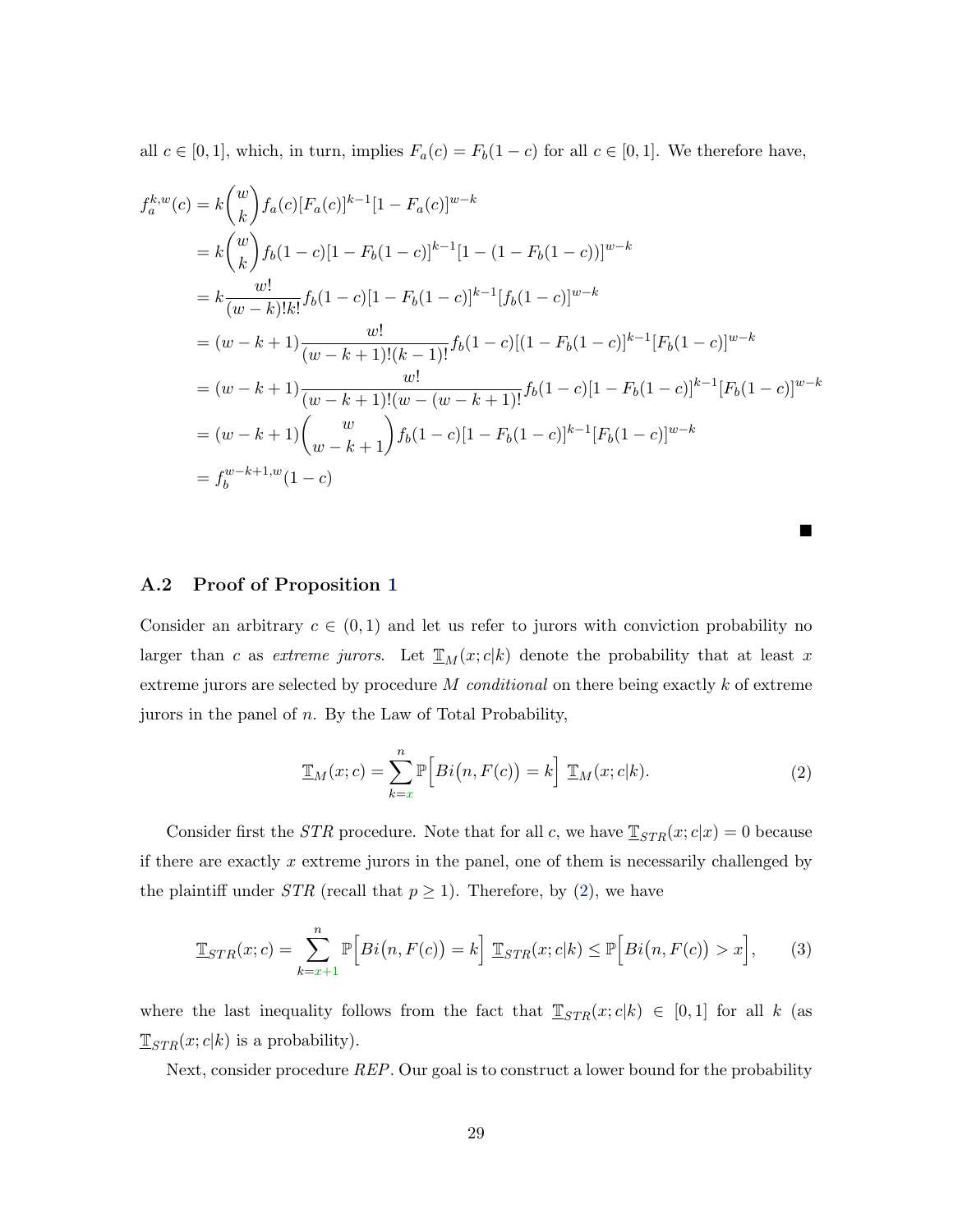all $c \in [0,1]$, which, in turn, implies $F_a(c) = F_b(1-c)$ for all $c \in [0,1]$. We therefore have,

$$
\begin{aligned}
f_a^{k,w}(c) &= k\binom{w}{k} f_a(c)[F_a(c)]^{k-1}[1-F_a(c)]^{w-k} \\
&= k\binom{w}{k} f_b(1-c)[1-F_b(1-c)]^{k-1}[1-(1-F_b(1-c))]^{w-k} \\
&= k\frac{w!}{(w-k)!k!} f_b(1-c)[1-F_b(1-c)]^{k-1}[f_b(1-c)]^{w-k} \\
&= (w-k+1)\frac{w!}{(w-k+1)!(k-1)!} f_b(1-c)[(1-F_b(1-c)]^{k-1}[F_b(1-c)]^{w-k} \\
&= (w-k+1)\frac{w!}{(w-k+1)!(w-(w-k+1)!} f_b(1-c)[1-F_b(1-c)]^{k-1}[F_b(1-c)]^{w-k} \\
&= (w-k+1)\binom{w}{w-k+1} f_b(1-c)[1-F_b(1-c)]^{k-1}[F_b(1-c)]^{w-k} \\
&= f_b^{w-k+1,w}(1-c)
\end{aligned}
$$

■

## A.2 Proof of Proposition 1

Consider an arbitrary $c \in (0,1)$ and let us refer to jurors with conviction probability no larger than $c$ as *extreme jurors*. Let $\underline{\mathbb{T}}_M(x;c|k)$ denote the probability that at least $x$ extreme jurors are selected by procedure $M$ *conditional* on there being exactly $k$ of extreme jurors in the panel of $n$. By the Law of Total Probability,

$$
\underline{\mathbb{T}}_M(x;c) = \sum_{k=x}^{n} \mathbb{P}\Big[Bi\big(n,F(c)\big)=k\Big]\ \underline{\mathbb{T}}_M(x;c|k). \tag{2}
$$

Consider first the $STR$ procedure. Note that for all $c$, we have $\underline{\mathbb{T}}_{STR}(x;c|x) = 0$ because if there are exactly $x$ extreme jurors in the panel, one of them is necessarily challenged by the plaintiff under $STR$ (recall that $p \geq 1$). Therefore, by (2), we have

$$
\underline{\mathbb{T}}_{STR}(x;c) = \sum_{k=x+1}^{n} \mathbb{P}\Big[Bi\big(n,F(c)\big)=k\Big]\ \underline{\mathbb{T}}_{STR}(x;c|k) \leq \mathbb{P}\Big[Bi\big(n,F(c)\big)>x\Big], \tag{3}
$$

where the last inequality follows from the fact that $\underline{\mathbb{T}}_{STR}(x;c|k) \in [0,1]$ for all $k$ (as $\underline{\mathbb{T}}_{STR}(x;c|k)$ is a probability).

Next, consider procedure $REP$. Our goal is to construct a lower bound for the probability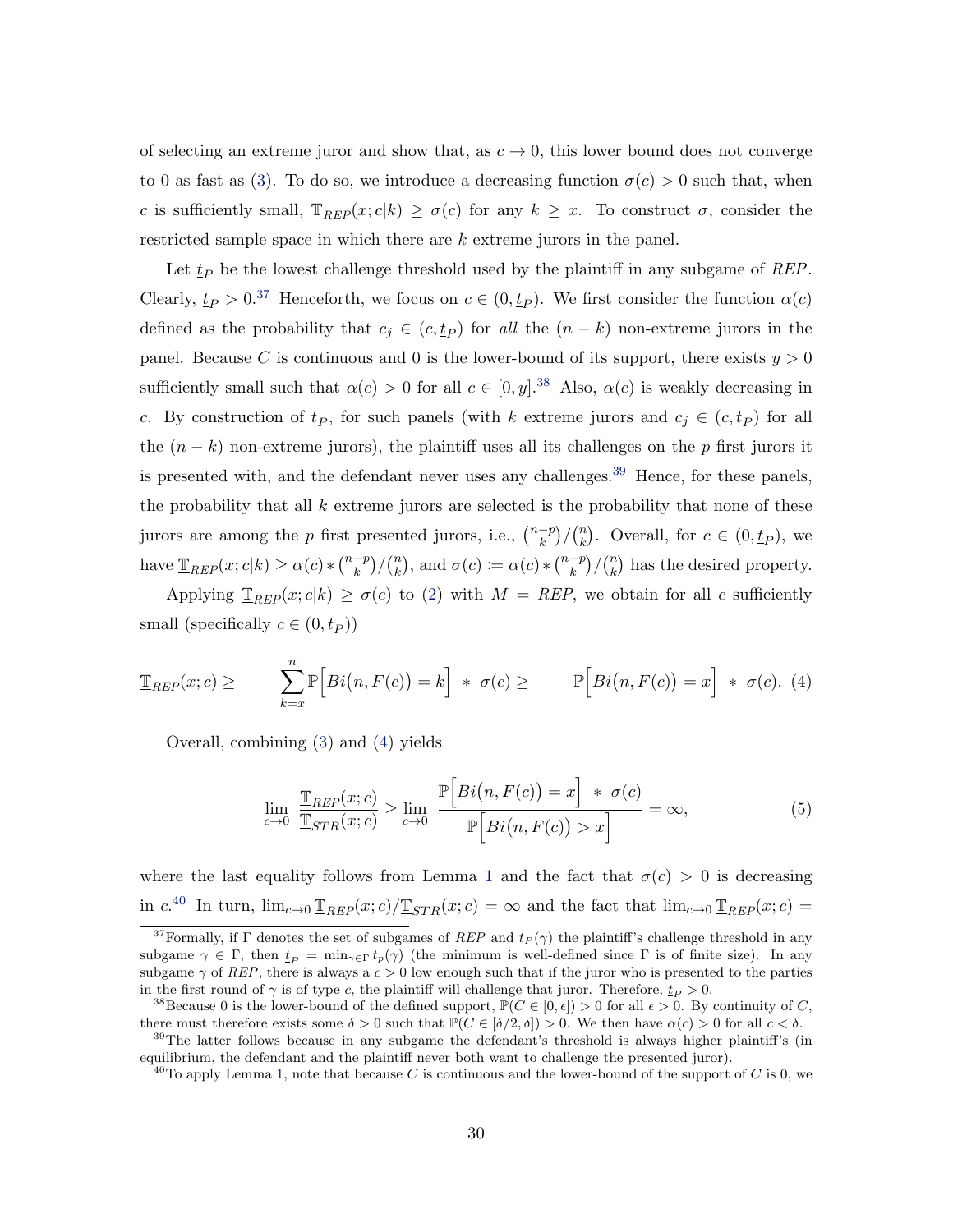of selecting an extreme juror and show that, as $c \to 0$, this lower bound does not converge to 0 as fast as (3). To do so, we introduce a decreasing function $\sigma(c) > 0$ such that, when $c$ is sufficiently small, $\underline{\mathbb{T}}_{REP}(x; c|k) \geq \sigma(c)$ for any $k \geq x$. To construct $\sigma$, consider the restricted sample space in which there are $k$ extreme jurors in the panel.

Let $\underline{t}_P$ be the lowest challenge threshold used by the plaintiff in any subgame of *REP*. Clearly, $\underline{t}_P > 0$.[37] Henceforth, we focus on $c \in (0, \underline{t}_P)$. We first consider the function $\alpha(c)$ defined as the probability that $c_j \in (c, \underline{t}_P)$ for *all* the $(n-k)$ non-extreme jurors in the panel. Because $C$ is continuous and 0 is the lower-bound of its support, there exists $y > 0$ sufficiently small such that $\alpha(c) > 0$ for all $c \in [0, y]$.[38] Also, $\alpha(c)$ is weakly decreasing in $c$. By construction of $\underline{t}_P$, for such panels (with $k$ extreme jurors and $c_j \in (c, \underline{t}_P)$ for all the $(n-k)$ non-extreme jurors), the plaintiff uses all its challenges on the $p$ first jurors it is presented with, and the defendant never uses any challenges.[39] Hence, for these panels, the probability that all $k$ extreme jurors are selected is the probability that none of these jurors are among the $p$ first presented jurors, i.e., $\binom{n-p}{k}/\binom{n}{k}$. Overall, for $c \in (0, \underline{t}_P)$, we have $\underline{\mathbb{T}}_{REP}(x; c|k) \geq \alpha(c) * \binom{n-p}{k}/\binom{n}{k}$, and $\sigma(c) := \alpha(c) * \binom{n-p}{k}/\binom{n}{k}$ has the desired property.

Applying $\underline{\mathbb{T}}_{REP}(x; c|k) \geq \sigma(c)$ to (2) with $M = REP$, we obtain for all $c$ sufficiently small (specifically $c \in (0, \underline{t}_P)$)

$$\underline{\mathbb{T}}_{REP}(x; c) \geq \sum_{k=x}^{n} \mathbb{P}\Big[Bi\big(n, F(c)\big) = k\Big] * \sigma(c) \geq \mathbb{P}\Big[Bi\big(n, F(c)\big) = x\Big] * \sigma(c). \quad (4)$$

Overall, combining (3) and (4) yields

$$\lim_{c \to 0} \frac{\underline{\mathbb{T}}_{REP}(x; c)}{\underline{\mathbb{T}}_{STR}(x; c)} \geq \lim_{c \to 0} \frac{\mathbb{P}\Big[Bi\big(n, F(c)\big) = x\Big] * \sigma(c)}{\mathbb{P}\Big[Bi\big(n, F(c)\big) > x\Big]} = \infty, \quad (5)$$

where the last equality follows from Lemma 1 and the fact that $\sigma(c) > 0$ is decreasing in $c$.[40] In turn, $\lim_{c \to 0} \underline{\mathbb{T}}_{REP}(x; c)/\underline{\mathbb{T}}_{STR}(x; c) = \infty$ and the fact that $\lim_{c \to 0} \underline{\mathbb{T}}_{REP}(x; c) =$

[37] Formally, if $\Gamma$ denotes the set of subgames of *REP* and $t_P(\gamma)$ the plaintiff's challenge threshold in any subgame $\gamma \in \Gamma$, then $\underline{t}_P = \min_{\gamma \in \Gamma} t_p(\gamma)$ (the minimum is well-defined since $\Gamma$ is of finite size). In any subgame $\gamma$ of *REP*, there is always a $c > 0$ low enough such that if the juror who is presented to the parties in the first round of $\gamma$ is of type $c$, the plaintiff will challenge that juror. Therefore, $\underline{t}_P > 0$.

[38] Because 0 is the lower-bound of the defined support, $\mathbb{P}(C \in [0, \epsilon]) > 0$ for all $\epsilon > 0$. By continuity of $C$, there must therefore exists some $\delta > 0$ such that $\mathbb{P}(C \in [\delta/2, \delta]) > 0$. We then have $\alpha(c) > 0$ for all $c < \delta$.

[39] The latter follows because in any subgame the defendant's threshold is always higher plaintiff's (in equilibrium, the defendant and the plaintiff never both want to challenge the presented juror).

[40] To apply Lemma 1, note that because $C$ is continuous and the lower-bound of the support of $C$ is 0, we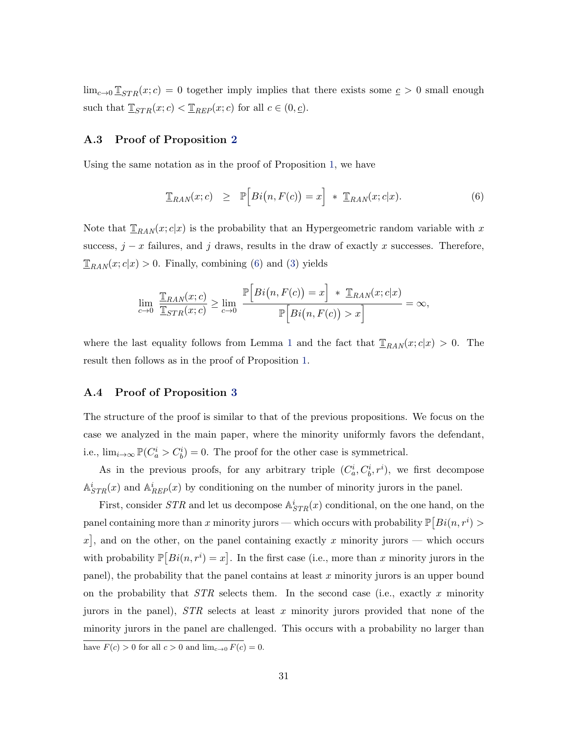$\lim_{c \to 0} \mathbb{T}_{STR}(x; c) = 0$ together imply implies that there exists some $\underline{c} > 0$ small enough such that $\mathbb{T}_{STR}(x; c) < \mathbb{T}_{REP}(x; c)$ for all $c \in (0, \underline{c})$.

### A.3 Proof of Proposition 2

Using the same notation as in the proof of Proposition 1, we have

$$\mathbb{T}_{RAN}(x; c) \quad \geq \quad \mathbb{P}\Big[Bi\big(n, F(c)\big) = x\Big] \ * \ \mathbb{T}_{RAN}(x; c|x). \tag{6}$$

Note that $\mathbb{T}_{RAN}(x; c|x)$ is the probability that an Hypergeometric random variable with $x$ success, $j - x$ failures, and $j$ draws, results in the draw of exactly $x$ successes. Therefore, $\mathbb{T}_{RAN}(x; c|x) > 0$. Finally, combining (6) and (3) yields

$$\lim_{c \to 0} \frac{\mathbb{T}_{RAN}(x; c)}{\mathbb{T}_{STR}(x; c)} \geq \lim_{c \to 0} \frac{\mathbb{P}\Big[Bi\big(n, F(c)\big) = x\Big] \ * \ \mathbb{T}_{RAN}(x; c|x)}{\mathbb{P}\Big[Bi\big(n, F(c)\big) > x\Big]} = \infty,$$

where the last equality follows from Lemma 1 and the fact that $\mathbb{T}_{RAN}(x; c|x) > 0$. The result then follows as in the proof of Proposition 1.

### A.4 Proof of Proposition 3

The structure of the proof is similar to that of the previous propositions. We focus on the case we analyzed in the main paper, where the minority uniformly favors the defendant, i.e., $\lim_{i \to \infty} \mathbb{P}(C_a^i > C_b^i) = 0$. The proof for the other case is symmetrical.

As in the previous proofs, for any arbitrary triple $(C_a^i, C_b^i, r^i)$, we first decompose $\mathbb{A}^i_{STR}(x)$ and $\mathbb{A}^i_{REP}(x)$ by conditioning on the number of minority jurors in the panel.

First, consider $STR$ and let us decompose $\mathbb{A}^i_{STR}(x)$ conditional, on the one hand, on the panel containing more than $x$ minority jurors — which occurs with probability $\mathbb{P}\big[Bi(n, r^i) > x\big]$, and on the other, on the panel containing exactly $x$ minority jurors — which occurs with probability $\mathbb{P}\big[Bi(n, r^i) = x\big]$. In the first case (i.e., more than $x$ minority jurors in the panel), the probability that the panel contains at least $x$ minority jurors is an upper bound on the probability that $STR$ selects them. In the second case (i.e., exactly $x$ minority jurors in the panel), $STR$ selects at least $x$ minority jurors provided that none of the minority jurors in the panel are challenged. This occurs with a probability no larger than

have $F(c) > 0$ for all $c > 0$ and $\lim_{c \to 0} F(c) = 0$.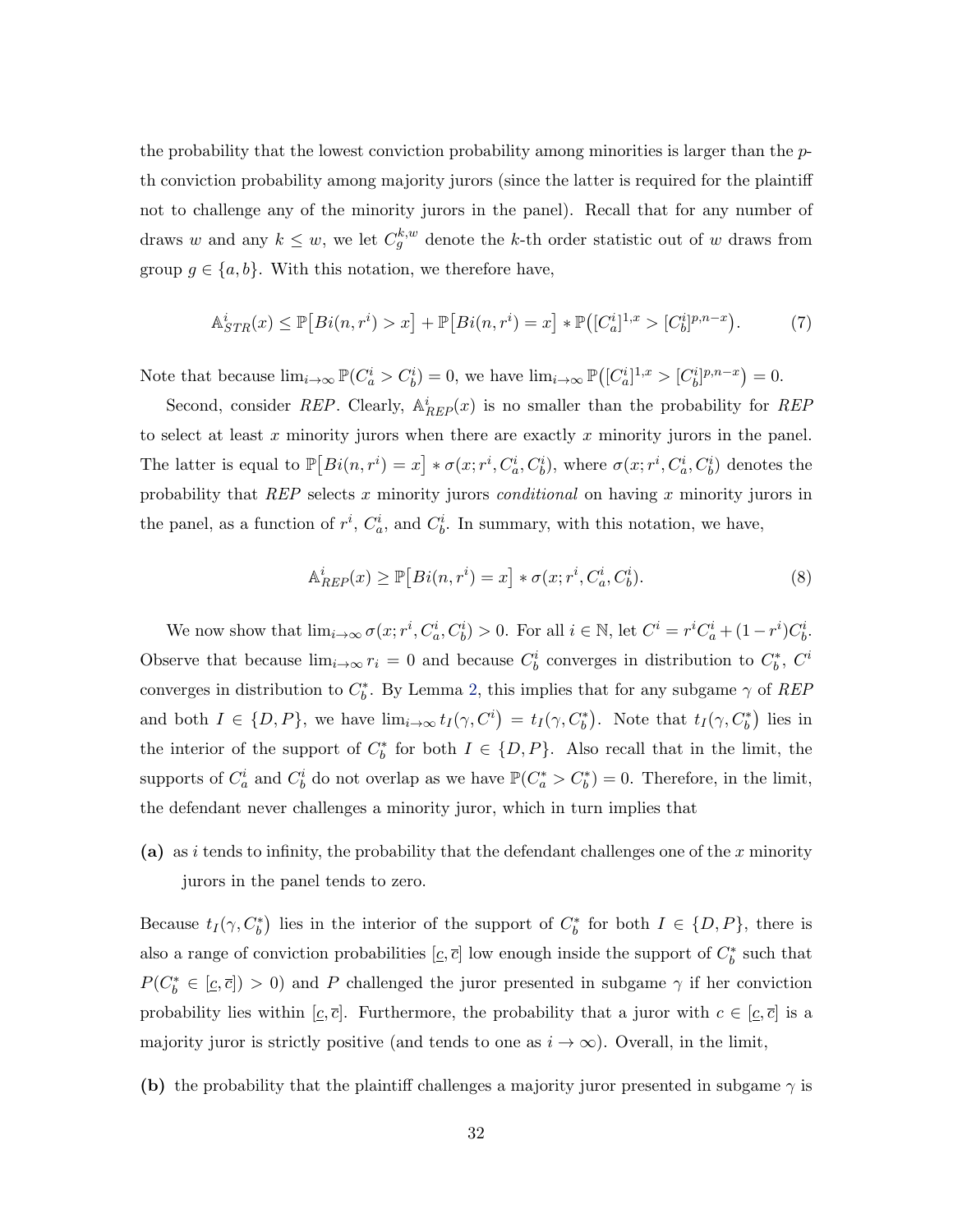the probability that the lowest conviction probability among minorities is larger than the $p$-th conviction probability among majority jurors (since the latter is required for the plaintiff not to challenge any of the minority jurors in the panel). Recall that for any number of draws $w$ and any $k \leq w$, we let $C_g^{k,w}$ denote the $k$-th order statistic out of $w$ draws from group $g \in \{a, b\}$. With this notation, we therefore have,

$$\mathbb{A}^i_{STR}(x) \leq \mathbb{P}\big[Bi(n, r^i) > x\big] + \mathbb{P}\big[Bi(n, r^i) = x\big] * \mathbb{P}\big([C^i_a]^{1,x} > [C^i_b]^{p,n-x}\big). \tag{7}$$

Note that because $\lim_{i\to\infty} \mathbb{P}(C^i_a > C^i_b) = 0$, we have $\lim_{i\to\infty} \mathbb{P}\big([C^i_a]^{1,x} > [C^i_b]^{p,n-x}\big) = 0$.

Second, consider *REP*. Clearly, $\mathbb{A}^i_{REP}(x)$ is no smaller than the probability for *REP* to select at least $x$ minority jurors when there are exactly $x$ minority jurors in the panel. The latter is equal to $\mathbb{P}\big[Bi(n, r^i) = x\big] * \sigma(x; r^i, C^i_a, C^i_b)$, where $\sigma(x; r^i, C^i_a, C^i_b)$ denotes the probability that *REP* selects $x$ minority jurors *conditional* on having $x$ minority jurors in the panel, as a function of $r^i$, $C^i_a$, and $C^i_b$. In summary, with this notation, we have,

$$\mathbb{A}^i_{REP}(x) \geq \mathbb{P}\big[Bi(n, r^i) = x\big] * \sigma(x; r^i, C^i_a, C^i_b). \tag{8}$$

We now show that $\lim_{i\to\infty} \sigma(x; r^i, C^i_a, C^i_b) > 0$. For all $i \in \mathbb{N}$, let $C^i = r^i C^i_a + (1 - r^i) C^i_b$. Observe that because $\lim_{i\to\infty} r_i = 0$ and because $C^i_b$ converges in distribution to $C^*_b$, $C^i$ converges in distribution to $C^*_b$. By Lemma 2, this implies that for any subgame $\gamma$ of *REP* and both $I \in \{D, P\}$, we have $\lim_{i\to\infty} t_I(\gamma, C^i) = t_I(\gamma, C^*_b)$. Note that $t_I(\gamma, C^*_b)$ lies in the interior of the support of $C^*_b$ for both $I \in \{D, P\}$. Also recall that in the limit, the supports of $C^i_a$ and $C^i_b$ do not overlap as we have $\mathbb{P}(C^*_a > C^*_b) = 0$. Therefore, in the limit, the defendant never challenges a minority juror, which in turn implies that

**(a)** as $i$ tends to infinity, the probability that the defendant challenges one of the $x$ minority jurors in the panel tends to zero.

Because $t_I(\gamma, C^*_b)$ lies in the interior of the support of $C^*_b$ for both $I \in \{D, P\}$, there is also a range of conviction probabilities $[\underline{c}, \overline{c}]$ low enough inside the support of $C^*_b$ such that $P(C^*_b \in [\underline{c}, \overline{c}]) > 0$) and $P$ challenged the juror presented in subgame $\gamma$ if her conviction probability lies within $[\underline{c}, \overline{c}]$. Furthermore, the probability that a juror with $c \in [\underline{c}, \overline{c}]$ is a majority juror is strictly positive (and tends to one as $i \to \infty$). Overall, in the limit,

**(b)** the probability that the plaintiff challenges a majority juror presented in subgame $\gamma$ is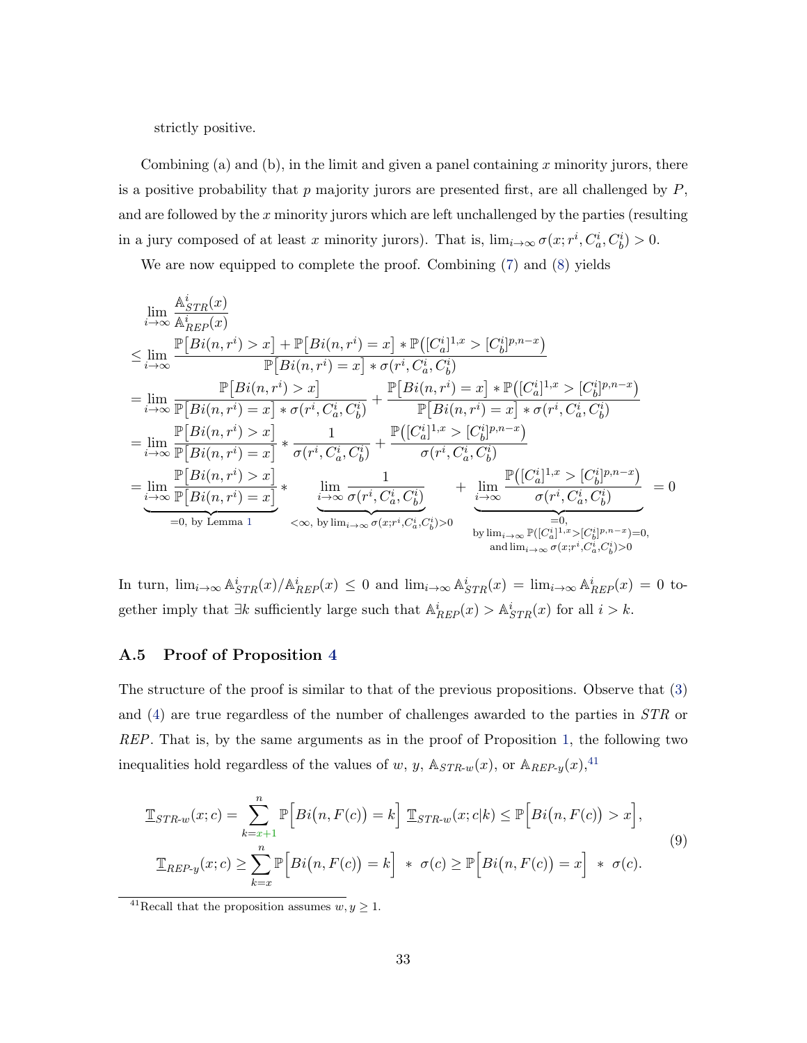strictly positive.

Combining (a) and (b), in the limit and given a panel containing $x$ minority jurors, there is a positive probability that $p$ majority jurors are presented first, are all challenged by $P$, and are followed by the $x$ minority jurors which are left unchallenged by the parties (resulting in a jury composed of at least $x$ minority jurors). That is, $\lim_{i\to\infty} \sigma(x; r^i, C_a^i, C_b^i) > 0$.

We are now equipped to complete the proof. Combining (7) and (8) yields

$$
\begin{aligned}
&\lim_{i\to\infty} \frac{\mathbb{A}^i_{STR}(x)}{\mathbb{A}^i_{REP}(x)} \\
&\leq \lim_{i\to\infty} \frac{\mathbb{P}\big[Bi(n,r^i) > x\big] + \mathbb{P}\big[Bi(n,r^i) = x\big] * \mathbb{P}\big([C_a^i]^{1,x} > [C_b^i]^{p,n-x}\big)}{\mathbb{P}\big[Bi(n,r^i) = x\big] * \sigma(r^i, C_a^i, C_b^i)} \\
&= \lim_{i\to\infty} \frac{\mathbb{P}\big[Bi(n,r^i) > x\big]}{\mathbb{P}\big[Bi(n,r^i) = x\big] * \sigma(r^i, C_a^i, C_b^i)} + \frac{\mathbb{P}\big[Bi(n,r^i) = x\big] * \mathbb{P}\big([C_a^i]^{1,x} > [C_b^i]^{p,n-x}\big)}{\mathbb{P}\big[Bi(n,r^i) = x\big] * \sigma(r^i, C_a^i, C_b^i)} \\
&= \lim_{i\to\infty} \frac{\mathbb{P}\big[Bi(n,r^i) > x\big]}{\mathbb{P}\big[Bi(n,r^i) = x\big]} * \frac{1}{\sigma(r^i, C_a^i, C_b^i)} + \frac{\mathbb{P}\big([C_a^i]^{1,x} > [C_b^i]^{p,n-x}\big)}{\sigma(r^i, C_a^i, C_b^i)} \\
&= \underbrace{\lim_{i\to\infty} \frac{\mathbb{P}\big[Bi(n,r^i) > x\big]}{\mathbb{P}\big[Bi(n,r^i) = x\big]}}_{=0,\text{ by Lemma 1}} * \underbrace{\lim_{i\to\infty} \frac{1}{\sigma(r^i, C_a^i, C_b^i)}}_{<\infty,\text{ by } \lim_{i\to\infty}\sigma(x;r^i,C_a^i,C_b^i)>0} + \underbrace{\lim_{i\to\infty} \frac{\mathbb{P}\big([C_a^i]^{1,x} > [C_b^i]^{p,n-x}\big)}{\sigma(r^i, C_a^i, C_b^i)}}_{\substack{=0, \\ \text{by } \lim_{i\to\infty}\mathbb{P}([C_a^i]^{1,x}>[C_b^i]^{p,n-x})=0, \\ \text{and } \lim_{i\to\infty}\sigma(x;r^i,C_a^i,C_b^i)>0}} = 0
\end{aligned}
$$

In turn, $\lim_{i\to\infty} \mathbb{A}^i_{STR}(x)/\mathbb{A}^i_{REP}(x) \leq 0$ and $\lim_{i\to\infty} \mathbb{A}^i_{STR}(x) = \lim_{i\to\infty} \mathbb{A}^i_{REP}(x) = 0$ together imply that $\exists k$ sufficiently large such that $\mathbb{A}^i_{REP}(x) > \mathbb{A}^i_{STR}(x)$ for all $i > k$.

### A.5 Proof of Proposition 4

The structure of the proof is similar to that of the previous propositions. Observe that (3) and (4) are true regardless of the number of challenges awarded to the parties in $STR$ or $REP$. That is, by the same arguments as in the proof of Proposition 1, the following two inequalities hold regardless of the values of $w$, $y$, $\mathbb{A}_{STR\text{-}w}(x)$, or $\mathbb{A}_{REP\text{-}y}(x)$,[41]

$$
\begin{aligned}
\underline{\mathbb{T}}_{STR\text{-}w}(x;c) &= \sum_{k=x+1}^{n} \mathbb{P}\Big[Bi\big(n, F(c)\big) = k\Big]\ \underline{\mathbb{T}}_{STR\text{-}w}(x;c|k) \leq \mathbb{P}\Big[Bi\big(n, F(c)\big) > x\Big], \\
\underline{\mathbb{T}}_{REP\text{-}y}(x;c) &\geq \sum_{k=x}^{n} \mathbb{P}\Big[Bi\big(n, F(c)\big) = k\Big]\ *\ \sigma(c) \geq \mathbb{P}\Big[Bi\big(n, F(c)\big) = x\Big]\ *\ \sigma(c).
\end{aligned} \tag{9}
$$

[41] Recall that the proposition assumes $w, y \geq 1$.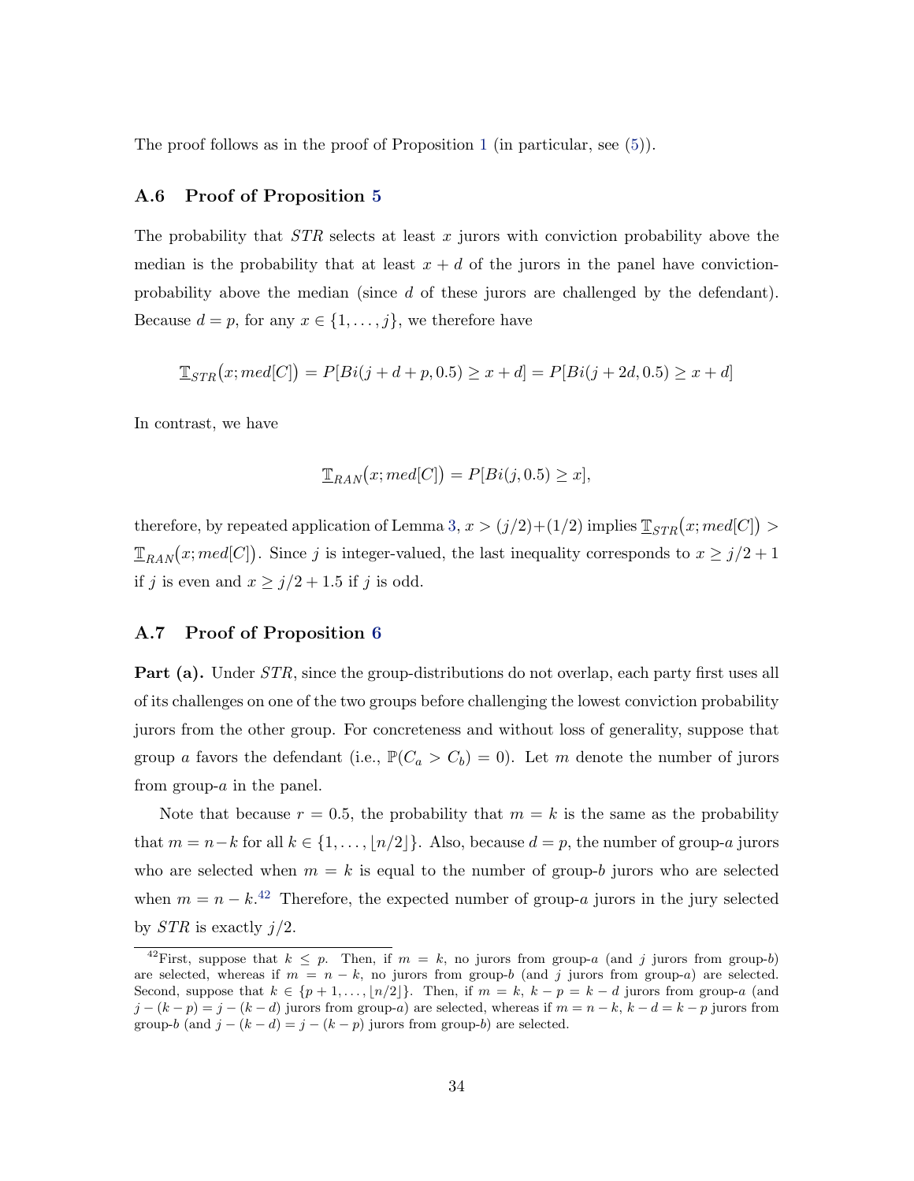The proof follows as in the proof of Proposition 1 (in particular, see (5)).

### A.6 Proof of Proposition 5

The probability that *STR* selects at least $x$ jurors with conviction probability above the median is the probability that at least $x+d$ of the jurors in the panel have conviction-probability above the median (since $d$ of these jurors are challenged by the defendant). Because $d = p$, for any $x \in \{1, \ldots, j\}$, we therefore have

$$\underline{\mathbb{T}}_{STR}\big(x; med[C]\big) = P[Bi(j+d+p, 0.5) \geq x+d] = P[Bi(j+2d, 0.5) \geq x+d]$$

In contrast, we have

$$\underline{\mathbb{T}}_{RAN}\big(x; med[C]\big) = P[Bi(j, 0.5) \geq x],$$

therefore, by repeated application of Lemma 3, $x > (j/2)+(1/2)$ implies $\underline{\mathbb{T}}_{STR}\big(x; med[C]\big) > \underline{\mathbb{T}}_{RAN}\big(x; med[C]\big)$. Since $j$ is integer-valued, the last inequality corresponds to $x \geq j/2+1$ if $j$ is even and $x \geq j/2+1.5$ if $j$ is odd.

### A.7 Proof of Proposition 6

**Part (a).** Under *STR*, since the group-distributions do not overlap, each party first uses all of its challenges on one of the two groups before challenging the lowest conviction probability jurors from the other group. For concreteness and without loss of generality, suppose that group $a$ favors the defendant (i.e., $\mathbb{P}(C_a > C_b) = 0$). Let $m$ denote the number of jurors from group-$a$ in the panel.

Note that because $r = 0.5$, the probability that $m = k$ is the same as the probability that $m = n-k$ for all $k \in \{1, \ldots, \lfloor n/2 \rfloor\}$. Also, because $d = p$, the number of group-$a$ jurors who are selected when $m = k$ is equal to the number of group-$b$ jurors who are selected when $m = n-k$.[42] Therefore, the expected number of group-$a$ jurors in the jury selected by *STR* is exactly $j/2$.

[42] First, suppose that $k \leq p$. Then, if $m = k$, no jurors from group-$a$ (and $j$ jurors from group-$b$) are selected, whereas if $m = n-k$, no jurors from group-$b$ (and $j$ jurors from group-$a$) are selected. Second, suppose that $k \in \{p+1, \ldots, \lfloor n/2 \rfloor\}$. Then, if $m = k$, $k-p = k-d$ jurors from group-$a$ (and $j-(k-p) = j-(k-d)$ jurors from group-$a$) are selected, whereas if $m = n-k$, $k-d = k-p$ jurors from group-$b$ (and $j-(k-d) = j-(k-p)$ jurors from group-$b$) are selected.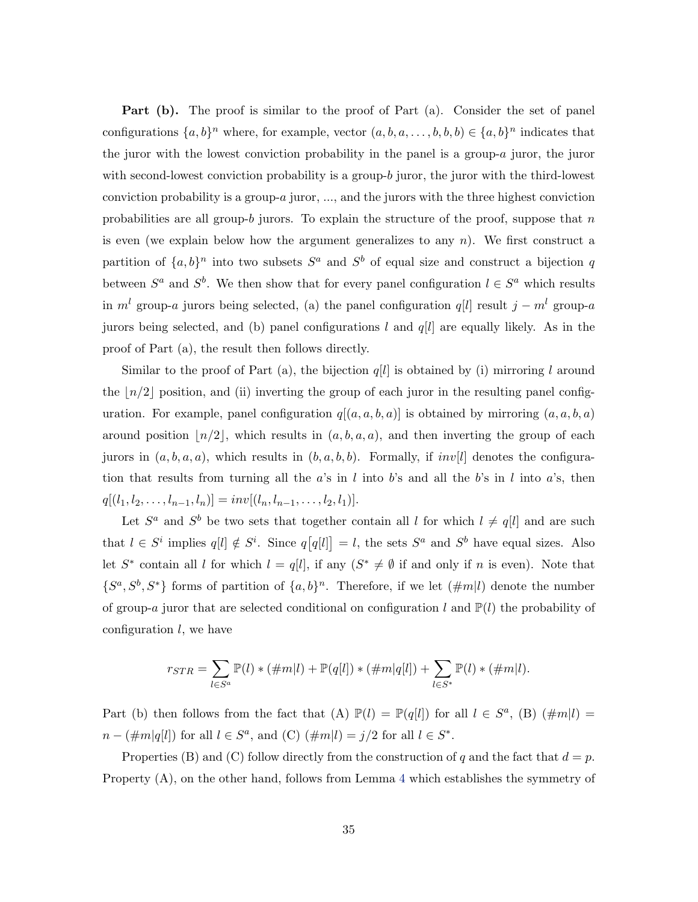**Part (b).** The proof is similar to the proof of Part (a). Consider the set of panel configurations $\{a, b\}^n$ where, for example, vector $(a, b, a, \ldots, b, b, b) \in \{a, b\}^n$ indicates that the juror with the lowest conviction probability in the panel is a group-$a$ juror, the juror with second-lowest conviction probability is a group-$b$ juror, the juror with the third-lowest conviction probability is a group-$a$ juror, ..., and the jurors with the three highest conviction probabilities are all group-$b$ jurors. To explain the structure of the proof, suppose that $n$ is even (we explain below how the argument generalizes to any $n$). We first construct a partition of $\{a, b\}^n$ into two subsets $S^a$ and $S^b$ of equal size and construct a bijection $q$ between $S^a$ and $S^b$. We then show that for every panel configuration $l \in S^a$ which results in $m^l$ group-$a$ jurors being selected, (a) the panel configuration $q[l]$ result $j - m^l$ group-$a$ jurors being selected, and (b) panel configurations $l$ and $q[l]$ are equally likely. As in the proof of Part (a), the result then follows directly.

Similar to the proof of Part (a), the bijection $q[l]$ is obtained by (i) mirroring $l$ around the $\lfloor n/2 \rfloor$ position, and (ii) inverting the group of each juror in the resulting panel configuration. For example, panel configuration $q[(a, a, b, a)]$ is obtained by mirroring $(a, a, b, a)$ around position $\lfloor n/2 \rfloor$, which results in $(a, b, a, a)$, and then inverting the group of each jurors in $(a, b, a, a)$, which results in $(b, a, b, b)$. Formally, if $inv[l]$ denotes the configuration that results from turning all the $a$'s in $l$ into $b$'s and all the $b$'s in $l$ into $a$'s, then $q[(l_1, l_2, \ldots, l_{n-1}, l_n)] = inv[(l_n, l_{n-1}, \ldots, l_2, l_1)]$.

Let $S^a$ and $S^b$ be two sets that together contain all $l$ for which $l \neq q[l]$ and are such that $l \in S^i$ implies $q[l] \notin S^i$. Since $q\big[q[l]\big] = l$, the sets $S^a$ and $S^b$ have equal sizes. Also let $S^*$ contain all $l$ for which $l = q[l]$, if any ($S^* \neq \emptyset$ if and only if $n$ is even). Note that $\{S^a, S^b, S^*\}$ forms of partition of $\{a, b\}^n$. Therefore, if we let $(\#m|l)$ denote the number of group-$a$ juror that are selected conditional on configuration $l$ and $\mathbb{P}(l)$ the probability of configuration $l$, we have

$$r_{STR} = \sum_{l \in S^a} \mathbb{P}(l) * (\#m|l) + \mathbb{P}(q[l]) * (\#m|q[l]) + \sum_{l \in S^*} \mathbb{P}(l) * (\#m|l).$$

Part (b) then follows from the fact that (A) $\mathbb{P}(l) = \mathbb{P}(q[l])$ for all $l \in S^a$, (B) $(\#m|l) = n - (\#m|q[l])$ for all $l \in S^a$, and (C) $(\#m|l) = j/2$ for all $l \in S^*$.

Properties (B) and (C) follow directly from the construction of $q$ and the fact that $d = p$. Property (A), on the other hand, follows from Lemma 4 which establishes the symmetry of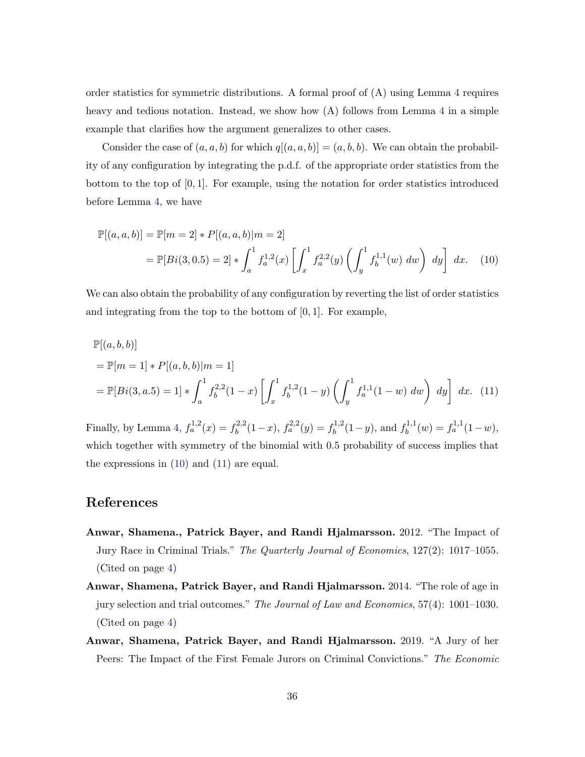order statistics for symmetric distributions. A formal proof of (A) using Lemma 4 requires heavy and tedious notation. Instead, we show how (A) follows from Lemma 4 in a simple example that clarifies how the argument generalizes to other cases.

Consider the case of $(a, a, b)$ for which $q[(a, a, b)] = (a, b, b)$. We can obtain the probability of any configuration by integrating the p.d.f. of the appropriate order statistics from the bottom to the top of $[0, 1]$. For example, using the notation for order statistics introduced before Lemma 4, we have

$$
\begin{aligned}
\mathbb{P}[(a, a, b)] &= \mathbb{P}[m = 2] * P[(a, a, b)|m = 2] \\
&= \mathbb{P}[Bi(3, 0.5) = 2] * \int_a^1 f_a^{1,2}(x) \left[ \int_x^1 f_a^{2,2}(y) \left( \int_y^1 f_b^{1,1}(w)\ dw \right)\ dy \right]\ dx. \quad (10)
\end{aligned}
$$

We can also obtain the probability of any configuration by reverting the list of order statistics and integrating from the top to the bottom of $[0, 1]$. For example,

$$
\begin{aligned}
&\mathbb{P}[(a, b, b)] \\
&= \mathbb{P}[m = 1] * P[(a, b, b)|m = 1] \\
&= \mathbb{P}[Bi(3, a.5) = 1] * \int_a^1 f_b^{2,2}(1-x) \left[ \int_x^1 f_b^{1,2}(1-y) \left( \int_y^1 f_a^{1,1}(1-w)\ dw \right)\ dy \right]\ dx. \quad (11)
\end{aligned}
$$

Finally, by Lemma 4, $f_a^{1,2}(x) = f_b^{2,2}(1-x)$, $f_a^{2,2}(y) = f_b^{1,2}(1-y)$, and $f_b^{1,1}(w) = f_a^{1,1}(1-w)$, which together with symmetry of the binomial with 0.5 probability of success implies that the expressions in (10) and (11) are equal.

## References

**Anwar, Shamena., Patrick Bayer, and Randi Hjalmarsson.** 2012. "The Impact of Jury Race in Criminal Trials." *The Quarterly Journal of Economics*, 127(2): 1017–1055. (Cited on page 4)

**Anwar, Shamena, Patrick Bayer, and Randi Hjalmarsson.** 2014. "The role of age in jury selection and trial outcomes." *The Journal of Law and Economics*, 57(4): 1001–1030. (Cited on page 4)

**Anwar, Shamena, Patrick Bayer, and Randi Hjalmarsson.** 2019. "A Jury of her Peers: The Impact of the First Female Jurors on Criminal Convictions." *The Economic*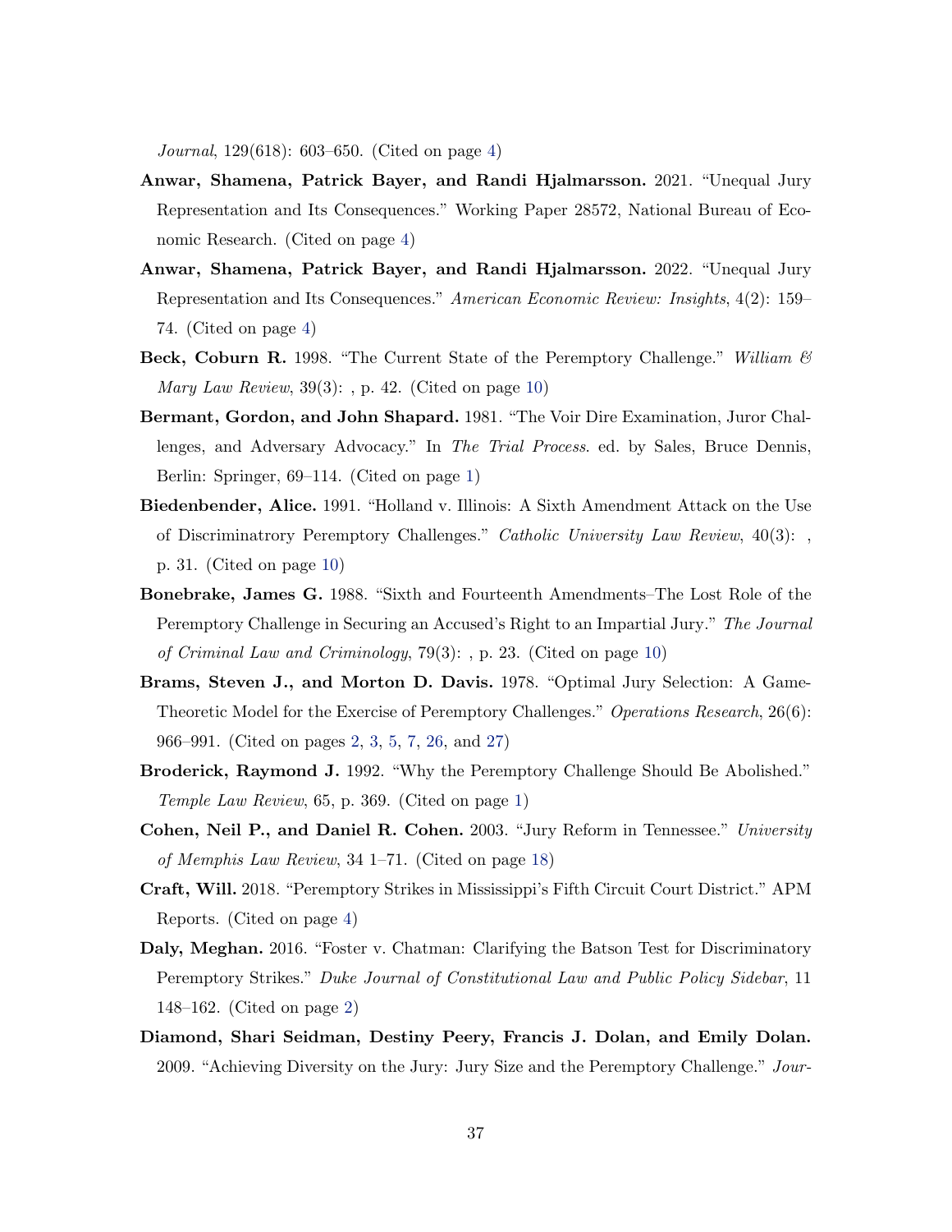*Journal*, 129(618): 603–650. (Cited on page 4)

**Anwar, Shamena, Patrick Bayer, and Randi Hjalmarsson.** 2021. "Unequal Jury Representation and Its Consequences." Working Paper 28572, National Bureau of Economic Research. (Cited on page 4)

**Anwar, Shamena, Patrick Bayer, and Randi Hjalmarsson.** 2022. "Unequal Jury Representation and Its Consequences." *American Economic Review: Insights*, 4(2): 159–74. (Cited on page 4)

**Beck, Coburn R.** 1998. "The Current State of the Peremptory Challenge." *William & Mary Law Review*, 39(3): , p. 42. (Cited on page 10)

**Bermant, Gordon, and John Shapard.** 1981. "The Voir Dire Examination, Juror Challenges, and Adversary Advocacy." In *The Trial Process*. ed. by Sales, Bruce Dennis, Berlin: Springer, 69–114. (Cited on page 1)

**Biedenbender, Alice.** 1991. "Holland v. Illinois: A Sixth Amendment Attack on the Use of Discriminatrory Peremptory Challenges." *Catholic University Law Review*, 40(3): , p. 31. (Cited on page 10)

**Bonebrake, James G.** 1988. "Sixth and Fourteenth Amendments–The Lost Role of the Peremptory Challenge in Securing an Accused's Right to an Impartial Jury." *The Journal of Criminal Law and Criminology*, 79(3): , p. 23. (Cited on page 10)

**Brams, Steven J., and Morton D. Davis.** 1978. "Optimal Jury Selection: A Game-Theoretic Model for the Exercise of Peremptory Challenges." *Operations Research*, 26(6): 966–991. (Cited on pages 2, 3, 5, 7, 26, and 27)

**Broderick, Raymond J.** 1992. "Why the Peremptory Challenge Should Be Abolished." *Temple Law Review*, 65, p. 369. (Cited on page 1)

**Cohen, Neil P., and Daniel R. Cohen.** 2003. "Jury Reform in Tennessee." *University of Memphis Law Review*, 34 1–71. (Cited on page 18)

**Craft, Will.** 2018. "Peremptory Strikes in Mississippi's Fifth Circuit Court District." APM Reports. (Cited on page 4)

**Daly, Meghan.** 2016. "Foster v. Chatman: Clarifying the Batson Test for Discriminatory Peremptory Strikes." *Duke Journal of Constitutional Law and Public Policy Sidebar*, 11 148–162. (Cited on page 2)

**Diamond, Shari Seidman, Destiny Peery, Francis J. Dolan, and Emily Dolan.** 2009. "Achieving Diversity on the Jury: Jury Size and the Peremptory Challenge." *Jour-*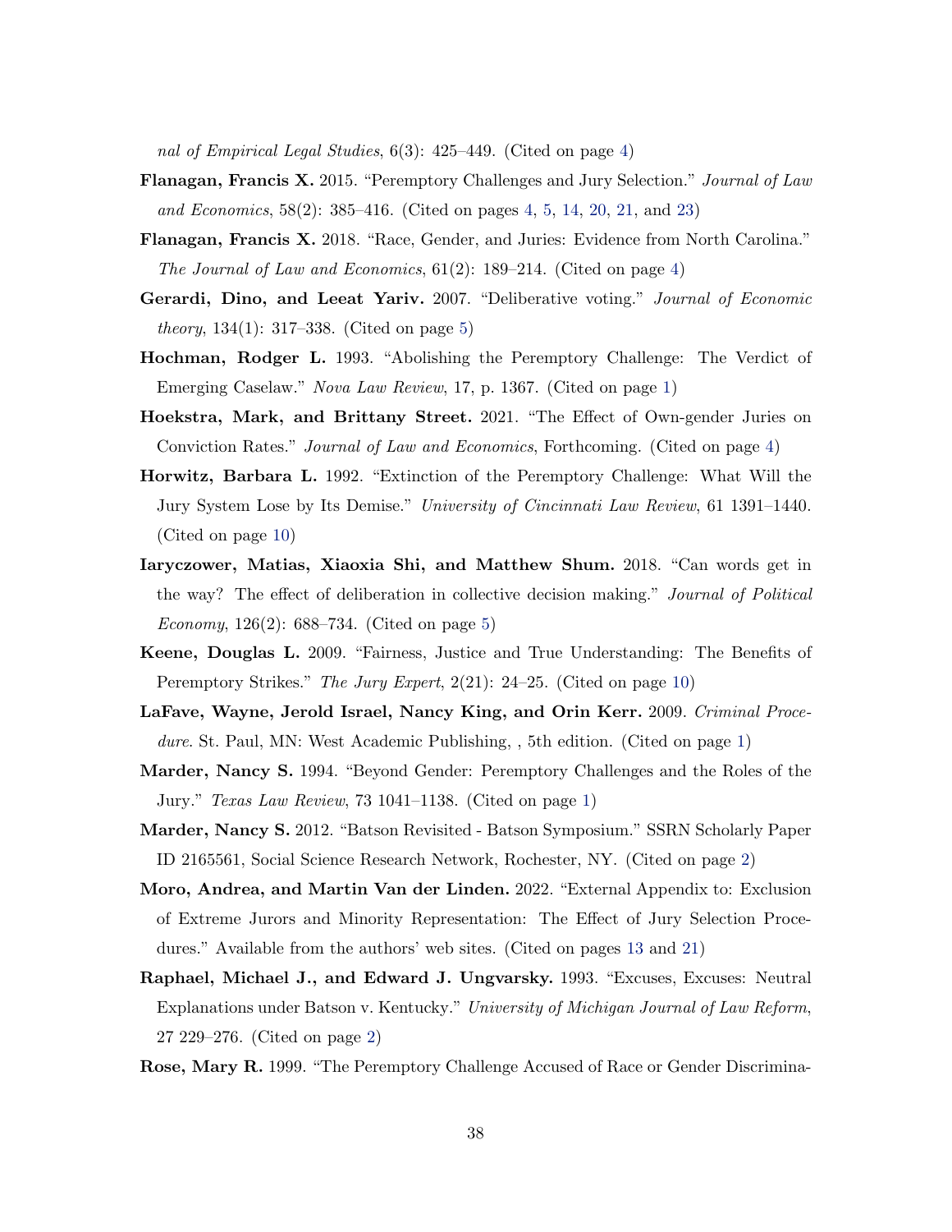nal of Empirical Legal Studies*, 6(3): 425–449. (Cited on page 4)

**Flanagan, Francis X.** 2015. "Peremptory Challenges and Jury Selection." *Journal of Law and Economics*, 58(2): 385–416. (Cited on pages 4, 5, 14, 20, 21, and 23)

**Flanagan, Francis X.** 2018. "Race, Gender, and Juries: Evidence from North Carolina." *The Journal of Law and Economics*, 61(2): 189–214. (Cited on page 4)

**Gerardi, Dino, and Leeat Yariv.** 2007. "Deliberative voting." *Journal of Economic theory*, 134(1): 317–338. (Cited on page 5)

**Hochman, Rodger L.** 1993. "Abolishing the Peremptory Challenge: The Verdict of Emerging Caselaw." *Nova Law Review*, 17, p. 1367. (Cited on page 1)

**Hoekstra, Mark, and Brittany Street.** 2021. "The Effect of Own-gender Juries on Conviction Rates." *Journal of Law and Economics*, Forthcoming. (Cited on page 4)

**Horwitz, Barbara L.** 1992. "Extinction of the Peremptory Challenge: What Will the Jury System Lose by Its Demise." *University of Cincinnati Law Review*, 61 1391–1440. (Cited on page 10)

**Iaryczower, Matias, Xiaoxia Shi, and Matthew Shum.** 2018. "Can words get in the way? The effect of deliberation in collective decision making." *Journal of Political Economy*, 126(2): 688–734. (Cited on page 5)

**Keene, Douglas L.** 2009. "Fairness, Justice and True Understanding: The Benefits of Peremptory Strikes." *The Jury Expert*, 2(21): 24–25. (Cited on page 10)

**LaFave, Wayne, Jerold Israel, Nancy King, and Orin Kerr.** 2009. *Criminal Procedure*. St. Paul, MN: West Academic Publishing, , 5th edition. (Cited on page 1)

**Marder, Nancy S.** 1994. "Beyond Gender: Peremptory Challenges and the Roles of the Jury." *Texas Law Review*, 73 1041–1138. (Cited on page 1)

**Marder, Nancy S.** 2012. "Batson Revisited - Batson Symposium." SSRN Scholarly Paper ID 2165561, Social Science Research Network, Rochester, NY. (Cited on page 2)

**Moro, Andrea, and Martin Van der Linden.** 2022. "External Appendix to: Exclusion of Extreme Jurors and Minority Representation: The Effect of Jury Selection Procedures." Available from the authors' web sites. (Cited on pages 13 and 21)

**Raphael, Michael J., and Edward J. Ungvarsky.** 1993. "Excuses, Excuses: Neutral Explanations under Batson v. Kentucky." *University of Michigan Journal of Law Reform*, 27 229–276. (Cited on page 2)

**Rose, Mary R.** 1999. "The Peremptory Challenge Accused of Race or Gender Discrimina-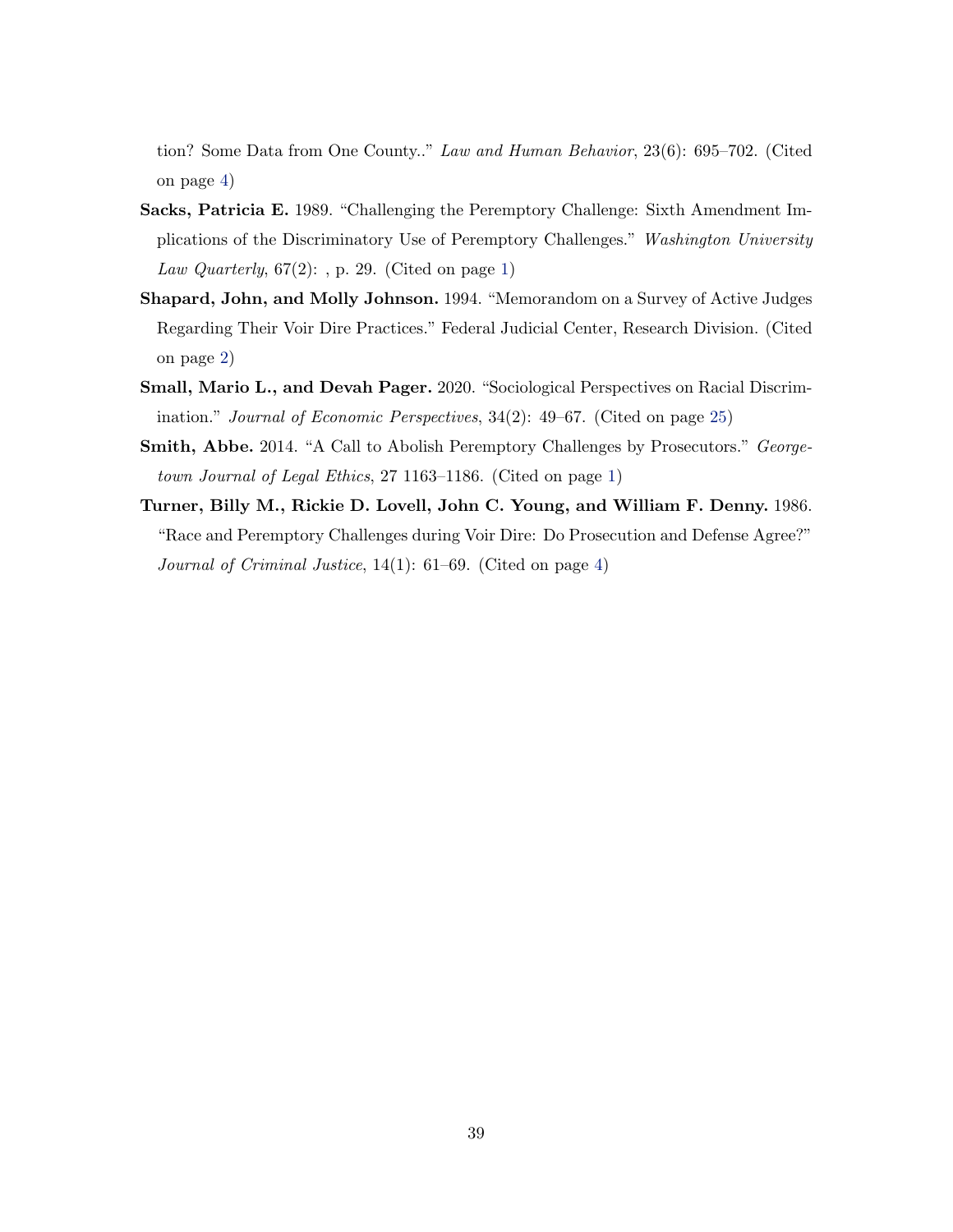tion? Some Data from One County.." *Law and Human Behavior*, 23(6): 695–702. (Cited on page 4)

**Sacks, Patricia E.** 1989. "Challenging the Peremptory Challenge: Sixth Amendment Implications of the Discriminatory Use of Peremptory Challenges." *Washington University Law Quarterly*, 67(2): , p. 29. (Cited on page 1)

**Shapard, John, and Molly Johnson.** 1994. "Memorandom on a Survey of Active Judges Regarding Their Voir Dire Practices." Federal Judicial Center, Research Division. (Cited on page 2)

**Small, Mario L., and Devah Pager.** 2020. "Sociological Perspectives on Racial Discrimination." *Journal of Economic Perspectives*, 34(2): 49–67. (Cited on page 25)

**Smith, Abbe.** 2014. "A Call to Abolish Peremptory Challenges by Prosecutors." *Georgetown Journal of Legal Ethics*, 27 1163–1186. (Cited on page 1)

**Turner, Billy M., Rickie D. Lovell, John C. Young, and William F. Denny.** 1986. "Race and Peremptory Challenges during Voir Dire: Do Prosecution and Defense Agree?" *Journal of Criminal Justice*, 14(1): 61–69. (Cited on page 4)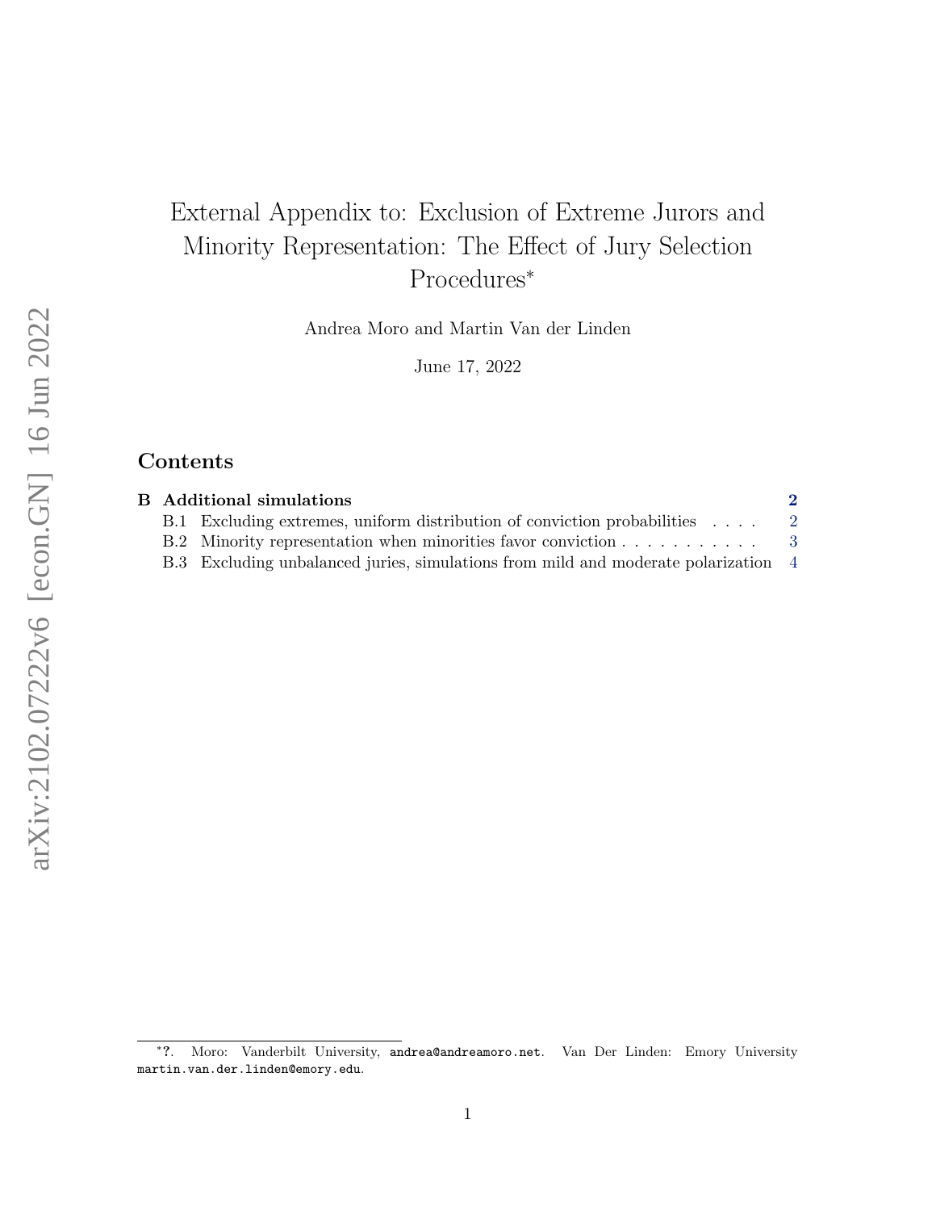# External Appendix to: Exclusion of Extreme Jurors and Minority Representation: The Effect of Jury Selection Procedures*

Andrea Moro and Martin Van der Linden

June 17, 2022

## Contents

**B Additional simulations** — **2**

- B.1 Excluding extremes, uniform distribution of conviction probabilities . . . . 2
- B.2 Minority representation when minorities favor conviction . . . . . . . . . . . 3
- B.3 Excluding unbalanced juries, simulations from mild and moderate polarization 4

---

*?. Moro: Vanderbilt University, `andrea@andreamoro.net`. Van Der Linden: Emory University `martin.van.der.linden@emory.edu`.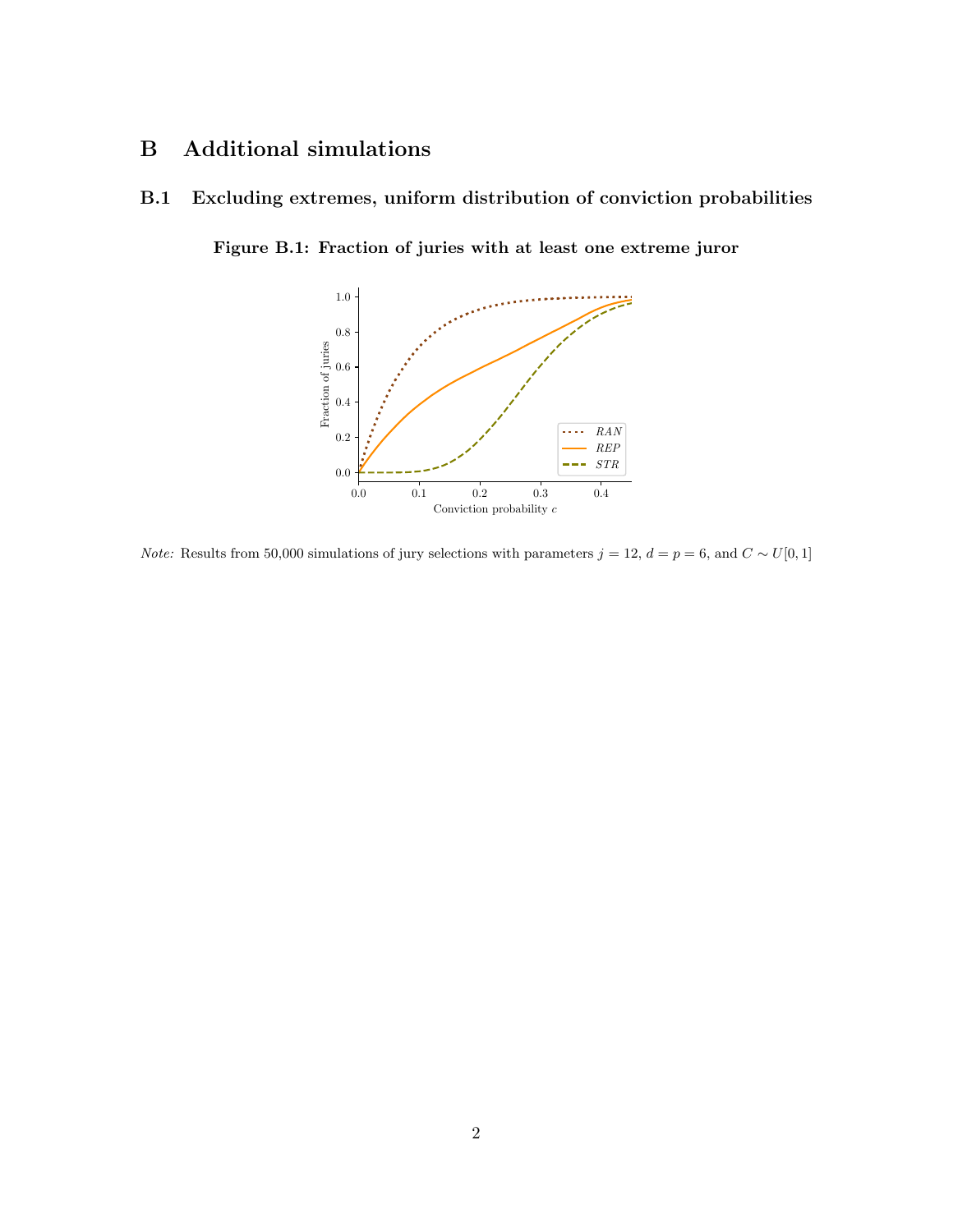# B Additional simulations

## B.1 Excluding extremes, uniform distribution of conviction probabilities

**Figure B.1: Fraction of juries with at least one extreme juror**

*Note:* Results from 50,000 simulations of jury selections with parameters $j = 12$, $d = p = 6$, and $C \sim U[0, 1]$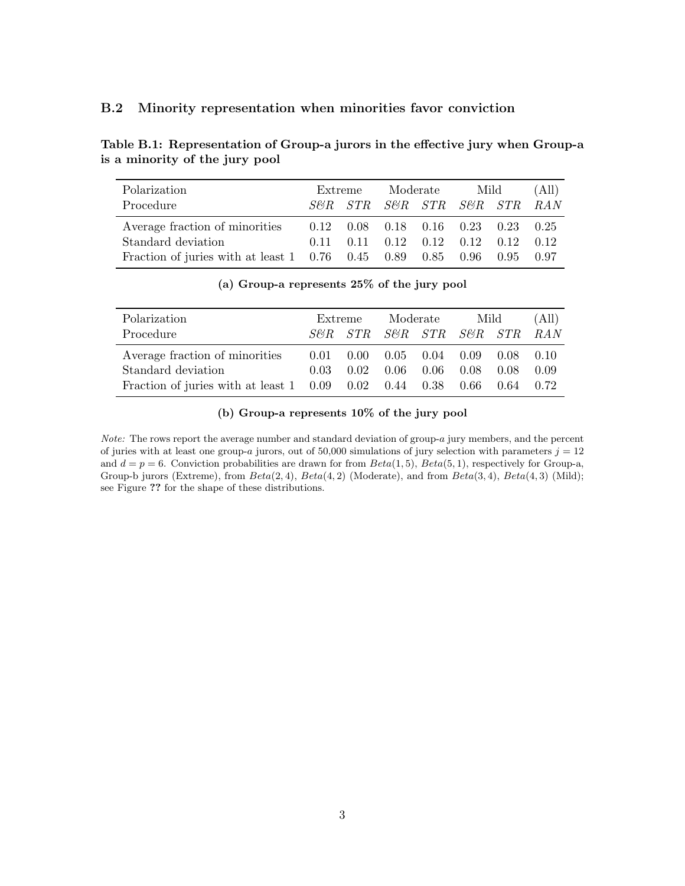### B.2 Minority representation when minorities favor conviction

**Table B.1: Representation of Group-a jurors in the effective jury when Group-a is a minority of the jury pool**

| Polarization | Extreme | | Moderate | | Mild | | (All) |
|---|---|---|---|---|---|---|---|
| Procedure | *S&R* | *STR* | *S&R* | *STR* | *S&R* | *STR* | *RAN* |
| Average fraction of minorities | 0.12 | 0.08 | 0.18 | 0.16 | 0.23 | 0.23 | 0.25 |
| Standard deviation | 0.11 | 0.11 | 0.12 | 0.12 | 0.12 | 0.12 | 0.12 |
| Fraction of juries with at least 1 | 0.76 | 0.45 | 0.89 | 0.85 | 0.96 | 0.95 | 0.97 |

**(a) Group-a represents 25% of the jury pool**

| Polarization | Extreme | | Moderate | | Mild | | (All) |
|---|---|---|---|---|---|---|---|
| Procedure | *S&R* | *STR* | *S&R* | *STR* | *S&R* | *STR* | *RAN* |
| Average fraction of minorities | 0.01 | 0.00 | 0.05 | 0.04 | 0.09 | 0.08 | 0.10 |
| Standard deviation | 0.03 | 0.02 | 0.06 | 0.06 | 0.08 | 0.08 | 0.09 |
| Fraction of juries with at least 1 | 0.09 | 0.02 | 0.44 | 0.38 | 0.66 | 0.64 | 0.72 |

**(b) Group-a represents 10% of the jury pool**

*Note:* The rows report the average number and standard deviation of group-$a$ jury members, and the percent of juries with at least one group-$a$ jurors, out of 50,000 simulations of jury selection with parameters $j = 12$ and $d = p = 6$. Conviction probabilities are drawn for from $Beta(1, 5)$, $Beta(5, 1)$, respectively for Group-a, Group-b jurors (Extreme), from $Beta(2, 4)$, $Beta(4, 2)$ (Moderate), and from $Beta(3, 4)$, $Beta(4, 3)$ (Mild); see Figure **??** for the shape of these distributions.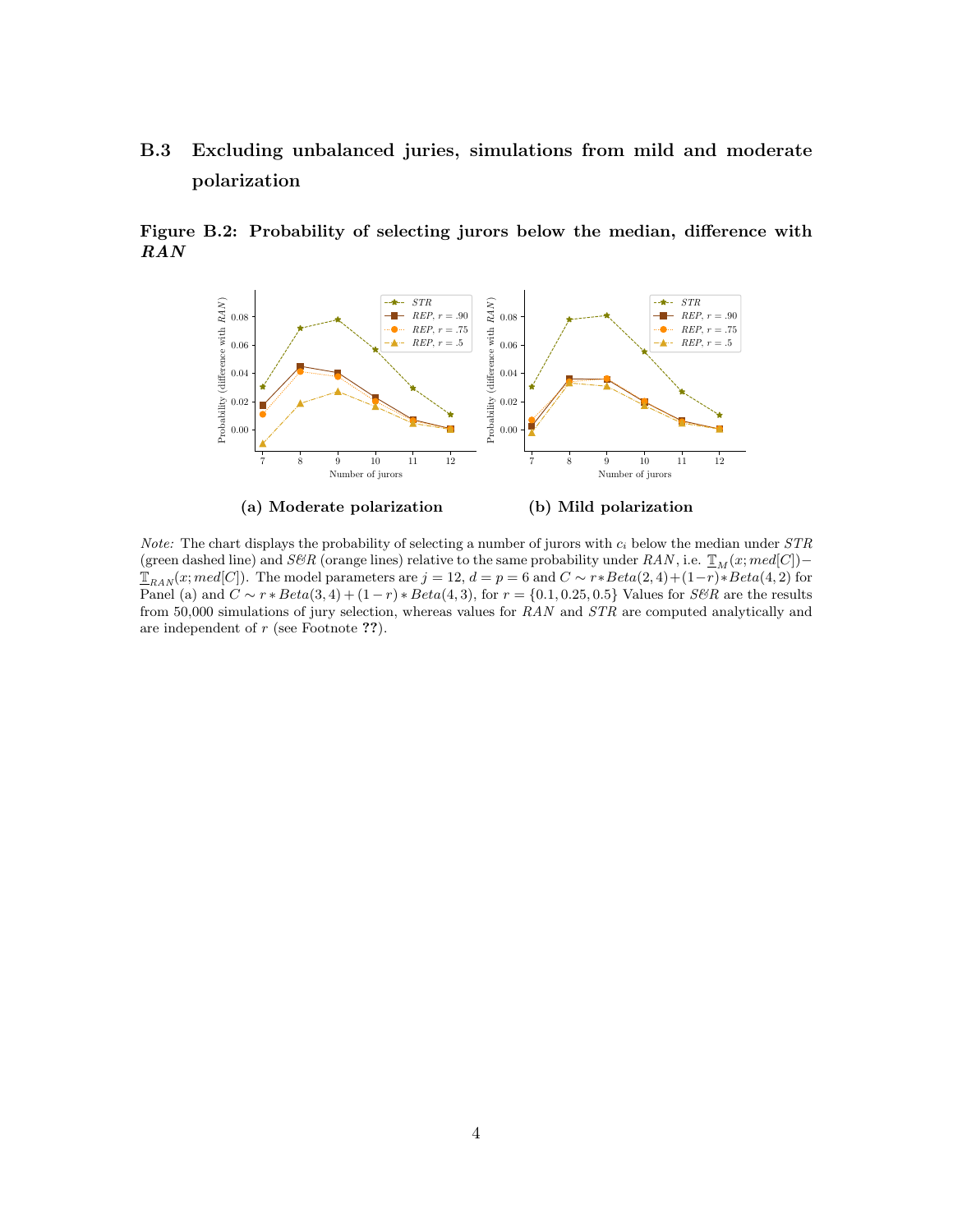## B.3 Excluding unbalanced juries, simulations from mild and moderate polarization

**Figure B.2: Probability of selecting jurors below the median, difference with *RAN***

Probability (difference with $RAN$)

0.08
0.06
0.04
0.02
0.00

7 8 9 10 11 12

Number of jurors

$STR$
$REP$, $r = .90$
$REP$, $r = .75$
$REP$, $r = .5$

**(a) Moderate polarization**

Probability (difference with $RAN$)

0.08
0.06
0.04
0.02
0.00

7 8 9 10 11 12

Number of jurors

$STR$
$REP$, $r = .90$
$REP$, $r = .75$
$REP$, $r = .5$

**(b) Mild polarization**

*Note:* The chart displays the probability of selecting a number of jurors with $c_i$ below the median under $STR$ (green dashed line) and $S\&R$ (orange lines) relative to the same probability under $RAN$, i.e. $\underline{\mathbb{T}}_M(x; med[C]) - \underline{\mathbb{T}}_{RAN}(x; med[C])$. The model parameters are $j = 12$, $d = p = 6$ and $C \sim r * Beta(2, 4) + (1 - r) * Beta(4, 2)$ for Panel (a) and $C \sim r * Beta(3, 4) + (1 - r) * Beta(4, 3)$, for $r = \{0.1, 0.25, 0.5\}$ Values for $S\&R$ are the results from 50,000 simulations of jury selection, whereas values for $RAN$ and $STR$ are computed analytically and are independent of $r$ (see Footnote **??**).